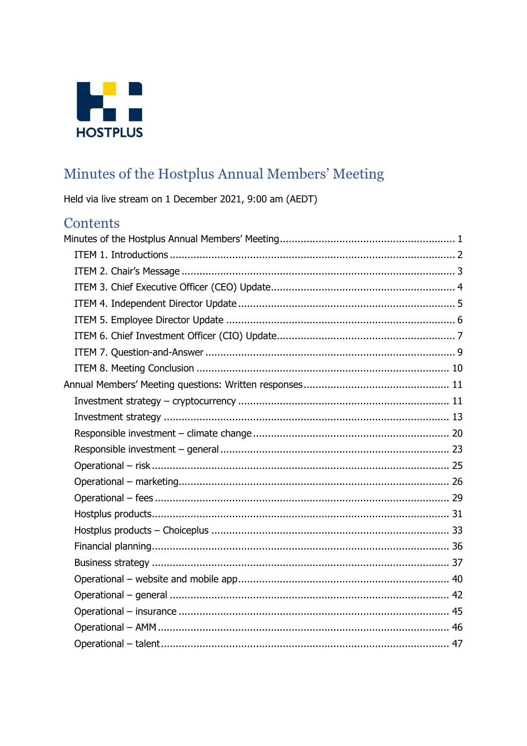HOSTPLUS

# Minutes of the Hostplus Annual Members' Meeting

Held via live stream on 1 December 2021, 9:00 am (AEDT)

## Contents

- Minutes of the Hostplus Annual Members' Meeting ........ 1
  - ITEM 1. Introductions ........ 2
  - ITEM 2. Chair's Message ........ 3
  - ITEM 3. Chief Executive Officer (CEO) Update ........ 4
  - ITEM 4. Independent Director Update ........ 5
  - ITEM 5. Employee Director Update ........ 6
  - ITEM 6. Chief Investment Officer (CIO) Update ........ 7
  - ITEM 7. Question-and-Answer ........ 9
  - ITEM 8. Meeting Conclusion ........ 10
- Annual Members' Meeting questions: Written responses ........ 11
  - Investment strategy – cryptocurrency ........ 11
  - Investment strategy ........ 13
  - Responsible investment – climate change ........ 20
  - Responsible investment – general ........ 23
  - Operational – risk ........ 25
  - Operational – marketing ........ 26
  - Operational – fees ........ 29
  - Hostplus products ........ 31
  - Hostplus products – Choiceplus ........ 33
  - Financial planning ........ 36
  - Business strategy ........ 37
  - Operational – website and mobile app ........ 40
  - Operational – general ........ 42
  - Operational – insurance ........ 45
  - Operational – AMM ........ 46
  - Operational – talent ........ 47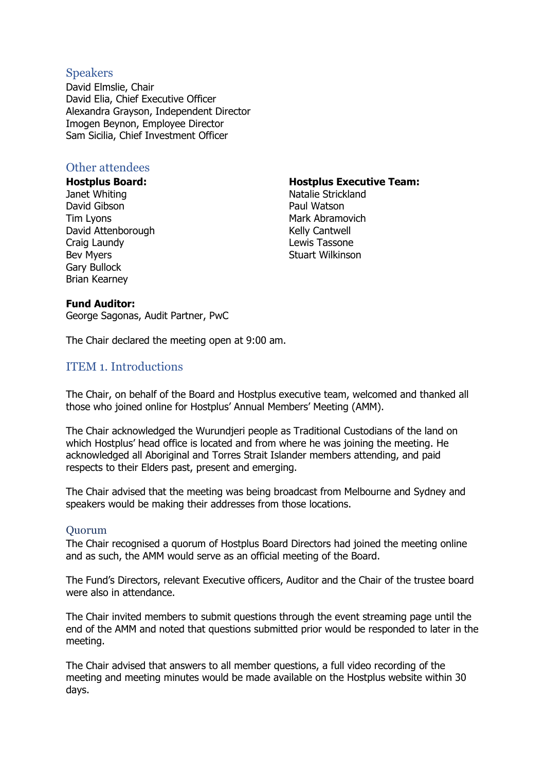## Speakers

David Elmslie, Chair
David Elia, Chief Executive Officer
Alexandra Grayson, Independent Director
Imogen Beynon, Employee Director
Sam Sicilia, Chief Investment Officer

## Other attendees

**Hostplus Board:**
Janet Whiting
David Gibson
Tim Lyons
David Attenborough
Craig Laundy
Bev Myers
Gary Bullock
Brian Kearney

**Hostplus Executive Team:**
Natalie Strickland
Paul Watson
Mark Abramovich
Kelly Cantwell
Lewis Tassone
Stuart Wilkinson

**Fund Auditor:**
George Sagonas, Audit Partner, PwC

The Chair declared the meeting open at 9:00 am.

## ITEM 1. Introductions

The Chair, on behalf of the Board and Hostplus executive team, welcomed and thanked all those who joined online for Hostplus' Annual Members' Meeting (AMM).

The Chair acknowledged the Wurundjeri people as Traditional Custodians of the land on which Hostplus' head office is located and from where he was joining the meeting. He acknowledged all Aboriginal and Torres Strait Islander members attending, and paid respects to their Elders past, present and emerging.

The Chair advised that the meeting was being broadcast from Melbourne and Sydney and speakers would be making their addresses from those locations.

### Quorum

The Chair recognised a quorum of Hostplus Board Directors had joined the meeting online and as such, the AMM would serve as an official meeting of the Board.

The Fund's Directors, relevant Executive officers, Auditor and the Chair of the trustee board were also in attendance.

The Chair invited members to submit questions through the event streaming page until the end of the AMM and noted that questions submitted prior would be responded to later in the meeting.

The Chair advised that answers to all member questions, a full video recording of the meeting and meeting minutes would be made available on the Hostplus website within 30 days.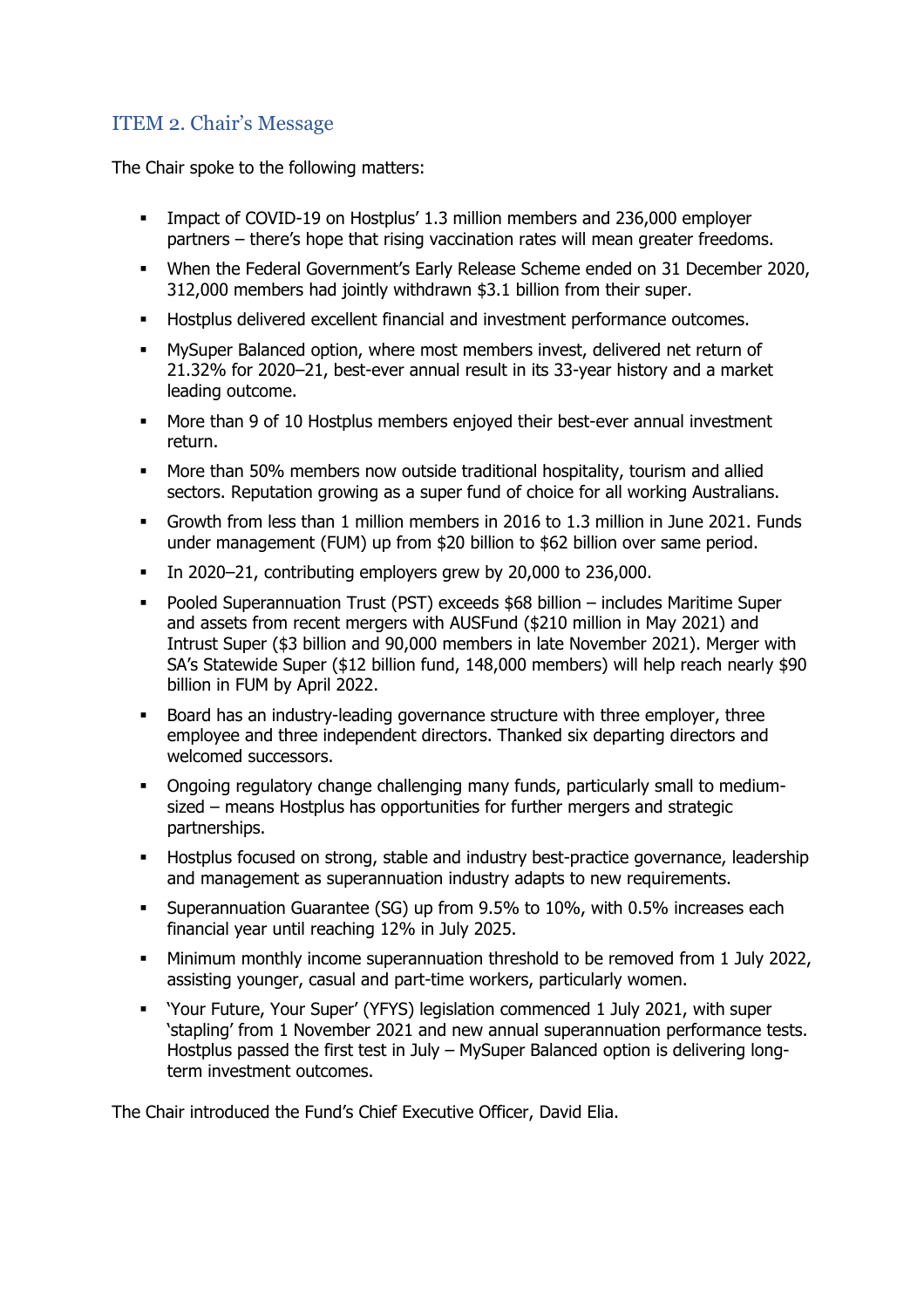## ITEM 2. Chair's Message

The Chair spoke to the following matters:

- Impact of COVID-19 on Hostplus' 1.3 million members and 236,000 employer partners – there's hope that rising vaccination rates will mean greater freedoms.
- When the Federal Government's Early Release Scheme ended on 31 December 2020, 312,000 members had jointly withdrawn $3.1 billion from their super.
- Hostplus delivered excellent financial and investment performance outcomes.
- MySuper Balanced option, where most members invest, delivered net return of 21.32% for 2020–21, best-ever annual result in its 33-year history and a market leading outcome.
- More than 9 of 10 Hostplus members enjoyed their best-ever annual investment return.
- More than 50% members now outside traditional hospitality, tourism and allied sectors. Reputation growing as a super fund of choice for all working Australians.
- Growth from less than 1 million members in 2016 to 1.3 million in June 2021. Funds under management (FUM) up from $20 billion to $62 billion over same period.
- In 2020–21, contributing employers grew by 20,000 to 236,000.
- Pooled Superannuation Trust (PST) exceeds $68 billion – includes Maritime Super and assets from recent mergers with AUSFund ($210 million in May 2021) and Intrust Super ($3 billion and 90,000 members in late November 2021). Merger with SA's Statewide Super ($12 billion fund, 148,000 members) will help reach nearly $90 billion in FUM by April 2022.
- Board has an industry-leading governance structure with three employer, three employee and three independent directors. Thanked six departing directors and welcomed successors.
- Ongoing regulatory change challenging many funds, particularly small to medium-sized – means Hostplus has opportunities for further mergers and strategic partnerships.
- Hostplus focused on strong, stable and industry best-practice governance, leadership and management as superannuation industry adapts to new requirements.
- Superannuation Guarantee (SG) up from 9.5% to 10%, with 0.5% increases each financial year until reaching 12% in July 2025.
- Minimum monthly income superannuation threshold to be removed from 1 July 2022, assisting younger, casual and part-time workers, particularly women.
- 'Your Future, Your Super' (YFYS) legislation commenced 1 July 2021, with super 'stapling' from 1 November 2021 and new annual superannuation performance tests. Hostplus passed the first test in July – MySuper Balanced option is delivering long-term investment outcomes.

The Chair introduced the Fund's Chief Executive Officer, David Elia.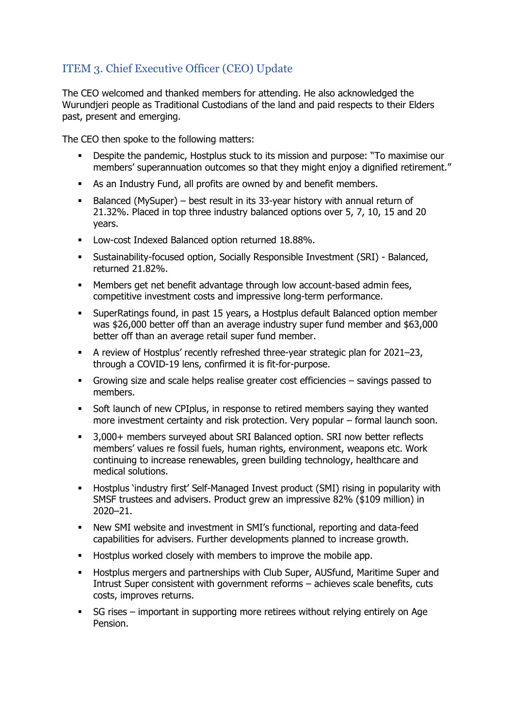## ITEM 3. Chief Executive Officer (CEO) Update

The CEO welcomed and thanked members for attending. He also acknowledged the Wurundjeri people as Traditional Custodians of the land and paid respects to their Elders past, present and emerging.

The CEO then spoke to the following matters:

- Despite the pandemic, Hostplus stuck to its mission and purpose: "To maximise our members' superannuation outcomes so that they might enjoy a dignified retirement."
- As an Industry Fund, all profits are owned by and benefit members.
- Balanced (MySuper) – best result in its 33-year history with annual return of 21.32%. Placed in top three industry balanced options over 5, 7, 10, 15 and 20 years.
- Low-cost Indexed Balanced option returned 18.88%.
- Sustainability-focused option, Socially Responsible Investment (SRI) - Balanced, returned 21.82%.
- Members get net benefit advantage through low account-based admin fees, competitive investment costs and impressive long-term performance.
- SuperRatings found, in past 15 years, a Hostplus default Balanced option member was $26,000 better off than an average industry super fund member and $63,000 better off than an average retail super fund member.
- A review of Hostplus' recently refreshed three-year strategic plan for 2021–23, through a COVID-19 lens, confirmed it is fit-for-purpose.
- Growing size and scale helps realise greater cost efficiencies – savings passed to members.
- Soft launch of new CPIplus, in response to retired members saying they wanted more investment certainty and risk protection. Very popular – formal launch soon.
- 3,000+ members surveyed about SRI Balanced option. SRI now better reflects members' values re fossil fuels, human rights, environment, weapons etc. Work continuing to increase renewables, green building technology, healthcare and medical solutions.
- Hostplus 'industry first' Self-Managed Invest product (SMI) rising in popularity with SMSF trustees and advisers. Product grew an impressive 82% ($109 million) in 2020–21.
- New SMI website and investment in SMI's functional, reporting and data-feed capabilities for advisers. Further developments planned to increase growth.
- Hostplus worked closely with members to improve the mobile app.
- Hostplus mergers and partnerships with Club Super, AUSfund, Maritime Super and Intrust Super consistent with government reforms – achieves scale benefits, cuts costs, improves returns.
- SG rises – important in supporting more retirees without relying entirely on Age Pension.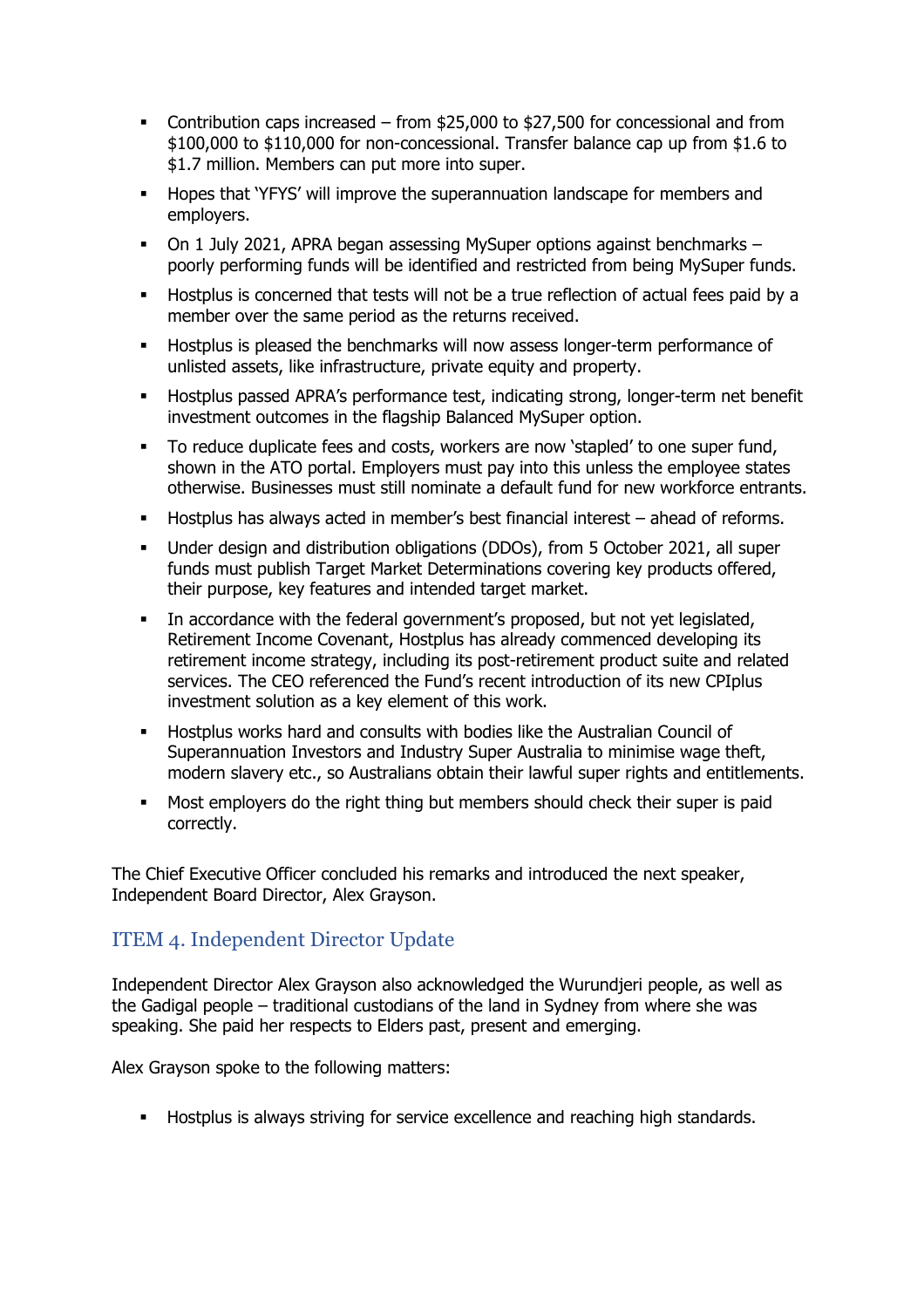- Contribution caps increased – from $25,000 to $27,500 for concessional and from $100,000 to $110,000 for non-concessional. Transfer balance cap up from $1.6 to $1.7 million. Members can put more into super.
- Hopes that 'YFYS' will improve the superannuation landscape for members and employers.
- On 1 July 2021, APRA began assessing MySuper options against benchmarks – poorly performing funds will be identified and restricted from being MySuper funds.
- Hostplus is concerned that tests will not be a true reflection of actual fees paid by a member over the same period as the returns received.
- Hostplus is pleased the benchmarks will now assess longer-term performance of unlisted assets, like infrastructure, private equity and property.
- Hostplus passed APRA's performance test, indicating strong, longer-term net benefit investment outcomes in the flagship Balanced MySuper option.
- To reduce duplicate fees and costs, workers are now 'stapled' to one super fund, shown in the ATO portal. Employers must pay into this unless the employee states otherwise. Businesses must still nominate a default fund for new workforce entrants.
- Hostplus has always acted in member's best financial interest – ahead of reforms.
- Under design and distribution obligations (DDOs), from 5 October 2021, all super funds must publish Target Market Determinations covering key products offered, their purpose, key features and intended target market.
- In accordance with the federal government's proposed, but not yet legislated, Retirement Income Covenant, Hostplus has already commenced developing its retirement income strategy, including its post-retirement product suite and related services. The CEO referenced the Fund's recent introduction of its new CPIplus investment solution as a key element of this work.
- Hostplus works hard and consults with bodies like the Australian Council of Superannuation Investors and Industry Super Australia to minimise wage theft, modern slavery etc., so Australians obtain their lawful super rights and entitlements.
- Most employers do the right thing but members should check their super is paid correctly.

The Chief Executive Officer concluded his remarks and introduced the next speaker, Independent Board Director, Alex Grayson.

## ITEM 4. Independent Director Update

Independent Director Alex Grayson also acknowledged the Wurundjeri people, as well as the Gadigal people – traditional custodians of the land in Sydney from where she was speaking. She paid her respects to Elders past, present and emerging.

Alex Grayson spoke to the following matters:

- Hostplus is always striving for service excellence and reaching high standards.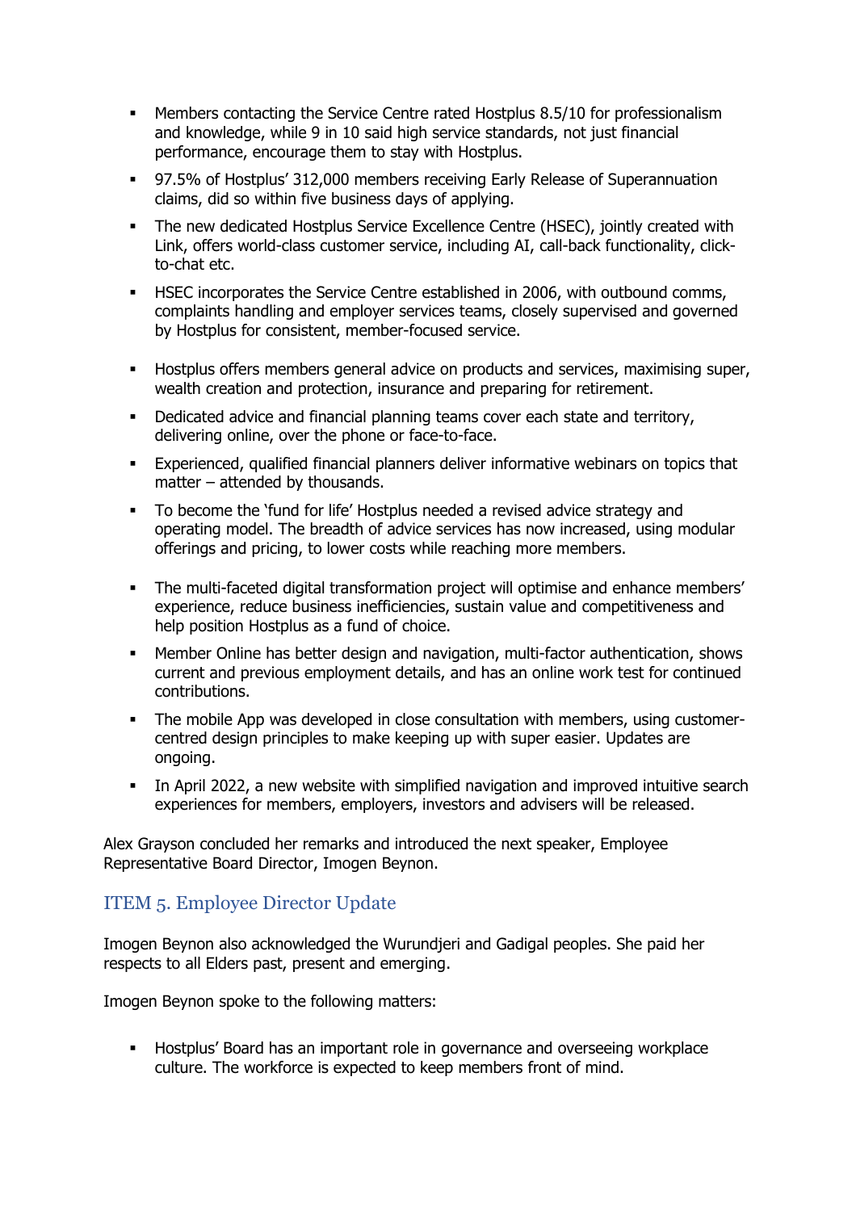- Members contacting the Service Centre rated Hostplus 8.5/10 for professionalism and knowledge, while 9 in 10 said high service standards, not just financial performance, encourage them to stay with Hostplus.
- 97.5% of Hostplus' 312,000 members receiving Early Release of Superannuation claims, did so within five business days of applying.
- The new dedicated Hostplus Service Excellence Centre (HSEC), jointly created with Link, offers world-class customer service, including AI, call-back functionality, click-to-chat etc.
- HSEC incorporates the Service Centre established in 2006, with outbound comms, complaints handling and employer services teams, closely supervised and governed by Hostplus for consistent, member-focused service.
- Hostplus offers members general advice on products and services, maximising super, wealth creation and protection, insurance and preparing for retirement.
- Dedicated advice and financial planning teams cover each state and territory, delivering online, over the phone or face-to-face.
- Experienced, qualified financial planners deliver informative webinars on topics that matter – attended by thousands.
- To become the 'fund for life' Hostplus needed a revised advice strategy and operating model. The breadth of advice services has now increased, using modular offerings and pricing, to lower costs while reaching more members.
- The multi-faceted digital transformation project will optimise and enhance members' experience, reduce business inefficiencies, sustain value and competitiveness and help position Hostplus as a fund of choice.
- Member Online has better design and navigation, multi-factor authentication, shows current and previous employment details, and has an online work test for continued contributions.
- The mobile App was developed in close consultation with members, using customer-centred design principles to make keeping up with super easier. Updates are ongoing.
- In April 2022, a new website with simplified navigation and improved intuitive search experiences for members, employers, investors and advisers will be released.

Alex Grayson concluded her remarks and introduced the next speaker, Employee Representative Board Director, Imogen Beynon.

## ITEM 5. Employee Director Update

Imogen Beynon also acknowledged the Wurundjeri and Gadigal peoples. She paid her respects to all Elders past, present and emerging.

Imogen Beynon spoke to the following matters:

- Hostplus' Board has an important role in governance and overseeing workplace culture. The workforce is expected to keep members front of mind.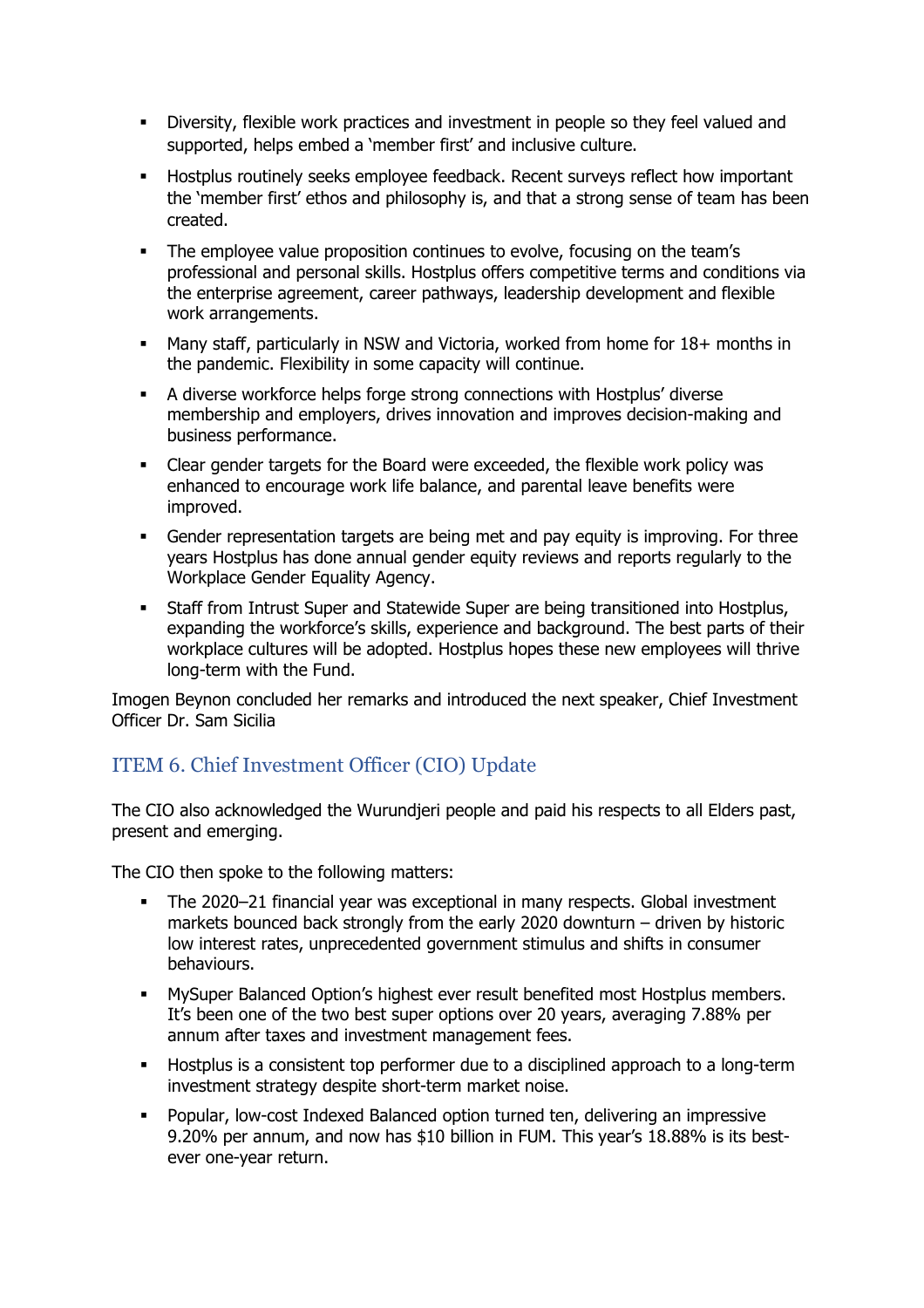- Diversity, flexible work practices and investment in people so they feel valued and supported, helps embed a 'member first' and inclusive culture.
- Hostplus routinely seeks employee feedback. Recent surveys reflect how important the 'member first' ethos and philosophy is, and that a strong sense of team has been created.
- The employee value proposition continues to evolve, focusing on the team's professional and personal skills. Hostplus offers competitive terms and conditions via the enterprise agreement, career pathways, leadership development and flexible work arrangements.
- Many staff, particularly in NSW and Victoria, worked from home for 18+ months in the pandemic. Flexibility in some capacity will continue.
- A diverse workforce helps forge strong connections with Hostplus' diverse membership and employers, drives innovation and improves decision-making and business performance.
- Clear gender targets for the Board were exceeded, the flexible work policy was enhanced to encourage work life balance, and parental leave benefits were improved.
- Gender representation targets are being met and pay equity is improving. For three years Hostplus has done annual gender equity reviews and reports regularly to the Workplace Gender Equality Agency.
- Staff from Intrust Super and Statewide Super are being transitioned into Hostplus, expanding the workforce's skills, experience and background. The best parts of their workplace cultures will be adopted. Hostplus hopes these new employees will thrive long-term with the Fund.

Imogen Beynon concluded her remarks and introduced the next speaker, Chief Investment Officer Dr. Sam Sicilia

## ITEM 6. Chief Investment Officer (CIO) Update

The CIO also acknowledged the Wurundjeri people and paid his respects to all Elders past, present and emerging.

The CIO then spoke to the following matters:

- The 2020–21 financial year was exceptional in many respects. Global investment markets bounced back strongly from the early 2020 downturn – driven by historic low interest rates, unprecedented government stimulus and shifts in consumer behaviours.
- MySuper Balanced Option's highest ever result benefited most Hostplus members. It's been one of the two best super options over 20 years, averaging 7.88% per annum after taxes and investment management fees.
- Hostplus is a consistent top performer due to a disciplined approach to a long-term investment strategy despite short-term market noise.
- Popular, low-cost Indexed Balanced option turned ten, delivering an impressive 9.20% per annum, and now has $10 billion in FUM. This year's 18.88% is its best-ever one-year return.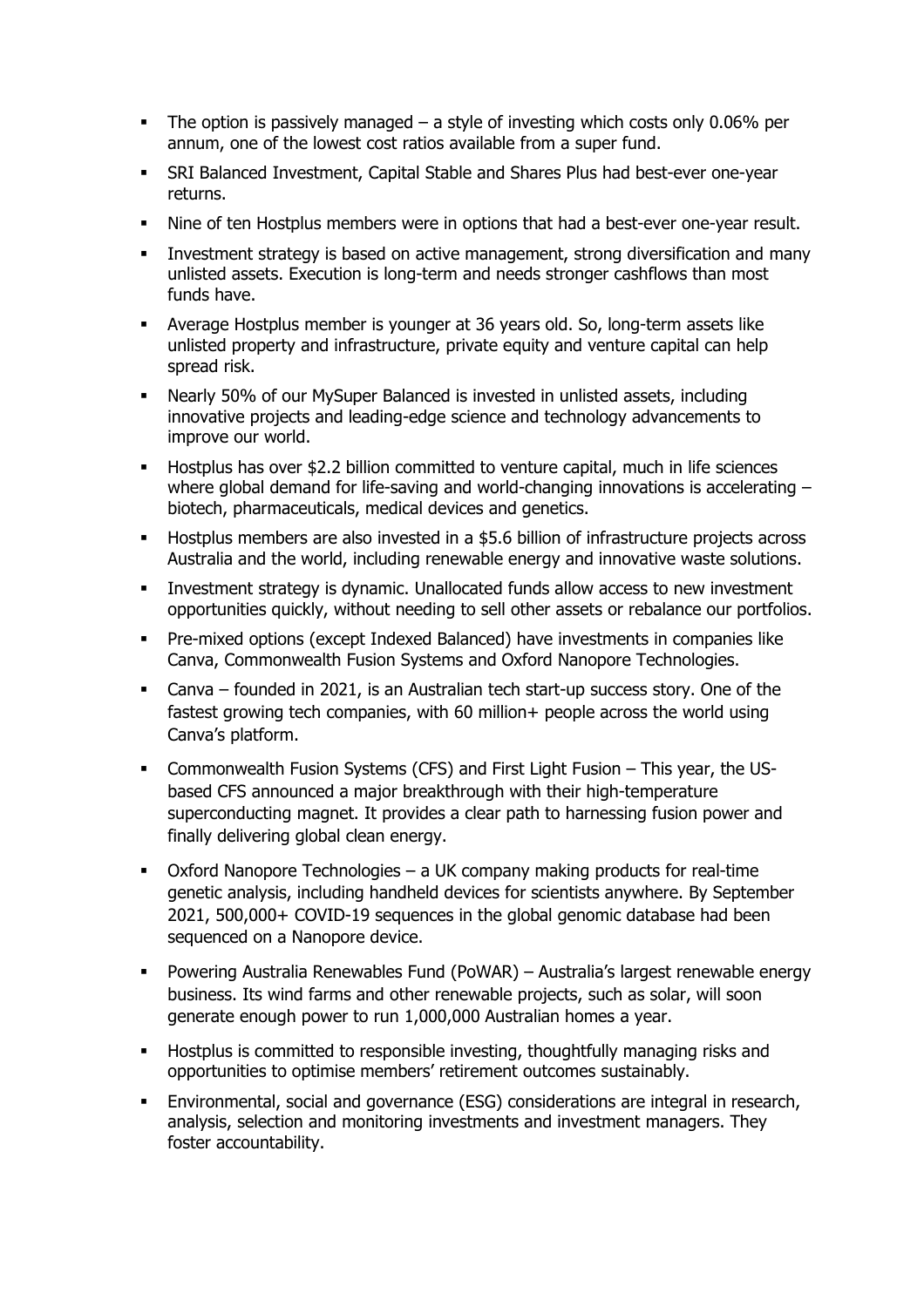- The option is passively managed – a style of investing which costs only 0.06% per annum, one of the lowest cost ratios available from a super fund.
- SRI Balanced Investment, Capital Stable and Shares Plus had best-ever one-year returns.
- Nine of ten Hostplus members were in options that had a best-ever one-year result.
- Investment strategy is based on active management, strong diversification and many unlisted assets. Execution is long-term and needs stronger cashflows than most funds have.
- Average Hostplus member is younger at 36 years old. So, long-term assets like unlisted property and infrastructure, private equity and venture capital can help spread risk.
- Nearly 50% of our MySuper Balanced is invested in unlisted assets, including innovative projects and leading-edge science and technology advancements to improve our world.
- Hostplus has over $2.2 billion committed to venture capital, much in life sciences where global demand for life-saving and world-changing innovations is accelerating – biotech, pharmaceuticals, medical devices and genetics.
- Hostplus members are also invested in a $5.6 billion of infrastructure projects across Australia and the world, including renewable energy and innovative waste solutions.
- Investment strategy is dynamic. Unallocated funds allow access to new investment opportunities quickly, without needing to sell other assets or rebalance our portfolios.
- Pre-mixed options (except Indexed Balanced) have investments in companies like Canva, Commonwealth Fusion Systems and Oxford Nanopore Technologies.
- Canva – founded in 2021, is an Australian tech start-up success story. One of the fastest growing tech companies, with 60 million+ people across the world using Canva's platform.
- Commonwealth Fusion Systems (CFS) and First Light Fusion – This year, the US-based CFS announced a major breakthrough with their high-temperature superconducting magnet. It provides a clear path to harnessing fusion power and finally delivering global clean energy.
- Oxford Nanopore Technologies – a UK company making products for real-time genetic analysis, including handheld devices for scientists anywhere. By September 2021, 500,000+ COVID-19 sequences in the global genomic database had been sequenced on a Nanopore device.
- Powering Australia Renewables Fund (PoWAR) – Australia's largest renewable energy business. Its wind farms and other renewable projects, such as solar, will soon generate enough power to run 1,000,000 Australian homes a year.
- Hostplus is committed to responsible investing, thoughtfully managing risks and opportunities to optimise members' retirement outcomes sustainably.
- Environmental, social and governance (ESG) considerations are integral in research, analysis, selection and monitoring investments and investment managers. They foster accountability.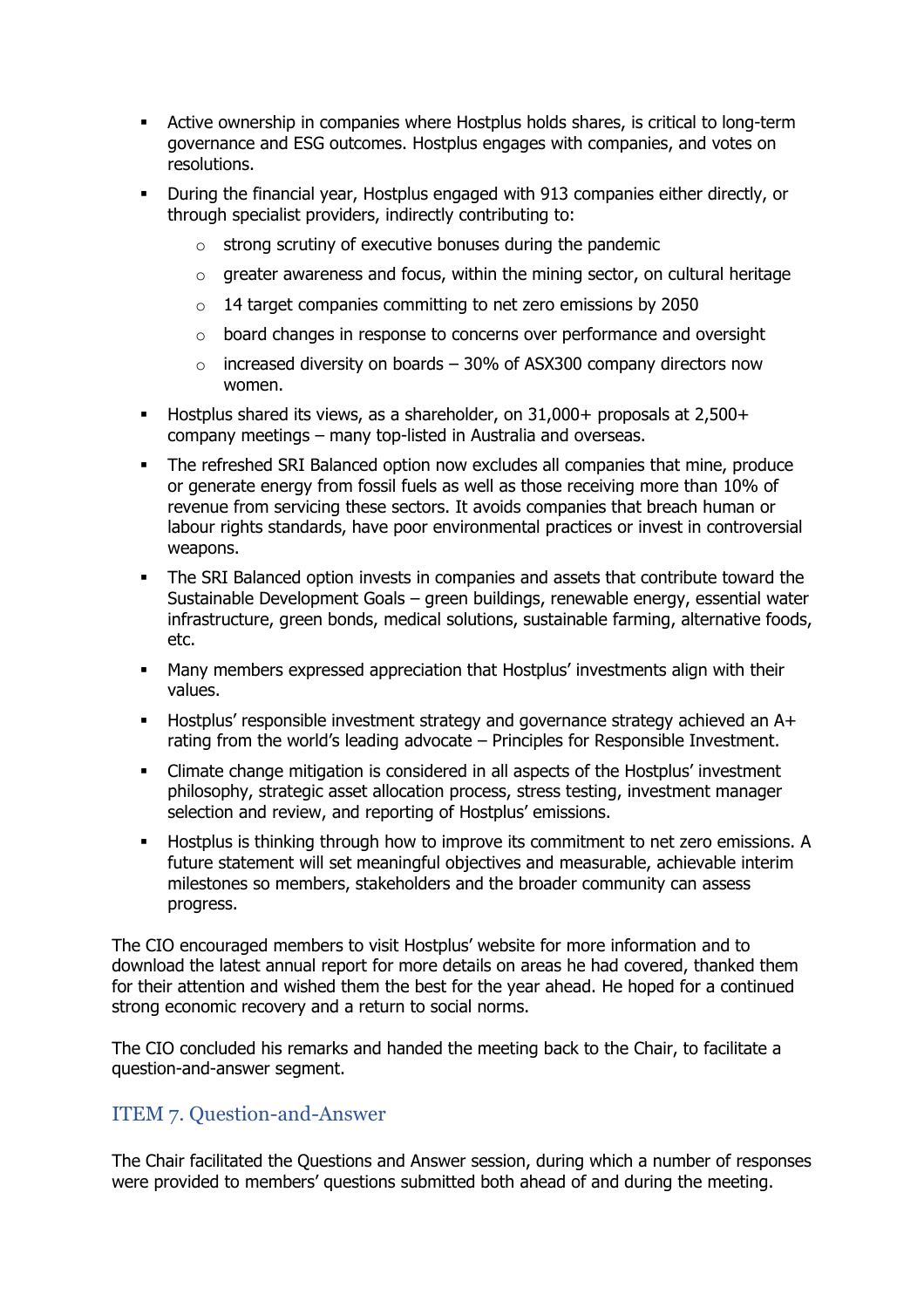- Active ownership in companies where Hostplus holds shares, is critical to long-term governance and ESG outcomes. Hostplus engages with companies, and votes on resolutions.
- During the financial year, Hostplus engaged with 913 companies either directly, or through specialist providers, indirectly contributing to:
  - strong scrutiny of executive bonuses during the pandemic
  - greater awareness and focus, within the mining sector, on cultural heritage
  - 14 target companies committing to net zero emissions by 2050
  - board changes in response to concerns over performance and oversight
  - increased diversity on boards – 30% of ASX300 company directors now women.
- Hostplus shared its views, as a shareholder, on 31,000+ proposals at 2,500+ company meetings – many top-listed in Australia and overseas.
- The refreshed SRI Balanced option now excludes all companies that mine, produce or generate energy from fossil fuels as well as those receiving more than 10% of revenue from servicing these sectors. It avoids companies that breach human or labour rights standards, have poor environmental practices or invest in controversial weapons.
- The SRI Balanced option invests in companies and assets that contribute toward the Sustainable Development Goals – green buildings, renewable energy, essential water infrastructure, green bonds, medical solutions, sustainable farming, alternative foods, etc.
- Many members expressed appreciation that Hostplus' investments align with their values.
- Hostplus' responsible investment strategy and governance strategy achieved an A+ rating from the world's leading advocate – Principles for Responsible Investment.
- Climate change mitigation is considered in all aspects of the Hostplus' investment philosophy, strategic asset allocation process, stress testing, investment manager selection and review, and reporting of Hostplus' emissions.
- Hostplus is thinking through how to improve its commitment to net zero emissions. A future statement will set meaningful objectives and measurable, achievable interim milestones so members, stakeholders and the broader community can assess progress.

The CIO encouraged members to visit Hostplus' website for more information and to download the latest annual report for more details on areas he had covered, thanked them for their attention and wished them the best for the year ahead. He hoped for a continued strong economic recovery and a return to social norms.

The CIO concluded his remarks and handed the meeting back to the Chair, to facilitate a question-and-answer segment.

## ITEM 7. Question-and-Answer

The Chair facilitated the Questions and Answer session, during which a number of responses were provided to members' questions submitted both ahead of and during the meeting.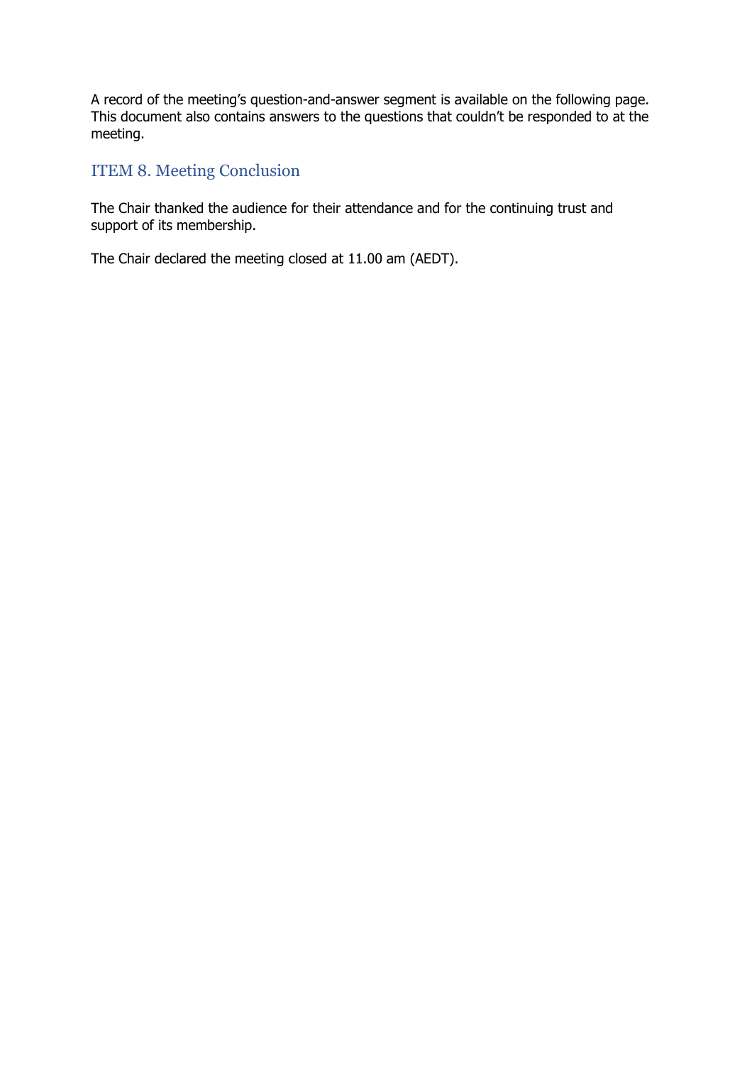A record of the meeting's question-and-answer segment is available on the following page. This document also contains answers to the questions that couldn't be responded to at the meeting.

## ITEM 8. Meeting Conclusion

The Chair thanked the audience for their attendance and for the continuing trust and support of its membership.

The Chair declared the meeting closed at 11.00 am (AEDT).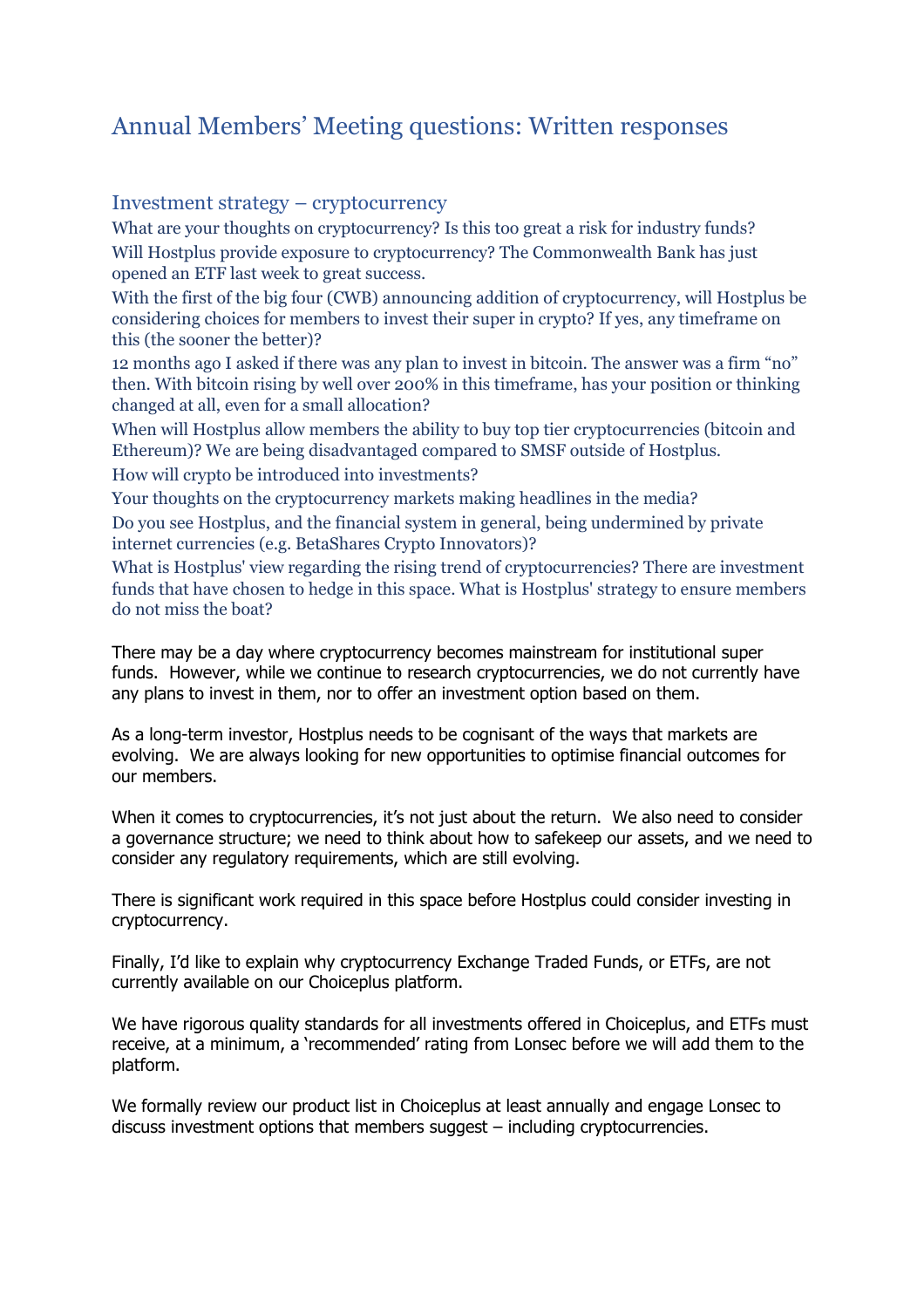# Annual Members' Meeting questions: Written responses

## Investment strategy – cryptocurrency

What are your thoughts on cryptocurrency? Is this too great a risk for industry funds?

Will Hostplus provide exposure to cryptocurrency? The Commonwealth Bank has just opened an ETF last week to great success.

With the first of the big four (CWB) announcing addition of cryptocurrency, will Hostplus be considering choices for members to invest their super in crypto? If yes, any timeframe on this (the sooner the better)?

12 months ago I asked if there was any plan to invest in bitcoin. The answer was a firm "no" then. With bitcoin rising by well over 200% in this timeframe, has your position or thinking changed at all, even for a small allocation?

When will Hostplus allow members the ability to buy top tier cryptocurrencies (bitcoin and Ethereum)? We are being disadvantaged compared to SMSF outside of Hostplus.

How will crypto be introduced into investments?

Your thoughts on the cryptocurrency markets making headlines in the media?

Do you see Hostplus, and the financial system in general, being undermined by private internet currencies (e.g. BetaShares Crypto Innovators)?

What is Hostplus' view regarding the rising trend of cryptocurrencies? There are investment funds that have chosen to hedge in this space. What is Hostplus' strategy to ensure members do not miss the boat?

There may be a day where cryptocurrency becomes mainstream for institutional super funds. However, while we continue to research cryptocurrencies, we do not currently have any plans to invest in them, nor to offer an investment option based on them.

As a long-term investor, Hostplus needs to be cognisant of the ways that markets are evolving. We are always looking for new opportunities to optimise financial outcomes for our members.

When it comes to cryptocurrencies, it's not just about the return. We also need to consider a governance structure; we need to think about how to safekeep our assets, and we need to consider any regulatory requirements, which are still evolving.

There is significant work required in this space before Hostplus could consider investing in cryptocurrency.

Finally, I'd like to explain why cryptocurrency Exchange Traded Funds, or ETFs, are not currently available on our Choiceplus platform.

We have rigorous quality standards for all investments offered in Choiceplus, and ETFs must receive, at a minimum, a 'recommended' rating from Lonsec before we will add them to the platform.

We formally review our product list in Choiceplus at least annually and engage Lonsec to discuss investment options that members suggest – including cryptocurrencies.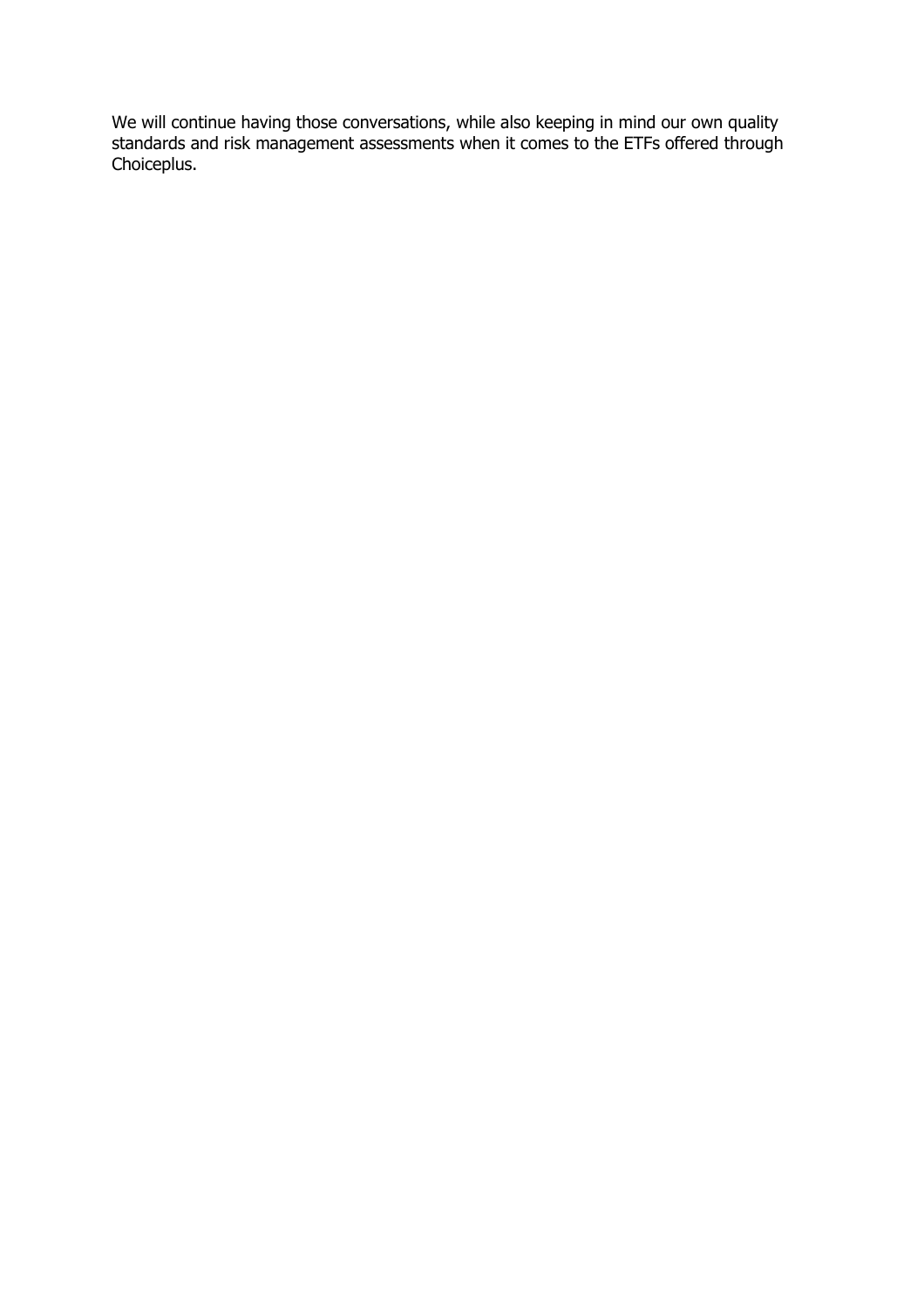We will continue having those conversations, while also keeping in mind our own quality standards and risk management assessments when it comes to the ETFs offered through Choiceplus.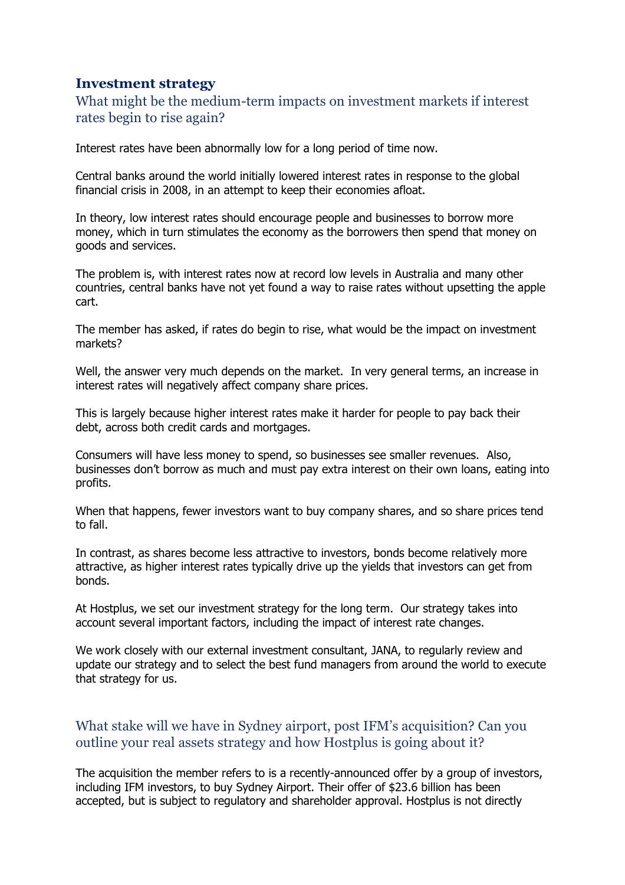## Investment strategy

### What might be the medium-term impacts on investment markets if interest rates begin to rise again?

Interest rates have been abnormally low for a long period of time now.

Central banks around the world initially lowered interest rates in response to the global financial crisis in 2008, in an attempt to keep their economies afloat.

In theory, low interest rates should encourage people and businesses to borrow more money, which in turn stimulates the economy as the borrowers then spend that money on goods and services.

The problem is, with interest rates now at record low levels in Australia and many other countries, central banks have not yet found a way to raise rates without upsetting the apple cart.

The member has asked, if rates do begin to rise, what would be the impact on investment markets?

Well, the answer very much depends on the market. In very general terms, an increase in interest rates will negatively affect company share prices.

This is largely because higher interest rates make it harder for people to pay back their debt, across both credit cards and mortgages.

Consumers will have less money to spend, so businesses see smaller revenues. Also, businesses don't borrow as much and must pay extra interest on their own loans, eating into profits.

When that happens, fewer investors want to buy company shares, and so share prices tend to fall.

In contrast, as shares become less attractive to investors, bonds become relatively more attractive, as higher interest rates typically drive up the yields that investors can get from bonds.

At Hostplus, we set our investment strategy for the long term. Our strategy takes into account several important factors, including the impact of interest rate changes.

We work closely with our external investment consultant, JANA, to regularly review and update our strategy and to select the best fund managers from around the world to execute that strategy for us.

### What stake will we have in Sydney airport, post IFM's acquisition? Can you outline your real assets strategy and how Hostplus is going about it?

The acquisition the member refers to is a recently-announced offer by a group of investors, including IFM investors, to buy Sydney Airport. Their offer of $23.6 billion has been accepted, but is subject to regulatory and shareholder approval. Hostplus is not directly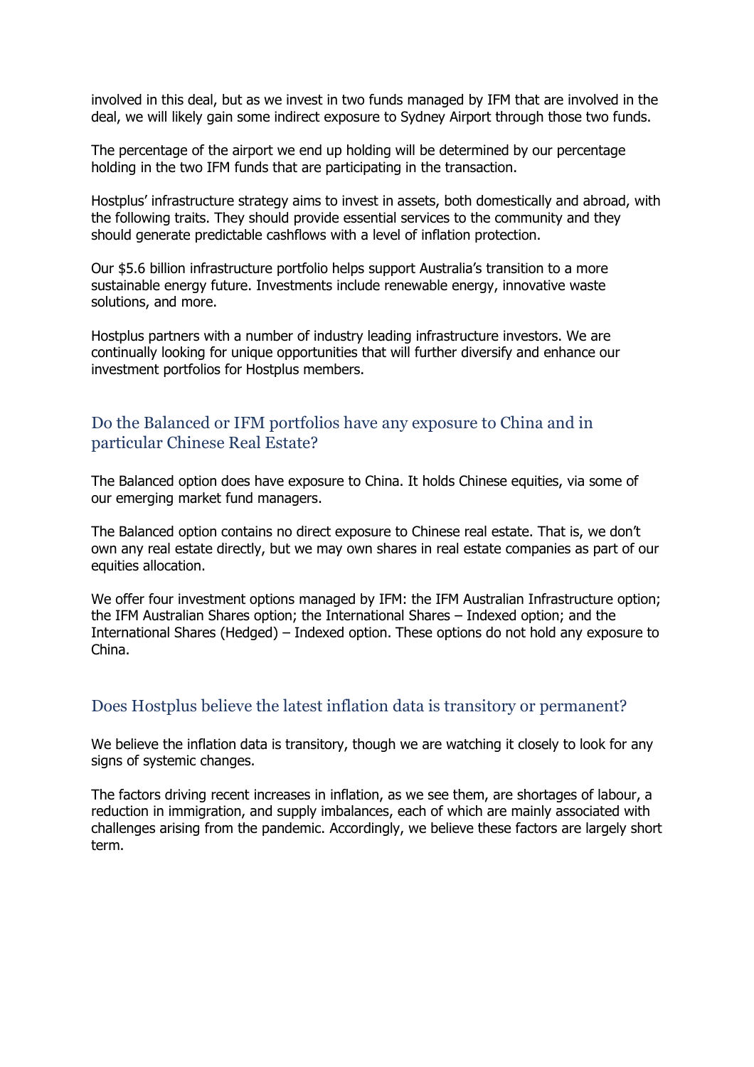involved in this deal, but as we invest in two funds managed by IFM that are involved in the deal, we will likely gain some indirect exposure to Sydney Airport through those two funds.

The percentage of the airport we end up holding will be determined by our percentage holding in the two IFM funds that are participating in the transaction.

Hostplus' infrastructure strategy aims to invest in assets, both domestically and abroad, with the following traits. They should provide essential services to the community and they should generate predictable cashflows with a level of inflation protection.

Our $5.6 billion infrastructure portfolio helps support Australia's transition to a more sustainable energy future. Investments include renewable energy, innovative waste solutions, and more.

Hostplus partners with a number of industry leading infrastructure investors. We are continually looking for unique opportunities that will further diversify and enhance our investment portfolios for Hostplus members.

## Do the Balanced or IFM portfolios have any exposure to China and in particular Chinese Real Estate?

The Balanced option does have exposure to China. It holds Chinese equities, via some of our emerging market fund managers.

The Balanced option contains no direct exposure to Chinese real estate. That is, we don't own any real estate directly, but we may own shares in real estate companies as part of our equities allocation.

We offer four investment options managed by IFM: the IFM Australian Infrastructure option; the IFM Australian Shares option; the International Shares – Indexed option; and the International Shares (Hedged) – Indexed option. These options do not hold any exposure to China.

## Does Hostplus believe the latest inflation data is transitory or permanent?

We believe the inflation data is transitory, though we are watching it closely to look for any signs of systemic changes.

The factors driving recent increases in inflation, as we see them, are shortages of labour, a reduction in immigration, and supply imbalances, each of which are mainly associated with challenges arising from the pandemic. Accordingly, we believe these factors are largely short term.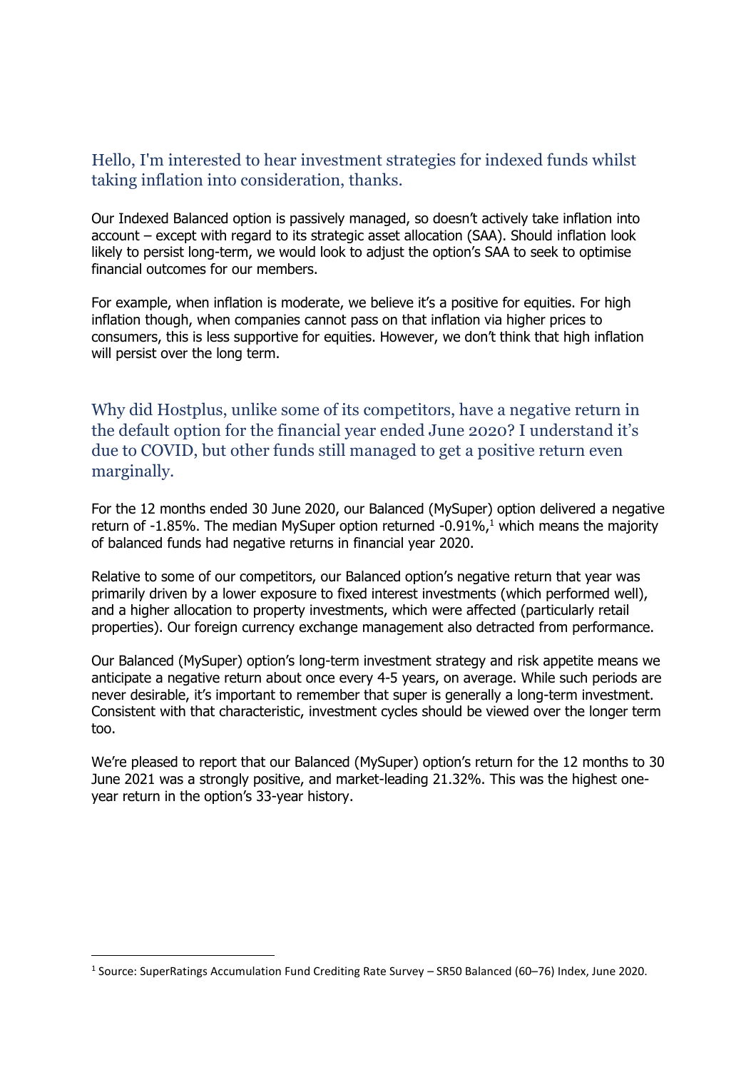## Hello, I'm interested to hear investment strategies for indexed funds whilst taking inflation into consideration, thanks.

Our Indexed Balanced option is passively managed, so doesn't actively take inflation into account – except with regard to its strategic asset allocation (SAA). Should inflation look likely to persist long-term, we would look to adjust the option's SAA to seek to optimise financial outcomes for our members.

For example, when inflation is moderate, we believe it's a positive for equities. For high inflation though, when companies cannot pass on that inflation via higher prices to consumers, this is less supportive for equities. However, we don't think that high inflation will persist over the long term.

## Why did Hostplus, unlike some of its competitors, have a negative return in the default option for the financial year ended June 2020? I understand it's due to COVID, but other funds still managed to get a positive return even marginally.

For the 12 months ended 30 June 2020, our Balanced (MySuper) option delivered a negative return of -1.85%. The median MySuper option returned -0.91%,[1] which means the majority of balanced funds had negative returns in financial year 2020.

Relative to some of our competitors, our Balanced option's negative return that year was primarily driven by a lower exposure to fixed interest investments (which performed well), and a higher allocation to property investments, which were affected (particularly retail properties). Our foreign currency exchange management also detracted from performance.

Our Balanced (MySuper) option's long-term investment strategy and risk appetite means we anticipate a negative return about once every 4-5 years, on average. While such periods are never desirable, it's important to remember that super is generally a long-term investment. Consistent with that characteristic, investment cycles should be viewed over the longer term too.

We're pleased to report that our Balanced (MySuper) option's return for the 12 months to 30 June 2021 was a strongly positive, and market-leading 21.32%. This was the highest one-year return in the option's 33-year history.

---

[1] Source: SuperRatings Accumulation Fund Crediting Rate Survey – SR50 Balanced (60–76) Index, June 2020.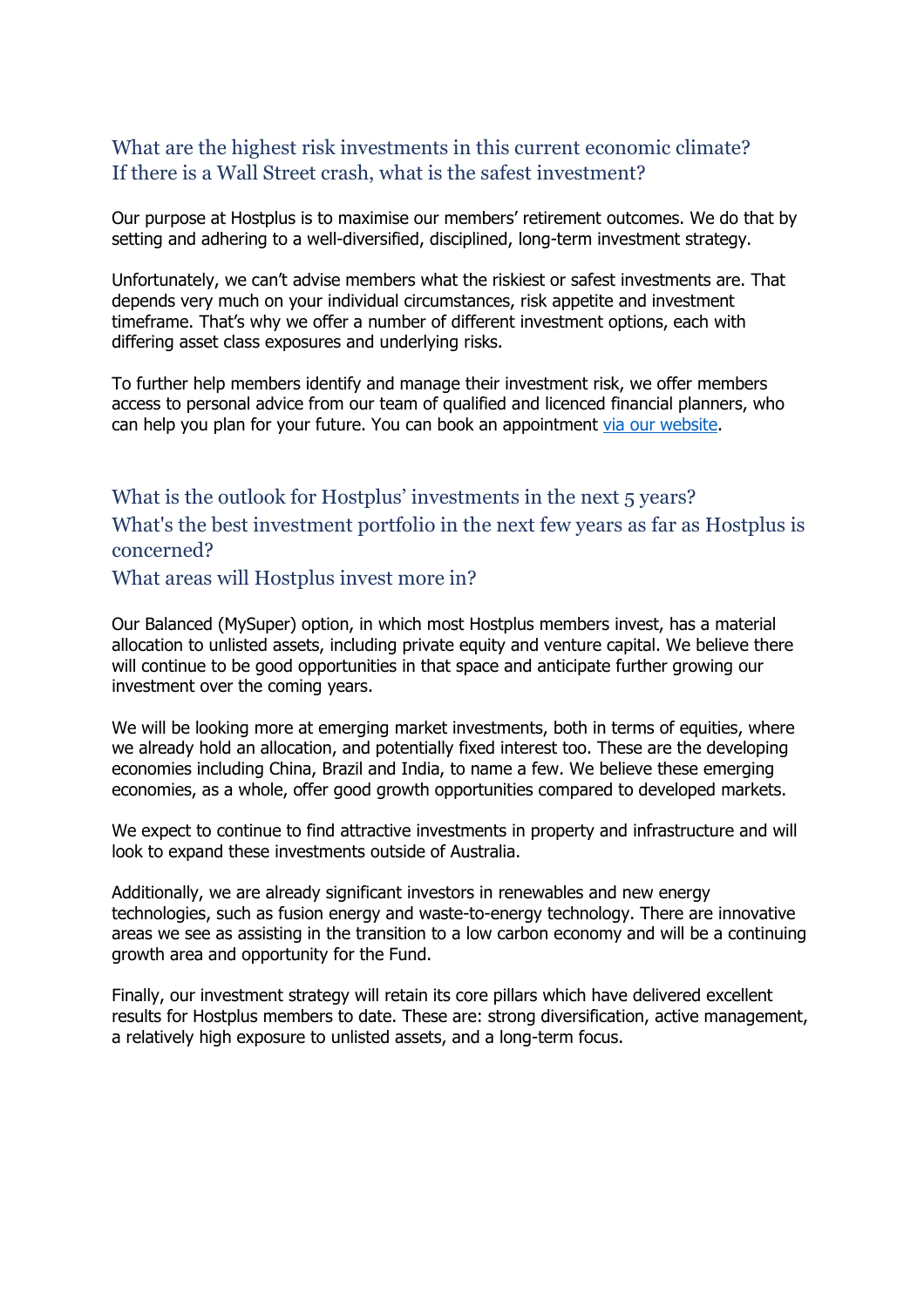## What are the highest risk investments in this current economic climate? If there is a Wall Street crash, what is the safest investment?

Our purpose at Hostplus is to maximise our members' retirement outcomes. We do that by setting and adhering to a well-diversified, disciplined, long-term investment strategy.

Unfortunately, we can't advise members what the riskiest or safest investments are. That depends very much on your individual circumstances, risk appetite and investment timeframe. That's why we offer a number of different investment options, each with differing asset class exposures and underlying risks.

To further help members identify and manage their investment risk, we offer members access to personal advice from our team of qualified and licenced financial planners, who can help you plan for your future. You can book an appointment via our website.

## What is the outlook for Hostplus' investments in the next 5 years?

## What's the best investment portfolio in the next few years as far as Hostplus is concerned?

## What areas will Hostplus invest more in?

Our Balanced (MySuper) option, in which most Hostplus members invest, has a material allocation to unlisted assets, including private equity and venture capital. We believe there will continue to be good opportunities in that space and anticipate further growing our investment over the coming years.

We will be looking more at emerging market investments, both in terms of equities, where we already hold an allocation, and potentially fixed interest too. These are the developing economies including China, Brazil and India, to name a few. We believe these emerging economies, as a whole, offer good growth opportunities compared to developed markets.

We expect to continue to find attractive investments in property and infrastructure and will look to expand these investments outside of Australia.

Additionally, we are already significant investors in renewables and new energy technologies, such as fusion energy and waste-to-energy technology. There are innovative areas we see as assisting in the transition to a low carbon economy and will be a continuing growth area and opportunity for the Fund.

Finally, our investment strategy will retain its core pillars which have delivered excellent results for Hostplus members to date. These are: strong diversification, active management, a relatively high exposure to unlisted assets, and a long-term focus.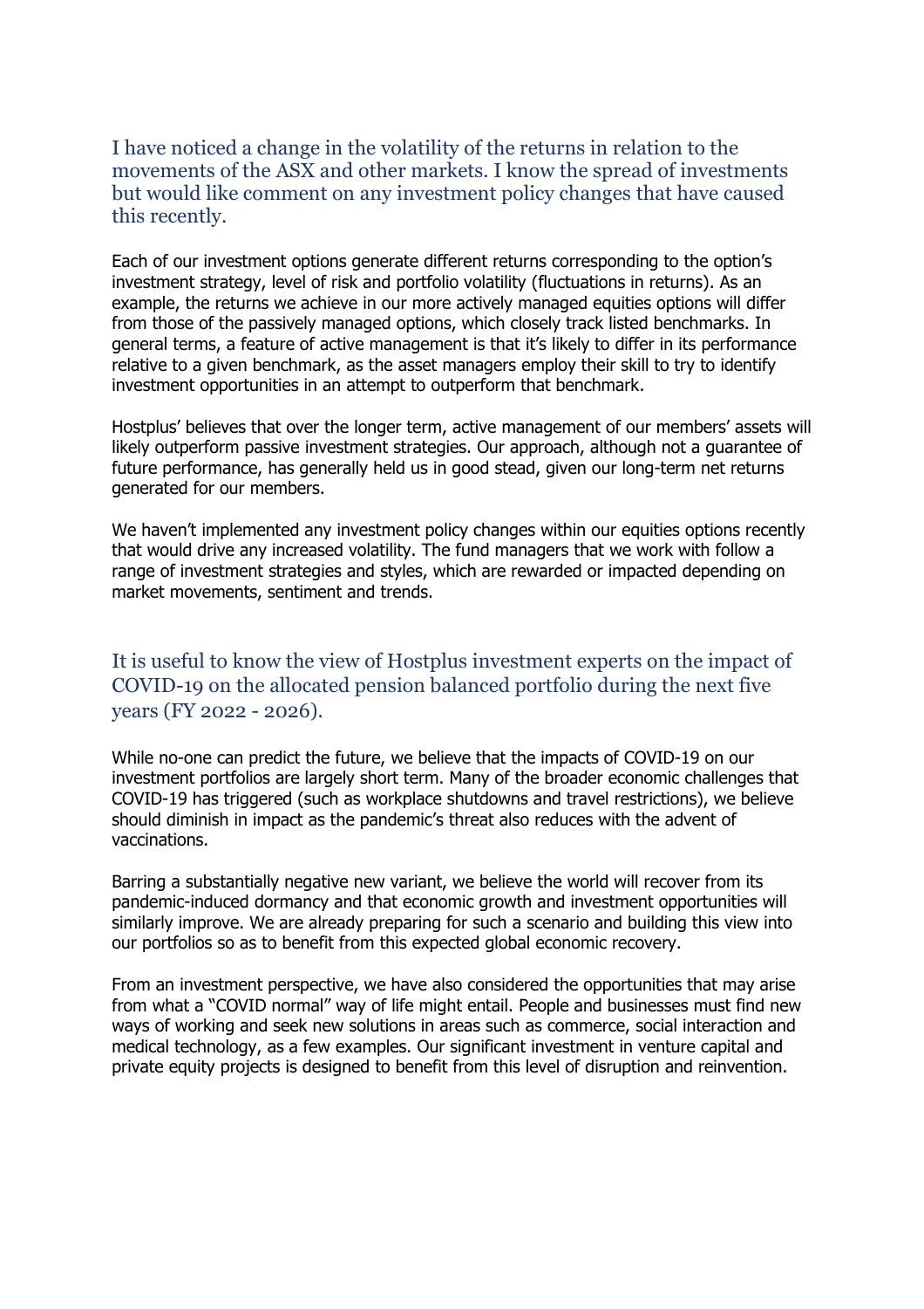## I have noticed a change in the volatility of the returns in relation to the movements of the ASX and other markets. I know the spread of investments but would like comment on any investment policy changes that have caused this recently.

Each of our investment options generate different returns corresponding to the option's investment strategy, level of risk and portfolio volatility (fluctuations in returns). As an example, the returns we achieve in our more actively managed equities options will differ from those of the passively managed options, which closely track listed benchmarks. In general terms, a feature of active management is that it's likely to differ in its performance relative to a given benchmark, as the asset managers employ their skill to try to identify investment opportunities in an attempt to outperform that benchmark.

Hostplus' believes that over the longer term, active management of our members' assets will likely outperform passive investment strategies. Our approach, although not a guarantee of future performance, has generally held us in good stead, given our long-term net returns generated for our members.

We haven't implemented any investment policy changes within our equities options recently that would drive any increased volatility. The fund managers that we work with follow a range of investment strategies and styles, which are rewarded or impacted depending on market movements, sentiment and trends.

## It is useful to know the view of Hostplus investment experts on the impact of COVID-19 on the allocated pension balanced portfolio during the next five years (FY 2022 - 2026).

While no-one can predict the future, we believe that the impacts of COVID-19 on our investment portfolios are largely short term. Many of the broader economic challenges that COVID-19 has triggered (such as workplace shutdowns and travel restrictions), we believe should diminish in impact as the pandemic's threat also reduces with the advent of vaccinations.

Barring a substantially negative new variant, we believe the world will recover from its pandemic-induced dormancy and that economic growth and investment opportunities will similarly improve. We are already preparing for such a scenario and building this view into our portfolios so as to benefit from this expected global economic recovery.

From an investment perspective, we have also considered the opportunities that may arise from what a "COVID normal" way of life might entail. People and businesses must find new ways of working and seek new solutions in areas such as commerce, social interaction and medical technology, as a few examples. Our significant investment in venture capital and private equity projects is designed to benefit from this level of disruption and reinvention.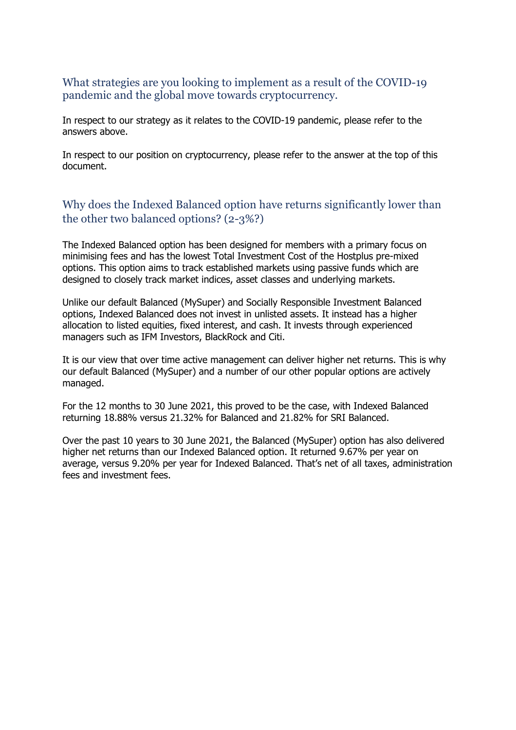## What strategies are you looking to implement as a result of the COVID-19 pandemic and the global move towards cryptocurrency.

In respect to our strategy as it relates to the COVID-19 pandemic, please refer to the answers above.

In respect to our position on cryptocurrency, please refer to the answer at the top of this document.

## Why does the Indexed Balanced option have returns significantly lower than the other two balanced options? (2-3%?)

The Indexed Balanced option has been designed for members with a primary focus on minimising fees and has the lowest Total Investment Cost of the Hostplus pre-mixed options. This option aims to track established markets using passive funds which are designed to closely track market indices, asset classes and underlying markets.

Unlike our default Balanced (MySuper) and Socially Responsible Investment Balanced options, Indexed Balanced does not invest in unlisted assets. It instead has a higher allocation to listed equities, fixed interest, and cash. It invests through experienced managers such as IFM Investors, BlackRock and Citi.

It is our view that over time active management can deliver higher net returns. This is why our default Balanced (MySuper) and a number of our other popular options are actively managed.

For the 12 months to 30 June 2021, this proved to be the case, with Indexed Balanced returning 18.88% versus 21.32% for Balanced and 21.82% for SRI Balanced.

Over the past 10 years to 30 June 2021, the Balanced (MySuper) option has also delivered higher net returns than our Indexed Balanced option. It returned 9.67% per year on average, versus 9.20% per year for Indexed Balanced. That's net of all taxes, administration fees and investment fees.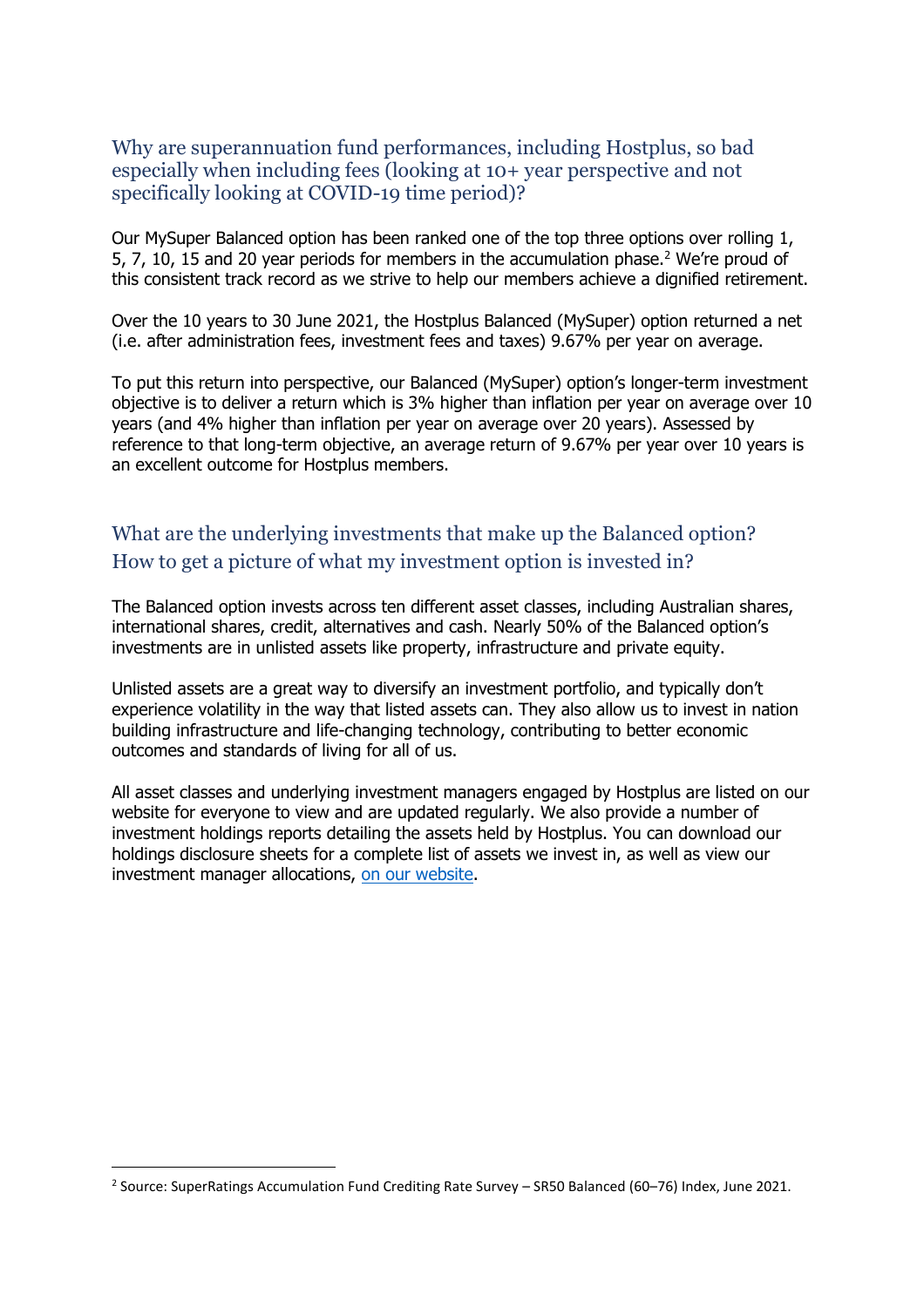## Why are superannuation fund performances, including Hostplus, so bad especially when including fees (looking at 10+ year perspective and not specifically looking at COVID-19 time period)?

Our MySuper Balanced option has been ranked one of the top three options over rolling 1, 5, 7, 10, 15 and 20 year periods for members in the accumulation phase.[2] We're proud of this consistent track record as we strive to help our members achieve a dignified retirement.

Over the 10 years to 30 June 2021, the Hostplus Balanced (MySuper) option returned a net (i.e. after administration fees, investment fees and taxes) 9.67% per year on average.

To put this return into perspective, our Balanced (MySuper) option's longer-term investment objective is to deliver a return which is 3% higher than inflation per year on average over 10 years (and 4% higher than inflation per year on average over 20 years). Assessed by reference to that long-term objective, an average return of 9.67% per year over 10 years is an excellent outcome for Hostplus members.

## What are the underlying investments that make up the Balanced option? How to get a picture of what my investment option is invested in?

The Balanced option invests across ten different asset classes, including Australian shares, international shares, credit, alternatives and cash. Nearly 50% of the Balanced option's investments are in unlisted assets like property, infrastructure and private equity.

Unlisted assets are a great way to diversify an investment portfolio, and typically don't experience volatility in the way that listed assets can. They also allow us to invest in nation building infrastructure and life-changing technology, contributing to better economic outcomes and standards of living for all of us.

All asset classes and underlying investment managers engaged by Hostplus are listed on our website for everyone to view and are updated regularly. We also provide a number of investment holdings reports detailing the assets held by Hostplus. You can download our holdings disclosure sheets for a complete list of assets we invest in, as well as view our investment manager allocations, on our website.

---

[2] Source: SuperRatings Accumulation Fund Crediting Rate Survey – SR50 Balanced (60–76) Index, June 2021.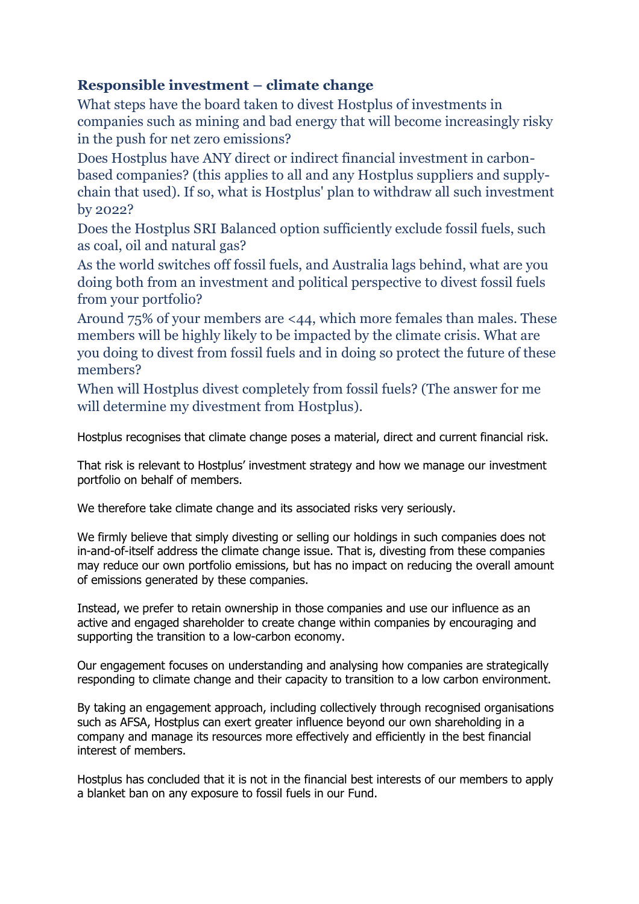### Responsible investment – climate change

What steps have the board taken to divest Hostplus of investments in companies such as mining and bad energy that will become increasingly risky in the push for net zero emissions?

Does Hostplus have ANY direct or indirect financial investment in carbon-based companies? (this applies to all and any Hostplus suppliers and supply-chain that used). If so, what is Hostplus' plan to withdraw all such investment by 2022?

Does the Hostplus SRI Balanced option sufficiently exclude fossil fuels, such as coal, oil and natural gas?

As the world switches off fossil fuels, and Australia lags behind, what are you doing both from an investment and political perspective to divest fossil fuels from your portfolio?

Around 75% of your members are <44, which more females than males. These members will be highly likely to be impacted by the climate crisis. What are you doing to divest from fossil fuels and in doing so protect the future of these members?

When will Hostplus divest completely from fossil fuels? (The answer for me will determine my divestment from Hostplus).

Hostplus recognises that climate change poses a material, direct and current financial risk.

That risk is relevant to Hostplus' investment strategy and how we manage our investment portfolio on behalf of members.

We therefore take climate change and its associated risks very seriously.

We firmly believe that simply divesting or selling our holdings in such companies does not in-and-of-itself address the climate change issue. That is, divesting from these companies may reduce our own portfolio emissions, but has no impact on reducing the overall amount of emissions generated by these companies.

Instead, we prefer to retain ownership in those companies and use our influence as an active and engaged shareholder to create change within companies by encouraging and supporting the transition to a low-carbon economy.

Our engagement focuses on understanding and analysing how companies are strategically responding to climate change and their capacity to transition to a low carbon environment.

By taking an engagement approach, including collectively through recognised organisations such as AFSA, Hostplus can exert greater influence beyond our own shareholding in a company and manage its resources more effectively and efficiently in the best financial interest of members.

Hostplus has concluded that it is not in the financial best interests of our members to apply a blanket ban on any exposure to fossil fuels in our Fund.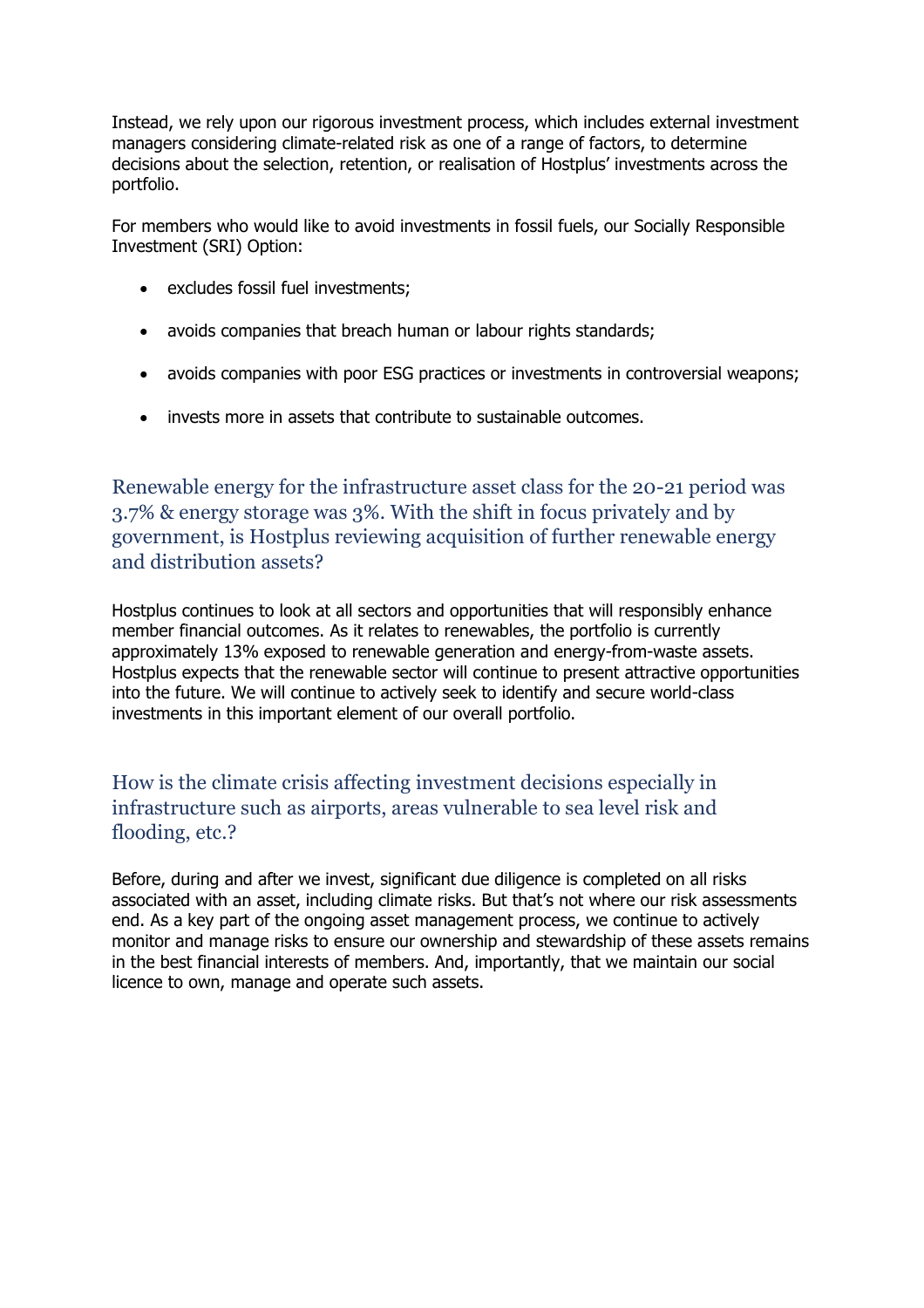Instead, we rely upon our rigorous investment process, which includes external investment managers considering climate-related risk as one of a range of factors, to determine decisions about the selection, retention, or realisation of Hostplus' investments across the portfolio.

For members who would like to avoid investments in fossil fuels, our Socially Responsible Investment (SRI) Option:

- excludes fossil fuel investments;
- avoids companies that breach human or labour rights standards;
- avoids companies with poor ESG practices or investments in controversial weapons;
- invests more in assets that contribute to sustainable outcomes.

## Renewable energy for the infrastructure asset class for the 20-21 period was 3.7% & energy storage was 3%. With the shift in focus privately and by government, is Hostplus reviewing acquisition of further renewable energy and distribution assets?

Hostplus continues to look at all sectors and opportunities that will responsibly enhance member financial outcomes. As it relates to renewables, the portfolio is currently approximately 13% exposed to renewable generation and energy-from-waste assets. Hostplus expects that the renewable sector will continue to present attractive opportunities into the future. We will continue to actively seek to identify and secure world-class investments in this important element of our overall portfolio.

## How is the climate crisis affecting investment decisions especially in infrastructure such as airports, areas vulnerable to sea level risk and flooding, etc.?

Before, during and after we invest, significant due diligence is completed on all risks associated with an asset, including climate risks. But that's not where our risk assessments end. As a key part of the ongoing asset management process, we continue to actively monitor and manage risks to ensure our ownership and stewardship of these assets remains in the best financial interests of members. And, importantly, that we maintain our social licence to own, manage and operate such assets.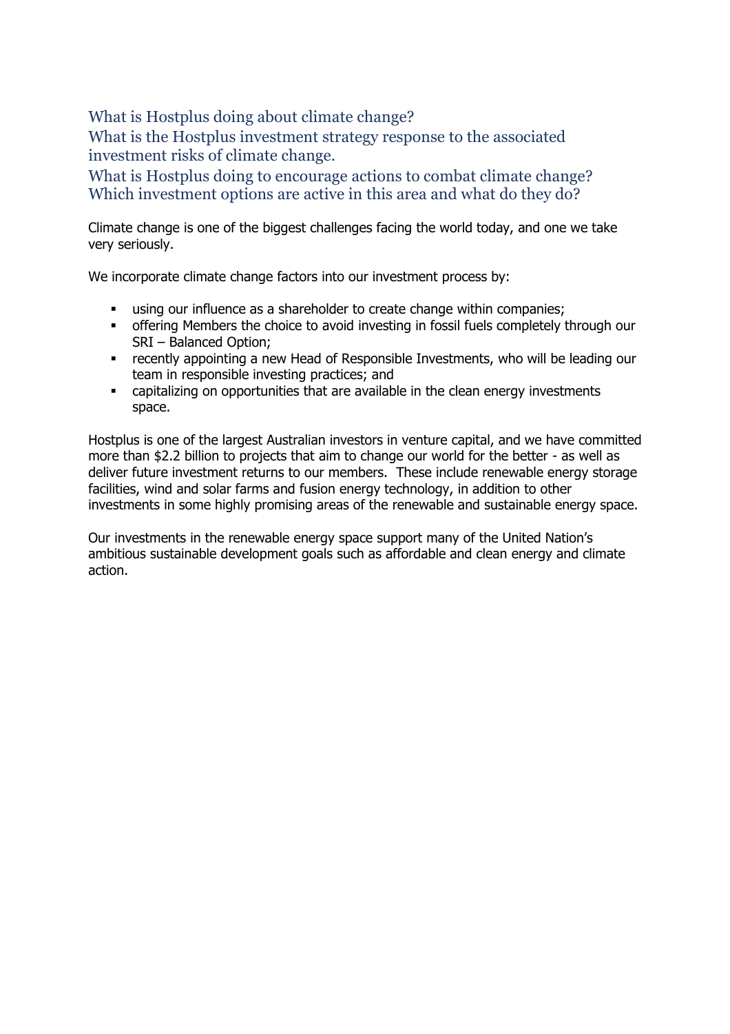## What is Hostplus doing about climate change?
## What is the Hostplus investment strategy response to the associated investment risks of climate change.
## What is Hostplus doing to encourage actions to combat climate change? Which investment options are active in this area and what do they do?

Climate change is one of the biggest challenges facing the world today, and one we take very seriously.

We incorporate climate change factors into our investment process by:

- using our influence as a shareholder to create change within companies;
- offering Members the choice to avoid investing in fossil fuels completely through our SRI – Balanced Option;
- recently appointing a new Head of Responsible Investments, who will be leading our team in responsible investing practices; and
- capitalizing on opportunities that are available in the clean energy investments space.

Hostplus is one of the largest Australian investors in venture capital, and we have committed more than $2.2 billion to projects that aim to change our world for the better - as well as deliver future investment returns to our members. These include renewable energy storage facilities, wind and solar farms and fusion energy technology, in addition to other investments in some highly promising areas of the renewable and sustainable energy space.

Our investments in the renewable energy space support many of the United Nation's ambitious sustainable development goals such as affordable and clean energy and climate action.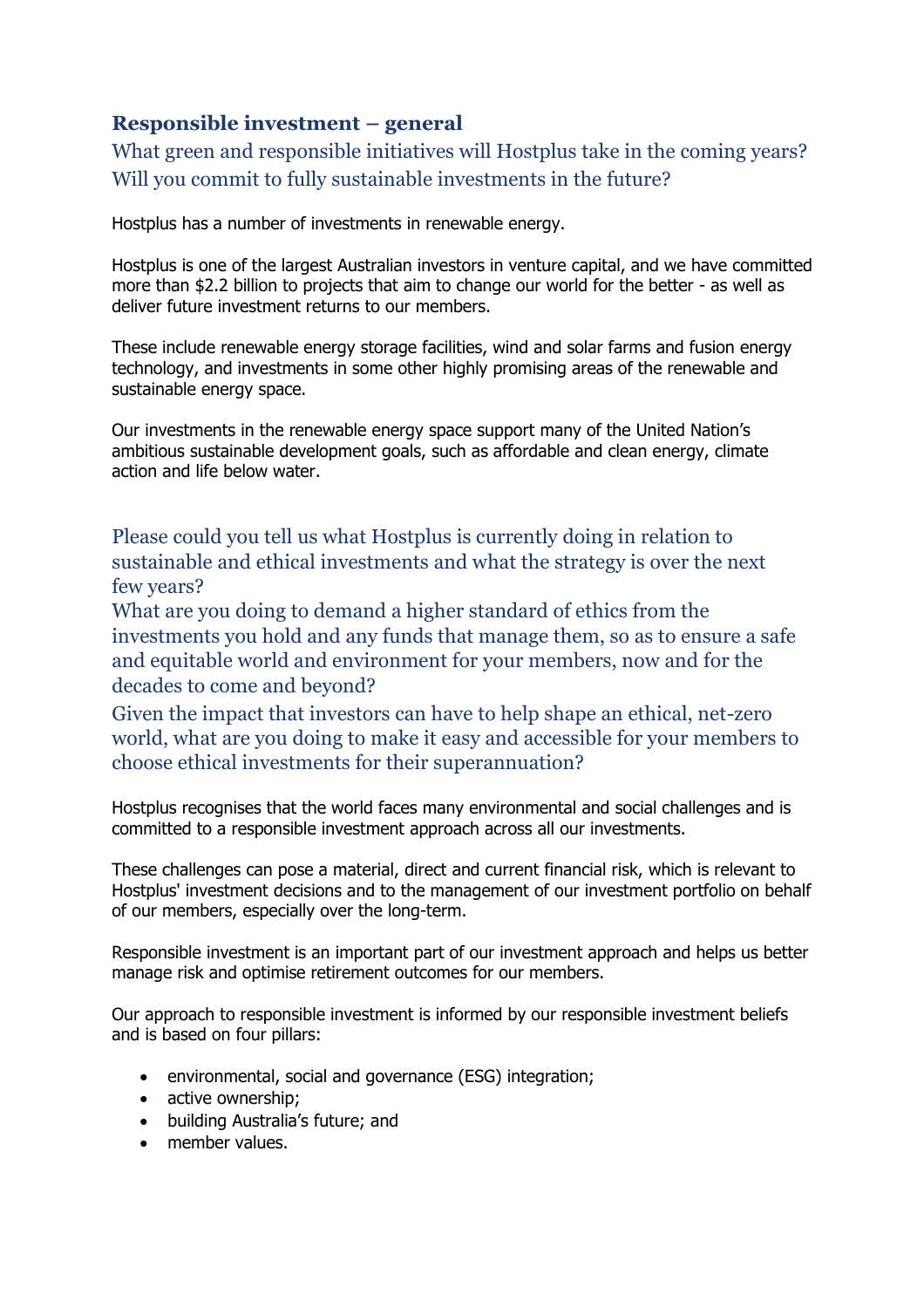## Responsible investment – general

### What green and responsible initiatives will Hostplus take in the coming years? Will you commit to fully sustainable investments in the future?

Hostplus has a number of investments in renewable energy.

Hostplus is one of the largest Australian investors in venture capital, and we have committed more than $2.2 billion to projects that aim to change our world for the better - as well as deliver future investment returns to our members.

These include renewable energy storage facilities, wind and solar farms and fusion energy technology, and investments in some other highly promising areas of the renewable and sustainable energy space.

Our investments in the renewable energy space support many of the United Nation's ambitious sustainable development goals, such as affordable and clean energy, climate action and life below water.

### Please could you tell us what Hostplus is currently doing in relation to sustainable and ethical investments and what the strategy is over the next few years?

### What are you doing to demand a higher standard of ethics from the investments you hold and any funds that manage them, so as to ensure a safe and equitable world and environment for your members, now and for the decades to come and beyond?

### Given the impact that investors can have to help shape an ethical, net-zero world, what are you doing to make it easy and accessible for your members to choose ethical investments for their superannuation?

Hostplus recognises that the world faces many environmental and social challenges and is committed to a responsible investment approach across all our investments.

These challenges can pose a material, direct and current financial risk, which is relevant to Hostplus' investment decisions and to the management of our investment portfolio on behalf of our members, especially over the long-term.

Responsible investment is an important part of our investment approach and helps us better manage risk and optimise retirement outcomes for our members.

Our approach to responsible investment is informed by our responsible investment beliefs and is based on four pillars:

- environmental, social and governance (ESG) integration;
- active ownership;
- building Australia's future; and
- member values.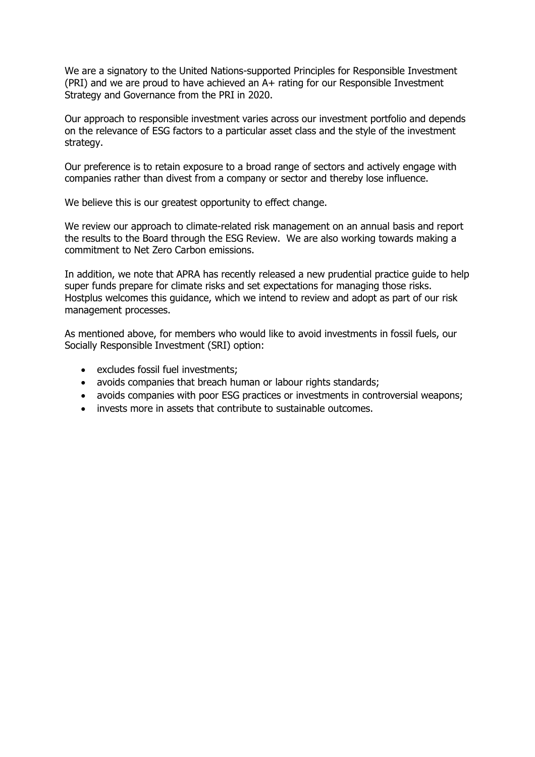We are a signatory to the United Nations-supported Principles for Responsible Investment (PRI) and we are proud to have achieved an A+ rating for our Responsible Investment Strategy and Governance from the PRI in 2020.

Our approach to responsible investment varies across our investment portfolio and depends on the relevance of ESG factors to a particular asset class and the style of the investment strategy.

Our preference is to retain exposure to a broad range of sectors and actively engage with companies rather than divest from a company or sector and thereby lose influence.

We believe this is our greatest opportunity to effect change.

We review our approach to climate-related risk management on an annual basis and report the results to the Board through the ESG Review. We are also working towards making a commitment to Net Zero Carbon emissions.

In addition, we note that APRA has recently released a new prudential practice guide to help super funds prepare for climate risks and set expectations for managing those risks. Hostplus welcomes this guidance, which we intend to review and adopt as part of our risk management processes.

As mentioned above, for members who would like to avoid investments in fossil fuels, our Socially Responsible Investment (SRI) option:

- excludes fossil fuel investments;
- avoids companies that breach human or labour rights standards;
- avoids companies with poor ESG practices or investments in controversial weapons;
- invests more in assets that contribute to sustainable outcomes.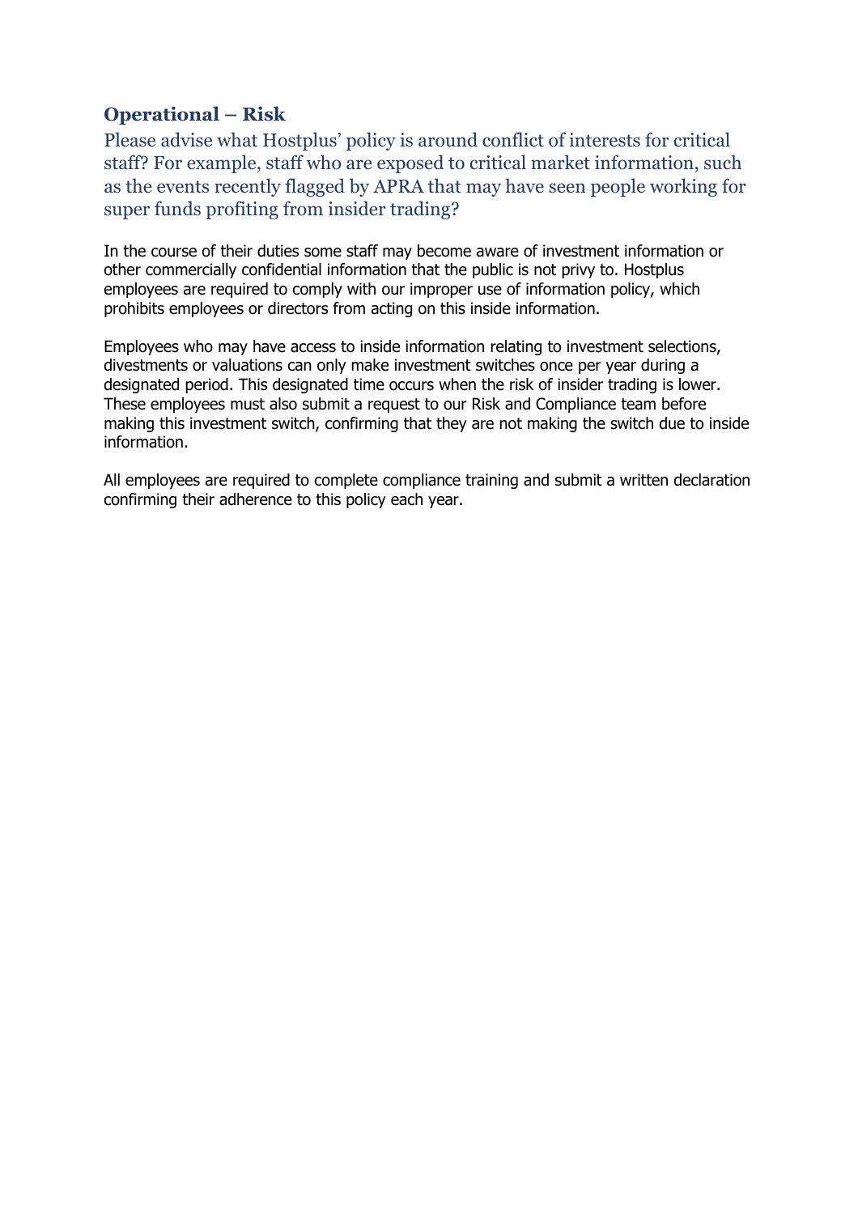## Operational – Risk

### Please advise what Hostplus' policy is around conflict of interests for critical staff? For example, staff who are exposed to critical market information, such as the events recently flagged by APRA that may have seen people working for super funds profiting from insider trading?

In the course of their duties some staff may become aware of investment information or other commercially confidential information that the public is not privy to. Hostplus employees are required to comply with our improper use of information policy, which prohibits employees or directors from acting on this inside information.

Employees who may have access to inside information relating to investment selections, divestments or valuations can only make investment switches once per year during a designated period. This designated time occurs when the risk of insider trading is lower. These employees must also submit a request to our Risk and Compliance team before making this investment switch, confirming that they are not making the switch due to inside information.

All employees are required to complete compliance training and submit a written declaration confirming their adherence to this policy each year.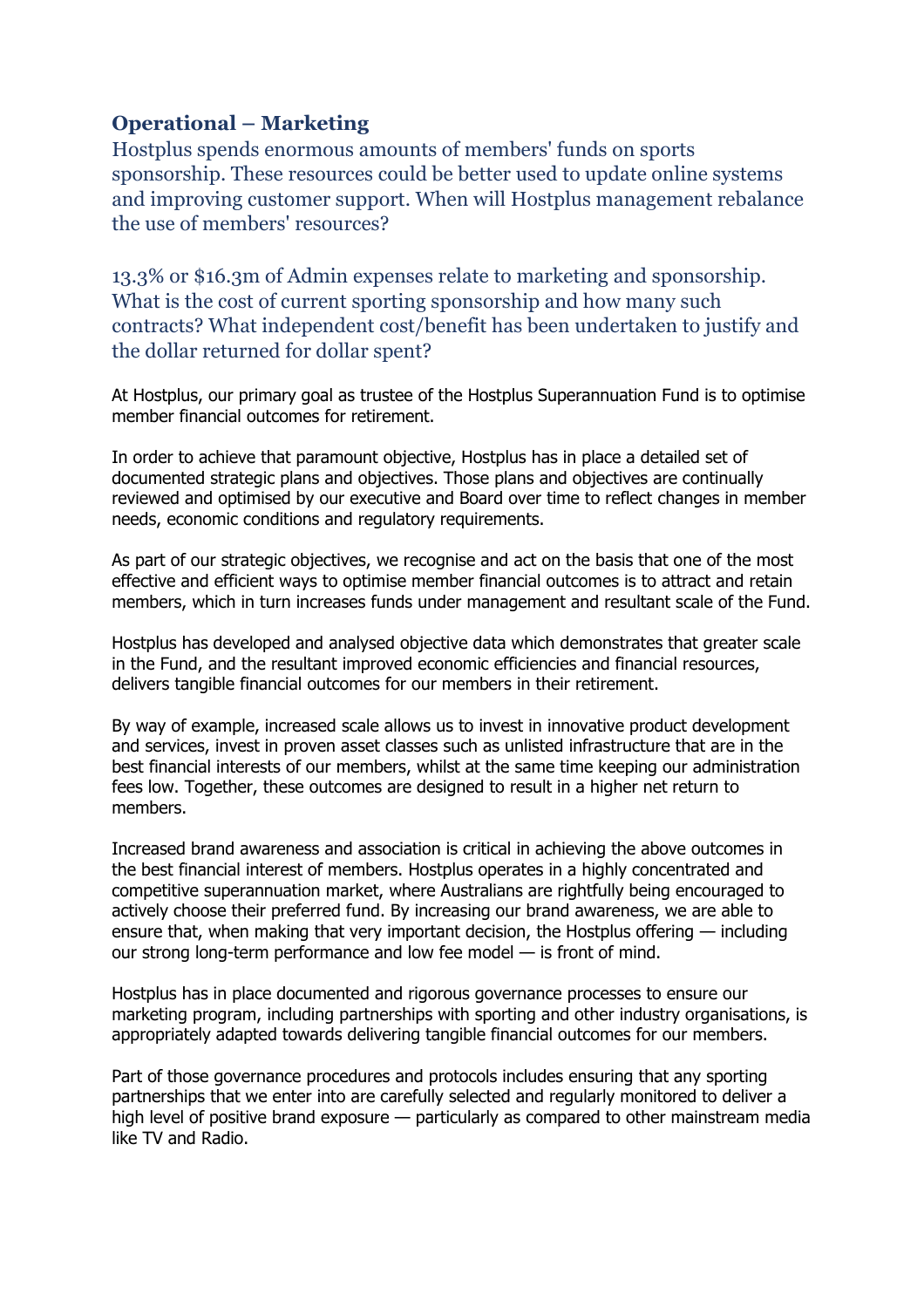## Operational – Marketing

Hostplus spends enormous amounts of members' funds on sports sponsorship. These resources could be better used to update online systems and improving customer support. When will Hostplus management rebalance the use of members' resources?

13.3% or $16.3m of Admin expenses relate to marketing and sponsorship. What is the cost of current sporting sponsorship and how many such contracts? What independent cost/benefit has been undertaken to justify and the dollar returned for dollar spent?

At Hostplus, our primary goal as trustee of the Hostplus Superannuation Fund is to optimise member financial outcomes for retirement.

In order to achieve that paramount objective, Hostplus has in place a detailed set of documented strategic plans and objectives. Those plans and objectives are continually reviewed and optimised by our executive and Board over time to reflect changes in member needs, economic conditions and regulatory requirements.

As part of our strategic objectives, we recognise and act on the basis that one of the most effective and efficient ways to optimise member financial outcomes is to attract and retain members, which in turn increases funds under management and resultant scale of the Fund.

Hostplus has developed and analysed objective data which demonstrates that greater scale in the Fund, and the resultant improved economic efficiencies and financial resources, delivers tangible financial outcomes for our members in their retirement.

By way of example, increased scale allows us to invest in innovative product development and services, invest in proven asset classes such as unlisted infrastructure that are in the best financial interests of our members, whilst at the same time keeping our administration fees low. Together, these outcomes are designed to result in a higher net return to members.

Increased brand awareness and association is critical in achieving the above outcomes in the best financial interest of members. Hostplus operates in a highly concentrated and competitive superannuation market, where Australians are rightfully being encouraged to actively choose their preferred fund. By increasing our brand awareness, we are able to ensure that, when making that very important decision, the Hostplus offering — including our strong long-term performance and low fee model — is front of mind.

Hostplus has in place documented and rigorous governance processes to ensure our marketing program, including partnerships with sporting and other industry organisations, is appropriately adapted towards delivering tangible financial outcomes for our members.

Part of those governance procedures and protocols includes ensuring that any sporting partnerships that we enter into are carefully selected and regularly monitored to deliver a high level of positive brand exposure — particularly as compared to other mainstream media like TV and Radio.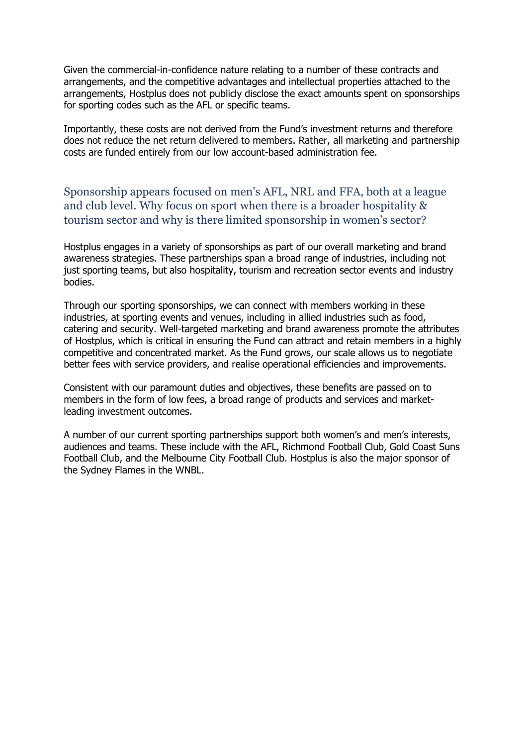Given the commercial-in-confidence nature relating to a number of these contracts and arrangements, and the competitive advantages and intellectual properties attached to the arrangements, Hostplus does not publicly disclose the exact amounts spent on sponsorships for sporting codes such as the AFL or specific teams.

Importantly, these costs are not derived from the Fund's investment returns and therefore does not reduce the net return delivered to members. Rather, all marketing and partnership costs are funded entirely from our low account-based administration fee.

## Sponsorship appears focused on men's AFL, NRL and FFA, both at a league and club level. Why focus on sport when there is a broader hospitality & tourism sector and why is there limited sponsorship in women's sector?

Hostplus engages in a variety of sponsorships as part of our overall marketing and brand awareness strategies. These partnerships span a broad range of industries, including not just sporting teams, but also hospitality, tourism and recreation sector events and industry bodies.

Through our sporting sponsorships, we can connect with members working in these industries, at sporting events and venues, including in allied industries such as food, catering and security. Well-targeted marketing and brand awareness promote the attributes of Hostplus, which is critical in ensuring the Fund can attract and retain members in a highly competitive and concentrated market. As the Fund grows, our scale allows us to negotiate better fees with service providers, and realise operational efficiencies and improvements.

Consistent with our paramount duties and objectives, these benefits are passed on to members in the form of low fees, a broad range of products and services and market-leading investment outcomes.

A number of our current sporting partnerships support both women's and men's interests, audiences and teams. These include with the AFL, Richmond Football Club, Gold Coast Suns Football Club, and the Melbourne City Football Club. Hostplus is also the major sponsor of the Sydney Flames in the WNBL.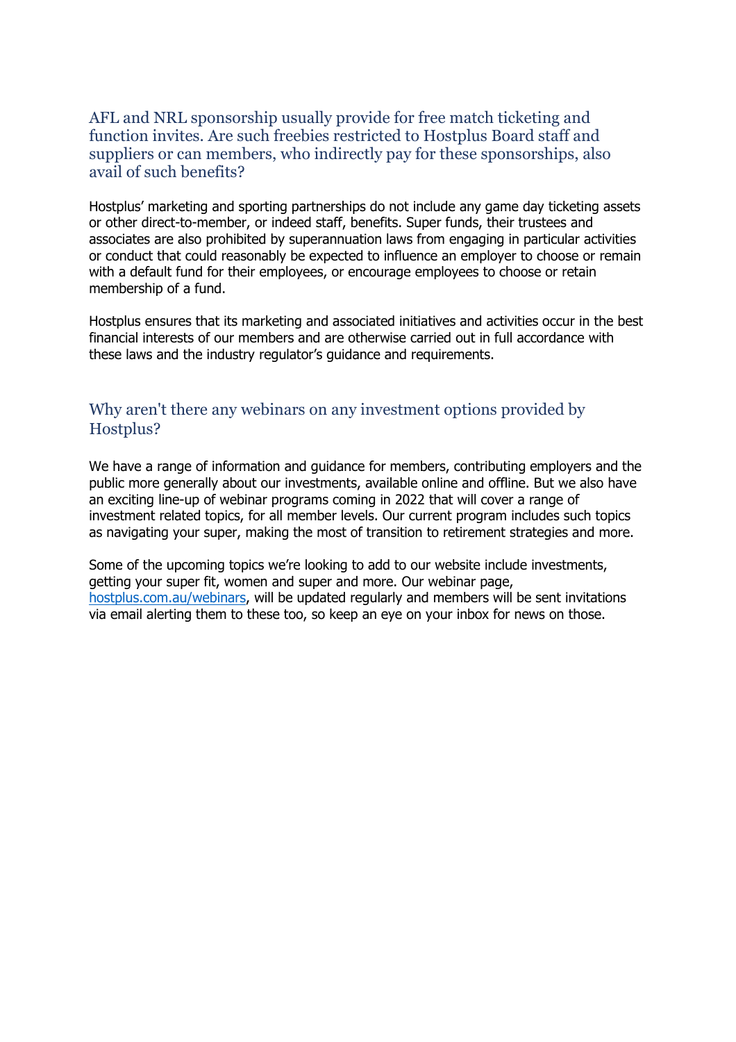## AFL and NRL sponsorship usually provide for free match ticketing and function invites. Are such freebies restricted to Hostplus Board staff and suppliers or can members, who indirectly pay for these sponsorships, also avail of such benefits?

Hostplus' marketing and sporting partnerships do not include any game day ticketing assets or other direct-to-member, or indeed staff, benefits. Super funds, their trustees and associates are also prohibited by superannuation laws from engaging in particular activities or conduct that could reasonably be expected to influence an employer to choose or remain with a default fund for their employees, or encourage employees to choose or retain membership of a fund.

Hostplus ensures that its marketing and associated initiatives and activities occur in the best financial interests of our members and are otherwise carried out in full accordance with these laws and the industry regulator's guidance and requirements.

## Why aren't there any webinars on any investment options provided by Hostplus?

We have a range of information and guidance for members, contributing employers and the public more generally about our investments, available online and offline. But we also have an exciting line-up of webinar programs coming in 2022 that will cover a range of investment related topics, for all member levels. Our current program includes such topics as navigating your super, making the most of transition to retirement strategies and more.

Some of the upcoming topics we're looking to add to our website include investments, getting your super fit, women and super and more. Our webinar page, [hostplus.com.au/webinars](hostplus.com.au/webinars), will be updated regularly and members will be sent invitations via email alerting them to these too, so keep an eye on your inbox for news on those.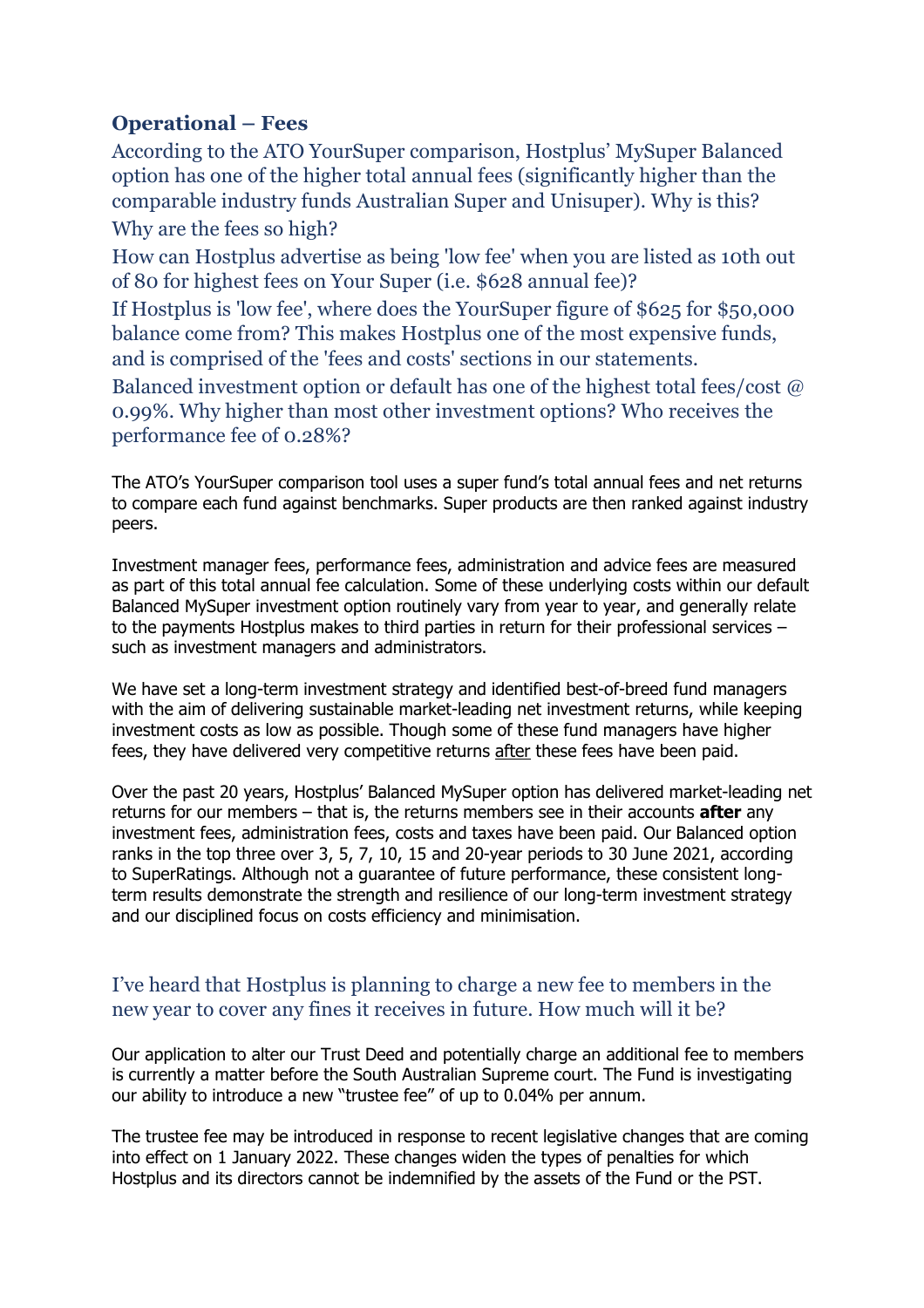## Operational – Fees

### According to the ATO YourSuper comparison, Hostplus' MySuper Balanced option has one of the higher total annual fees (significantly higher than the comparable industry funds Australian Super and Unisuper). Why is this?

### Why are the fees so high?

### How can Hostplus advertise as being 'low fee' when you are listed as 10th out of 80 for highest fees on Your Super (i.e. $628 annual fee)?

### If Hostplus is 'low fee', where does the YourSuper figure of $625 for $50,000 balance come from? This makes Hostplus one of the most expensive funds, and is comprised of the 'fees and costs' sections in our statements.

### Balanced investment option or default has one of the highest total fees/cost @ 0.99%. Why higher than most other investment options? Who receives the performance fee of 0.28%?

The ATO's YourSuper comparison tool uses a super fund's total annual fees and net returns to compare each fund against benchmarks. Super products are then ranked against industry peers.

Investment manager fees, performance fees, administration and advice fees are measured as part of this total annual fee calculation. Some of these underlying costs within our default Balanced MySuper investment option routinely vary from year to year, and generally relate to the payments Hostplus makes to third parties in return for their professional services – such as investment managers and administrators.

We have set a long-term investment strategy and identified best-of-breed fund managers with the aim of delivering sustainable market-leading net investment returns, while keeping investment costs as low as possible. Though some of these fund managers have higher fees, they have delivered very competitive returns after these fees have been paid.

Over the past 20 years, Hostplus' Balanced MySuper option has delivered market-leading net returns for our members – that is, the returns members see in their accounts **after** any investment fees, administration fees, costs and taxes have been paid. Our Balanced option ranks in the top three over 3, 5, 7, 10, 15 and 20-year periods to 30 June 2021, according to SuperRatings. Although not a guarantee of future performance, these consistent long-term results demonstrate the strength and resilience of our long-term investment strategy and our disciplined focus on costs efficiency and minimisation.

### I've heard that Hostplus is planning to charge a new fee to members in the new year to cover any fines it receives in future. How much will it be?

Our application to alter our Trust Deed and potentially charge an additional fee to members is currently a matter before the South Australian Supreme court. The Fund is investigating our ability to introduce a new "trustee fee" of up to 0.04% per annum.

The trustee fee may be introduced in response to recent legislative changes that are coming into effect on 1 January 2022. These changes widen the types of penalties for which Hostplus and its directors cannot be indemnified by the assets of the Fund or the PST.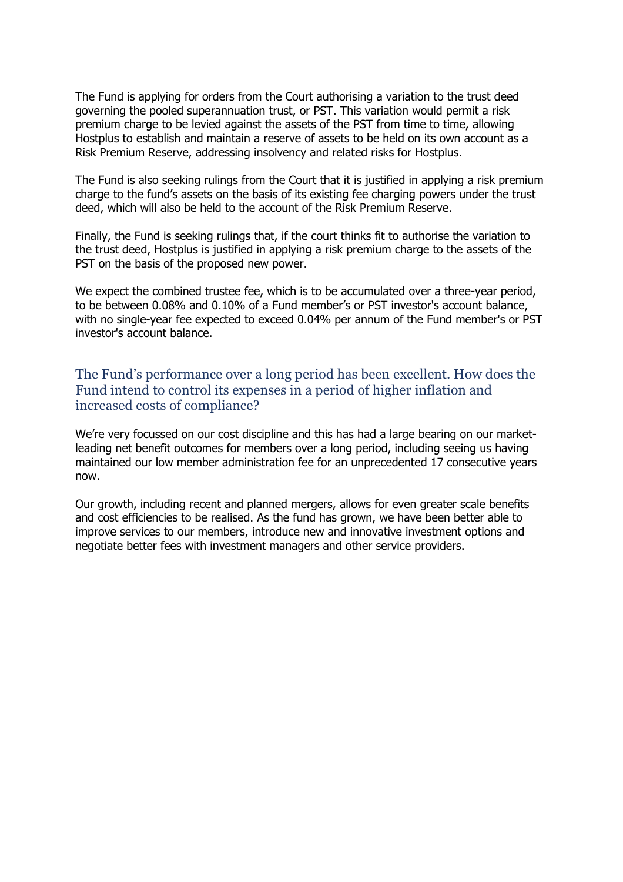The Fund is applying for orders from the Court authorising a variation to the trust deed governing the pooled superannuation trust, or PST. This variation would permit a risk premium charge to be levied against the assets of the PST from time to time, allowing Hostplus to establish and maintain a reserve of assets to be held on its own account as a Risk Premium Reserve, addressing insolvency and related risks for Hostplus.

The Fund is also seeking rulings from the Court that it is justified in applying a risk premium charge to the fund's assets on the basis of its existing fee charging powers under the trust deed, which will also be held to the account of the Risk Premium Reserve.

Finally, the Fund is seeking rulings that, if the court thinks fit to authorise the variation to the trust deed, Hostplus is justified in applying a risk premium charge to the assets of the PST on the basis of the proposed new power.

We expect the combined trustee fee, which is to be accumulated over a three-year period, to be between 0.08% and 0.10% of a Fund member's or PST investor's account balance, with no single-year fee expected to exceed 0.04% per annum of the Fund member's or PST investor's account balance.

## The Fund's performance over a long period has been excellent. How does the Fund intend to control its expenses in a period of higher inflation and increased costs of compliance?

We're very focussed on our cost discipline and this has had a large bearing on our market-leading net benefit outcomes for members over a long period, including seeing us having maintained our low member administration fee for an unprecedented 17 consecutive years now.

Our growth, including recent and planned mergers, allows for even greater scale benefits and cost efficiencies to be realised. As the fund has grown, we have been better able to improve services to our members, introduce new and innovative investment options and negotiate better fees with investment managers and other service providers.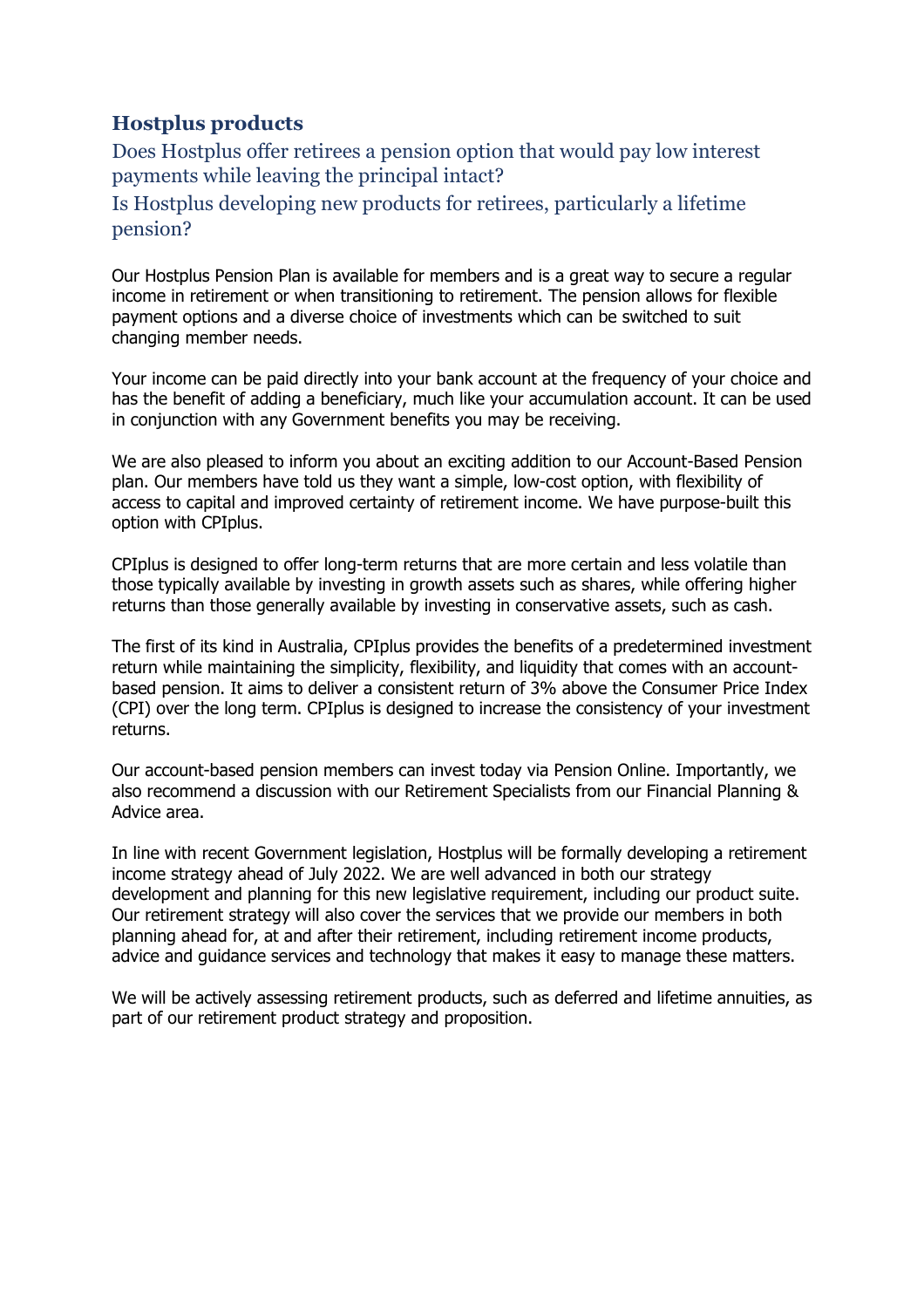## Hostplus products

### Does Hostplus offer retirees a pension option that would pay low interest payments while leaving the principal intact?

### Is Hostplus developing new products for retirees, particularly a lifetime pension?

Our Hostplus Pension Plan is available for members and is a great way to secure a regular income in retirement or when transitioning to retirement. The pension allows for flexible payment options and a diverse choice of investments which can be switched to suit changing member needs.

Your income can be paid directly into your bank account at the frequency of your choice and has the benefit of adding a beneficiary, much like your accumulation account. It can be used in conjunction with any Government benefits you may be receiving.

We are also pleased to inform you about an exciting addition to our Account-Based Pension plan. Our members have told us they want a simple, low-cost option, with flexibility of access to capital and improved certainty of retirement income. We have purpose-built this option with CPIplus.

CPIplus is designed to offer long-term returns that are more certain and less volatile than those typically available by investing in growth assets such as shares, while offering higher returns than those generally available by investing in conservative assets, such as cash.

The first of its kind in Australia, CPIplus provides the benefits of a predetermined investment return while maintaining the simplicity, flexibility, and liquidity that comes with an account-based pension. It aims to deliver a consistent return of 3% above the Consumer Price Index (CPI) over the long term. CPIplus is designed to increase the consistency of your investment returns.

Our account-based pension members can invest today via Pension Online. Importantly, we also recommend a discussion with our Retirement Specialists from our Financial Planning & Advice area.

In line with recent Government legislation, Hostplus will be formally developing a retirement income strategy ahead of July 2022. We are well advanced in both our strategy development and planning for this new legislative requirement, including our product suite. Our retirement strategy will also cover the services that we provide our members in both planning ahead for, at and after their retirement, including retirement income products, advice and guidance services and technology that makes it easy to manage these matters.

We will be actively assessing retirement products, such as deferred and lifetime annuities, as part of our retirement product strategy and proposition.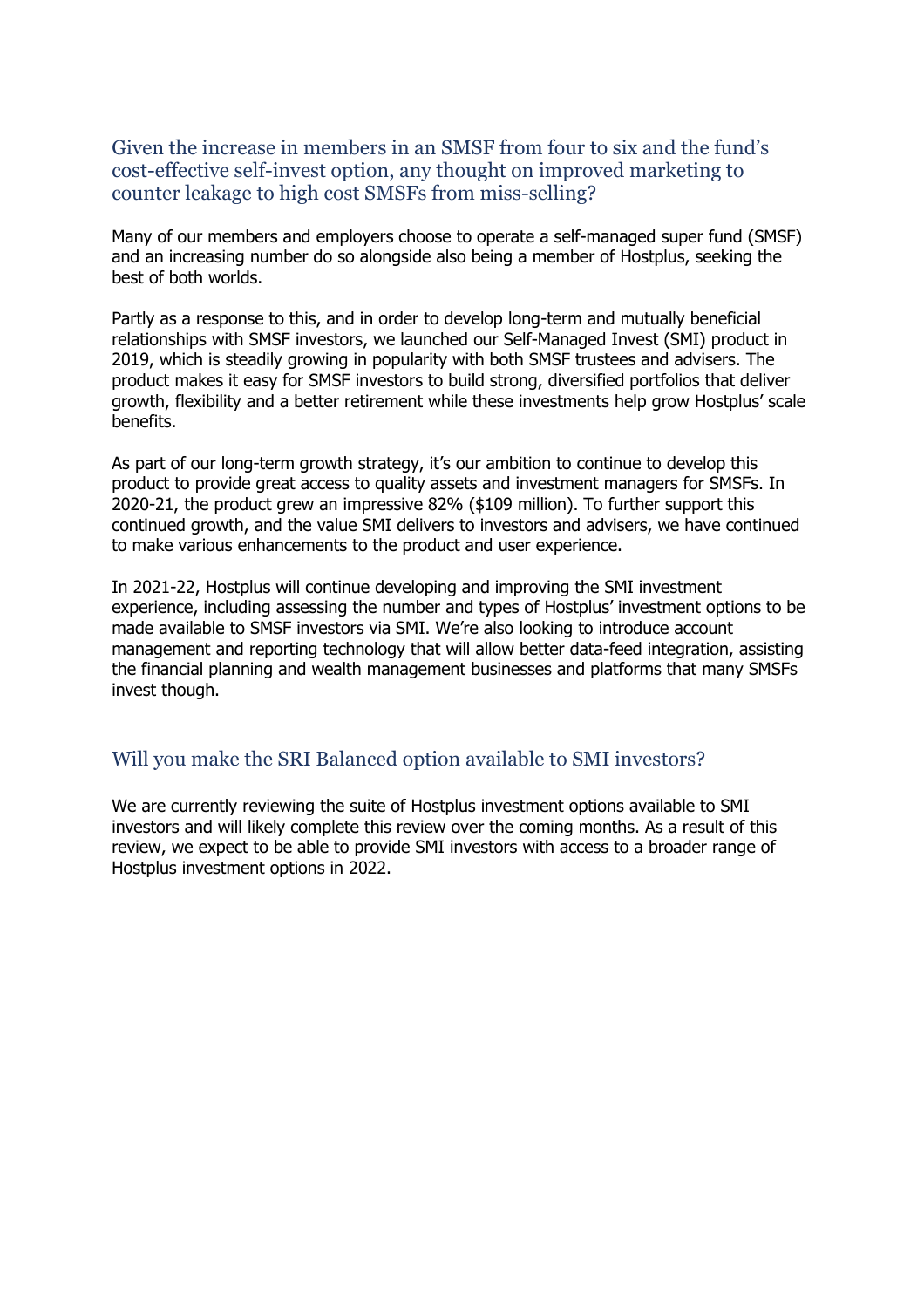## Given the increase in members in an SMSF from four to six and the fund's cost-effective self-invest option, any thought on improved marketing to counter leakage to high cost SMSFs from miss-selling?

Many of our members and employers choose to operate a self-managed super fund (SMSF) and an increasing number do so alongside also being a member of Hostplus, seeking the best of both worlds.

Partly as a response to this, and in order to develop long-term and mutually beneficial relationships with SMSF investors, we launched our Self-Managed Invest (SMI) product in 2019, which is steadily growing in popularity with both SMSF trustees and advisers. The product makes it easy for SMSF investors to build strong, diversified portfolios that deliver growth, flexibility and a better retirement while these investments help grow Hostplus' scale benefits.

As part of our long-term growth strategy, it's our ambition to continue to develop this product to provide great access to quality assets and investment managers for SMSFs. In 2020-21, the product grew an impressive 82% ($109 million). To further support this continued growth, and the value SMI delivers to investors and advisers, we have continued to make various enhancements to the product and user experience.

In 2021-22, Hostplus will continue developing and improving the SMI investment experience, including assessing the number and types of Hostplus' investment options to be made available to SMSF investors via SMI. We're also looking to introduce account management and reporting technology that will allow better data-feed integration, assisting the financial planning and wealth management businesses and platforms that many SMSFs invest though.

## Will you make the SRI Balanced option available to SMI investors?

We are currently reviewing the suite of Hostplus investment options available to SMI investors and will likely complete this review over the coming months. As a result of this review, we expect to be able to provide SMI investors with access to a broader range of Hostplus investment options in 2022.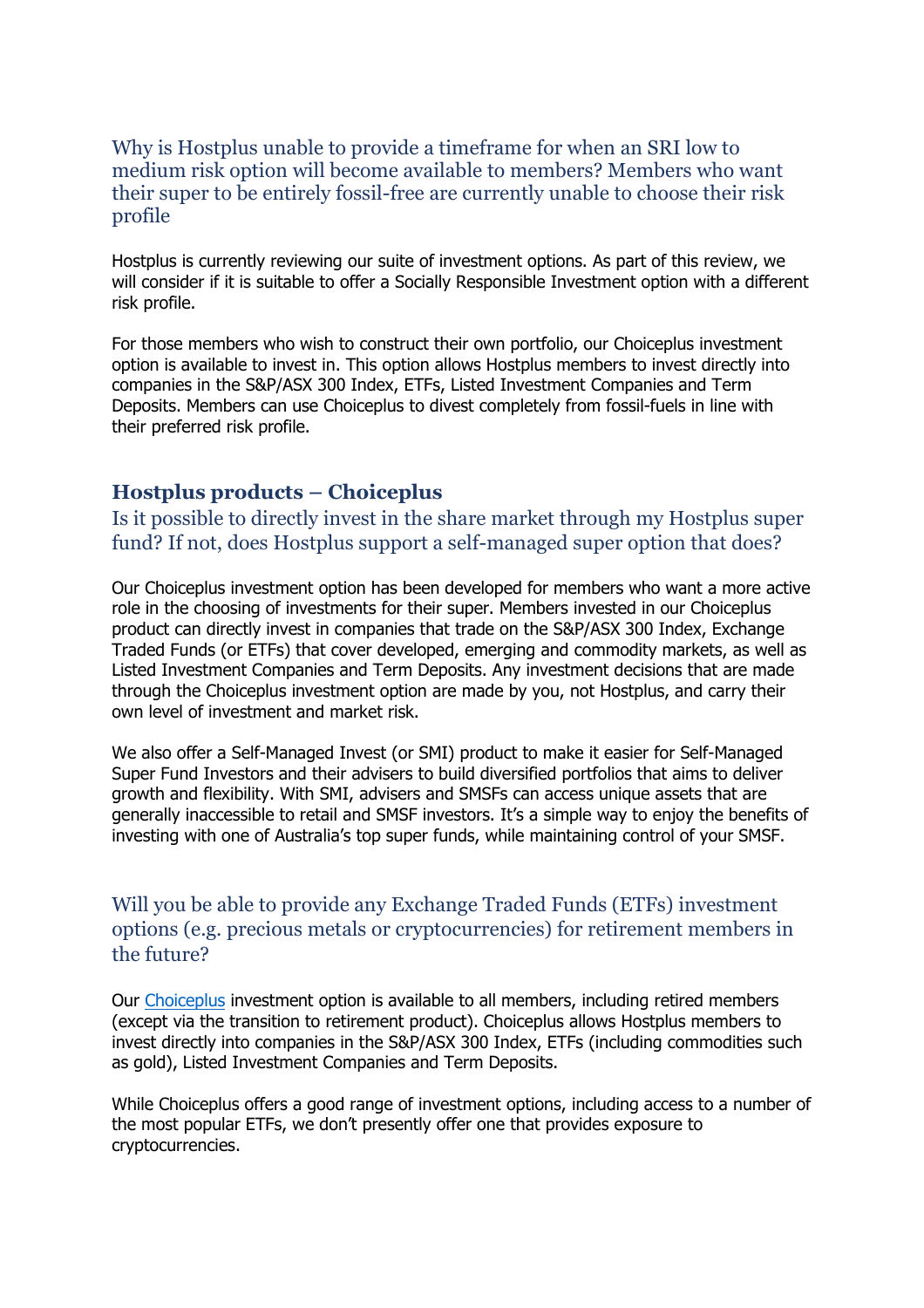### Why is Hostplus unable to provide a timeframe for when an SRI low to medium risk option will become available to members? Members who want their super to be entirely fossil-free are currently unable to choose their risk profile

Hostplus is currently reviewing our suite of investment options. As part of this review, we will consider if it is suitable to offer a Socially Responsible Investment option with a different risk profile.

For those members who wish to construct their own portfolio, our Choiceplus investment option is available to invest in. This option allows Hostplus members to invest directly into companies in the S&P/ASX 300 Index, ETFs, Listed Investment Companies and Term Deposits. Members can use Choiceplus to divest completely from fossil-fuels in line with their preferred risk profile.

## Hostplus products – Choiceplus

### Is it possible to directly invest in the share market through my Hostplus super fund? If not, does Hostplus support a self-managed super option that does?

Our Choiceplus investment option has been developed for members who want a more active role in the choosing of investments for their super. Members invested in our Choiceplus product can directly invest in companies that trade on the S&P/ASX 300 Index, Exchange Traded Funds (or ETFs) that cover developed, emerging and commodity markets, as well as Listed Investment Companies and Term Deposits. Any investment decisions that are made through the Choiceplus investment option are made by you, not Hostplus, and carry their own level of investment and market risk.

We also offer a Self-Managed Invest (or SMI) product to make it easier for Self-Managed Super Fund Investors and their advisers to build diversified portfolios that aims to deliver growth and flexibility. With SMI, advisers and SMSFs can access unique assets that are generally inaccessible to retail and SMSF investors. It's a simple way to enjoy the benefits of investing with one of Australia's top super funds, while maintaining control of your SMSF.

### Will you be able to provide any Exchange Traded Funds (ETFs) investment options (e.g. precious metals or cryptocurrencies) for retirement members in the future?

Our Choiceplus investment option is available to all members, including retired members (except via the transition to retirement product). Choiceplus allows Hostplus members to invest directly into companies in the S&P/ASX 300 Index, ETFs (including commodities such as gold), Listed Investment Companies and Term Deposits.

While Choiceplus offers a good range of investment options, including access to a number of the most popular ETFs, we don't presently offer one that provides exposure to cryptocurrencies.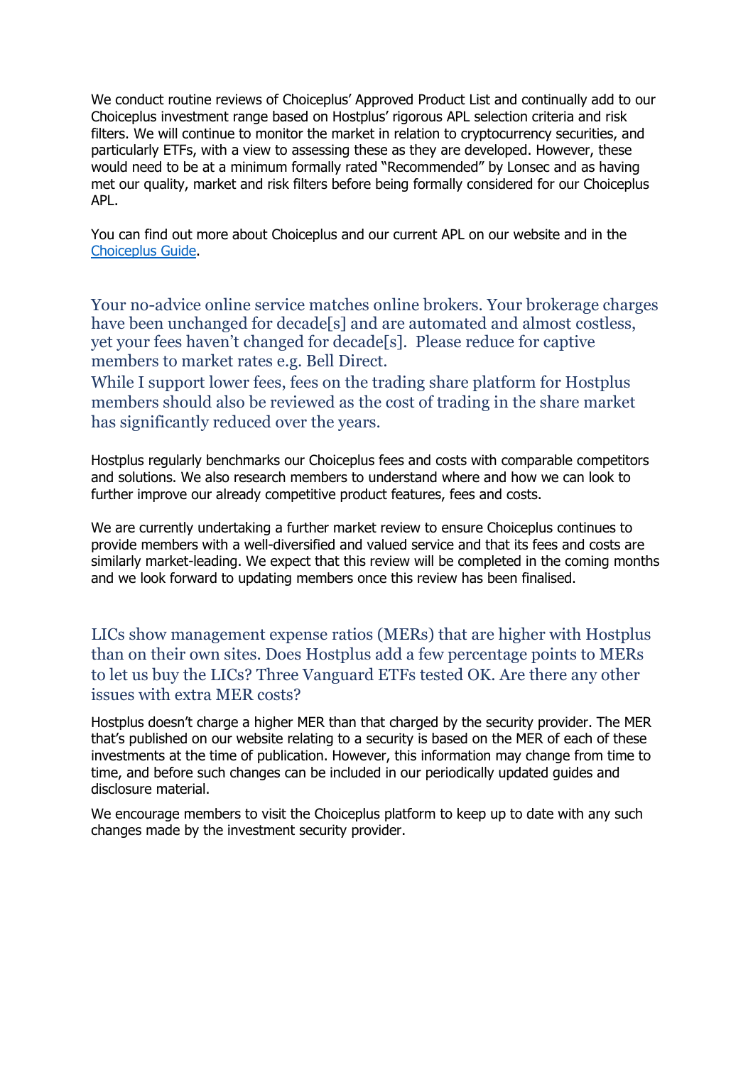We conduct routine reviews of Choiceplus' Approved Product List and continually add to our Choiceplus investment range based on Hostplus' rigorous APL selection criteria and risk filters. We will continue to monitor the market in relation to cryptocurrency securities, and particularly ETFs, with a view to assessing these as they are developed. However, these would need to be at a minimum formally rated "Recommended" by Lonsec and as having met our quality, market and risk filters before being formally considered for our Choiceplus APL.

You can find out more about Choiceplus and our current APL on our website and in the Choiceplus Guide.

### Your no-advice online service matches online brokers. Your brokerage charges have been unchanged for decade[s] and are automated and almost costless, yet your fees haven't changed for decade[s]. Please reduce for captive members to market rates e.g. Bell Direct.

### While I support lower fees, fees on the trading share platform for Hostplus members should also be reviewed as the cost of trading in the share market has significantly reduced over the years.

Hostplus regularly benchmarks our Choiceplus fees and costs with comparable competitors and solutions. We also research members to understand where and how we can look to further improve our already competitive product features, fees and costs.

We are currently undertaking a further market review to ensure Choiceplus continues to provide members with a well-diversified and valued service and that its fees and costs are similarly market-leading. We expect that this review will be completed in the coming months and we look forward to updating members once this review has been finalised.

### LICs show management expense ratios (MERs) that are higher with Hostplus than on their own sites. Does Hostplus add a few percentage points to MERs to let us buy the LICs? Three Vanguard ETFs tested OK. Are there any other issues with extra MER costs?

Hostplus doesn't charge a higher MER than that charged by the security provider. The MER that's published on our website relating to a security is based on the MER of each of these investments at the time of publication. However, this information may change from time to time, and before such changes can be included in our periodically updated guides and disclosure material.

We encourage members to visit the Choiceplus platform to keep up to date with any such changes made by the investment security provider.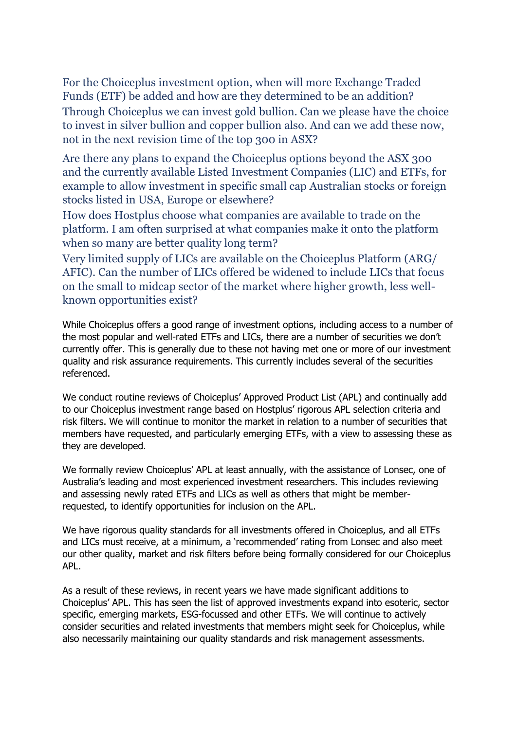For the Choiceplus investment option, when will more Exchange Traded Funds (ETF) be added and how are they determined to be an addition?

Through Choiceplus we can invest gold bullion. Can we please have the choice to invest in silver bullion and copper bullion also. And can we add these now, not in the next revision time of the top 300 in ASX?

Are there any plans to expand the Choiceplus options beyond the ASX 300 and the currently available Listed Investment Companies (LIC) and ETFs, for example to allow investment in specific small cap Australian stocks or foreign stocks listed in USA, Europe or elsewhere?

How does Hostplus choose what companies are available to trade on the platform. I am often surprised at what companies make it onto the platform when so many are better quality long term?

Very limited supply of LICs are available on the Choiceplus Platform (ARG/AFIC). Can the number of LICs offered be widened to include LICs that focus on the small to midcap sector of the market where higher growth, less well-known opportunities exist?

While Choiceplus offers a good range of investment options, including access to a number of the most popular and well-rated ETFs and LICs, there are a number of securities we don't currently offer. This is generally due to these not having met one or more of our investment quality and risk assurance requirements. This currently includes several of the securities referenced.

We conduct routine reviews of Choiceplus' Approved Product List (APL) and continually add to our Choiceplus investment range based on Hostplus' rigorous APL selection criteria and risk filters. We will continue to monitor the market in relation to a number of securities that members have requested, and particularly emerging ETFs, with a view to assessing these as they are developed.

We formally review Choiceplus' APL at least annually, with the assistance of Lonsec, one of Australia's leading and most experienced investment researchers. This includes reviewing and assessing newly rated ETFs and LICs as well as others that might be member-requested, to identify opportunities for inclusion on the APL.

We have rigorous quality standards for all investments offered in Choiceplus, and all ETFs and LICs must receive, at a minimum, a 'recommended' rating from Lonsec and also meet our other quality, market and risk filters before being formally considered for our Choiceplus APL.

As a result of these reviews, in recent years we have made significant additions to Choiceplus' APL. This has seen the list of approved investments expand into esoteric, sector specific, emerging markets, ESG-focussed and other ETFs. We will continue to actively consider securities and related investments that members might seek for Choiceplus, while also necessarily maintaining our quality standards and risk management assessments.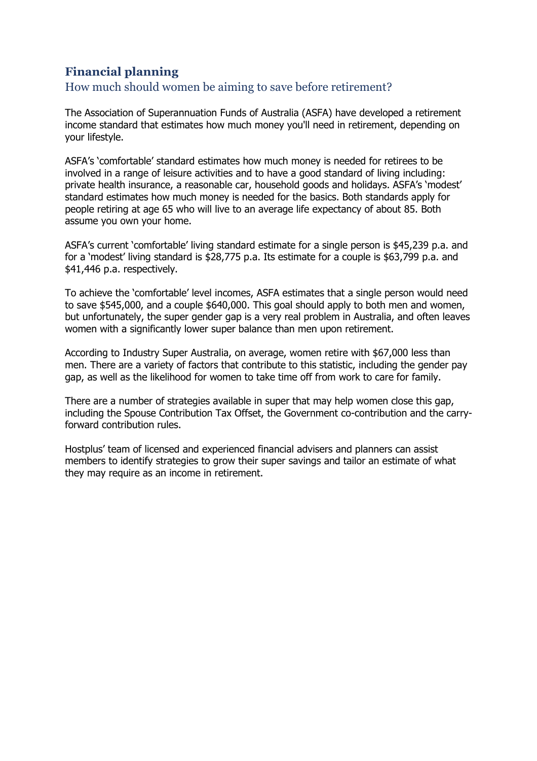## Financial planning

### How much should women be aiming to save before retirement?

The Association of Superannuation Funds of Australia (ASFA) have developed a retirement income standard that estimates how much money you'll need in retirement, depending on your lifestyle.

ASFA's 'comfortable' standard estimates how much money is needed for retirees to be involved in a range of leisure activities and to have a good standard of living including: private health insurance, a reasonable car, household goods and holidays. ASFA's 'modest' standard estimates how much money is needed for the basics. Both standards apply for people retiring at age 65 who will live to an average life expectancy of about 85. Both assume you own your home.

ASFA's current 'comfortable' living standard estimate for a single person is $45,239 p.a. and for a 'modest' living standard is $28,775 p.a. Its estimate for a couple is $63,799 p.a. and $41,446 p.a. respectively.

To achieve the 'comfortable' level incomes, ASFA estimates that a single person would need to save $545,000, and a couple $640,000. This goal should apply to both men and women, but unfortunately, the super gender gap is a very real problem in Australia, and often leaves women with a significantly lower super balance than men upon retirement.

According to Industry Super Australia, on average, women retire with $67,000 less than men. There are a variety of factors that contribute to this statistic, including the gender pay gap, as well as the likelihood for women to take time off from work to care for family.

There are a number of strategies available in super that may help women close this gap, including the Spouse Contribution Tax Offset, the Government co-contribution and the carry-forward contribution rules.

Hostplus' team of licensed and experienced financial advisers and planners can assist members to identify strategies to grow their super savings and tailor an estimate of what they may require as an income in retirement.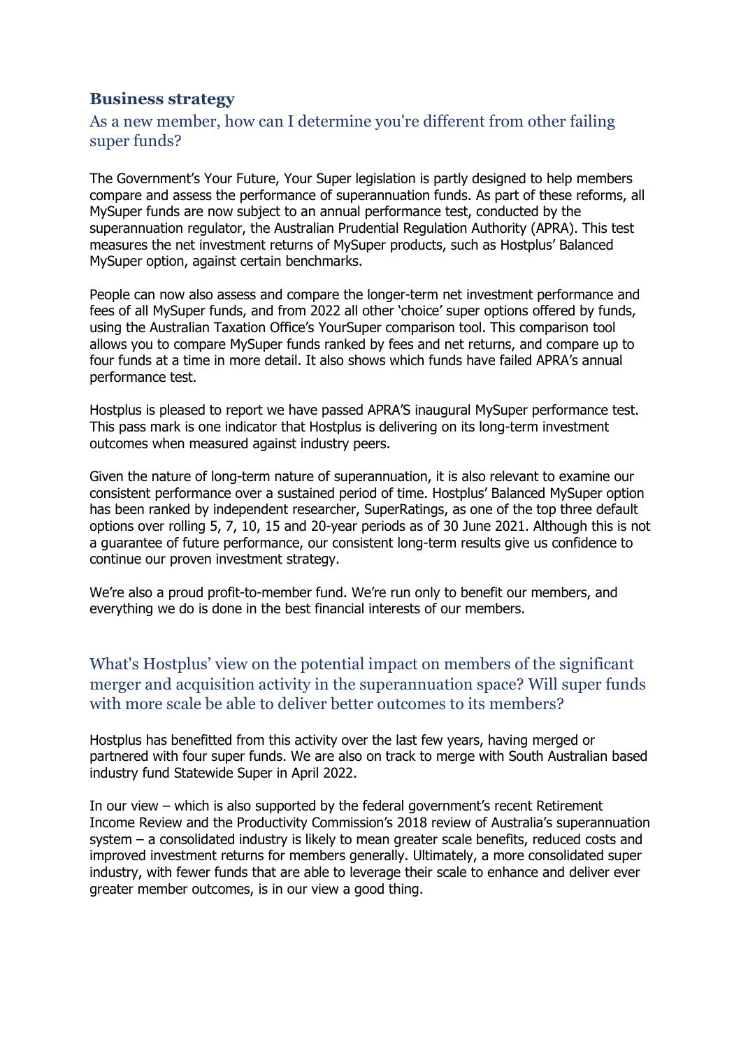## Business strategy

### As a new member, how can I determine you're different from other failing super funds?

The Government's Your Future, Your Super legislation is partly designed to help members compare and assess the performance of superannuation funds. As part of these reforms, all MySuper funds are now subject to an annual performance test, conducted by the superannuation regulator, the Australian Prudential Regulation Authority (APRA). This test measures the net investment returns of MySuper products, such as Hostplus' Balanced MySuper option, against certain benchmarks.

People can now also assess and compare the longer-term net investment performance and fees of all MySuper funds, and from 2022 all other 'choice' super options offered by funds, using the Australian Taxation Office's YourSuper comparison tool. This comparison tool allows you to compare MySuper funds ranked by fees and net returns, and compare up to four funds at a time in more detail. It also shows which funds have failed APRA's annual performance test.

Hostplus is pleased to report we have passed APRA'S inaugural MySuper performance test. This pass mark is one indicator that Hostplus is delivering on its long-term investment outcomes when measured against industry peers.

Given the nature of long-term nature of superannuation, it is also relevant to examine our consistent performance over a sustained period of time. Hostplus' Balanced MySuper option has been ranked by independent researcher, SuperRatings, as one of the top three default options over rolling 5, 7, 10, 15 and 20-year periods as of 30 June 2021. Although this is not a guarantee of future performance, our consistent long-term results give us confidence to continue our proven investment strategy.

We're also a proud profit-to-member fund. We're run only to benefit our members, and everything we do is done in the best financial interests of our members.

### What's Hostplus' view on the potential impact on members of the significant merger and acquisition activity in the superannuation space? Will super funds with more scale be able to deliver better outcomes to its members?

Hostplus has benefitted from this activity over the last few years, having merged or partnered with four super funds. We are also on track to merge with South Australian based industry fund Statewide Super in April 2022.

In our view – which is also supported by the federal government's recent Retirement Income Review and the Productivity Commission's 2018 review of Australia's superannuation system – a consolidated industry is likely to mean greater scale benefits, reduced costs and improved investment returns for members generally. Ultimately, a more consolidated super industry, with fewer funds that are able to leverage their scale to enhance and deliver ever greater member outcomes, is in our view a good thing.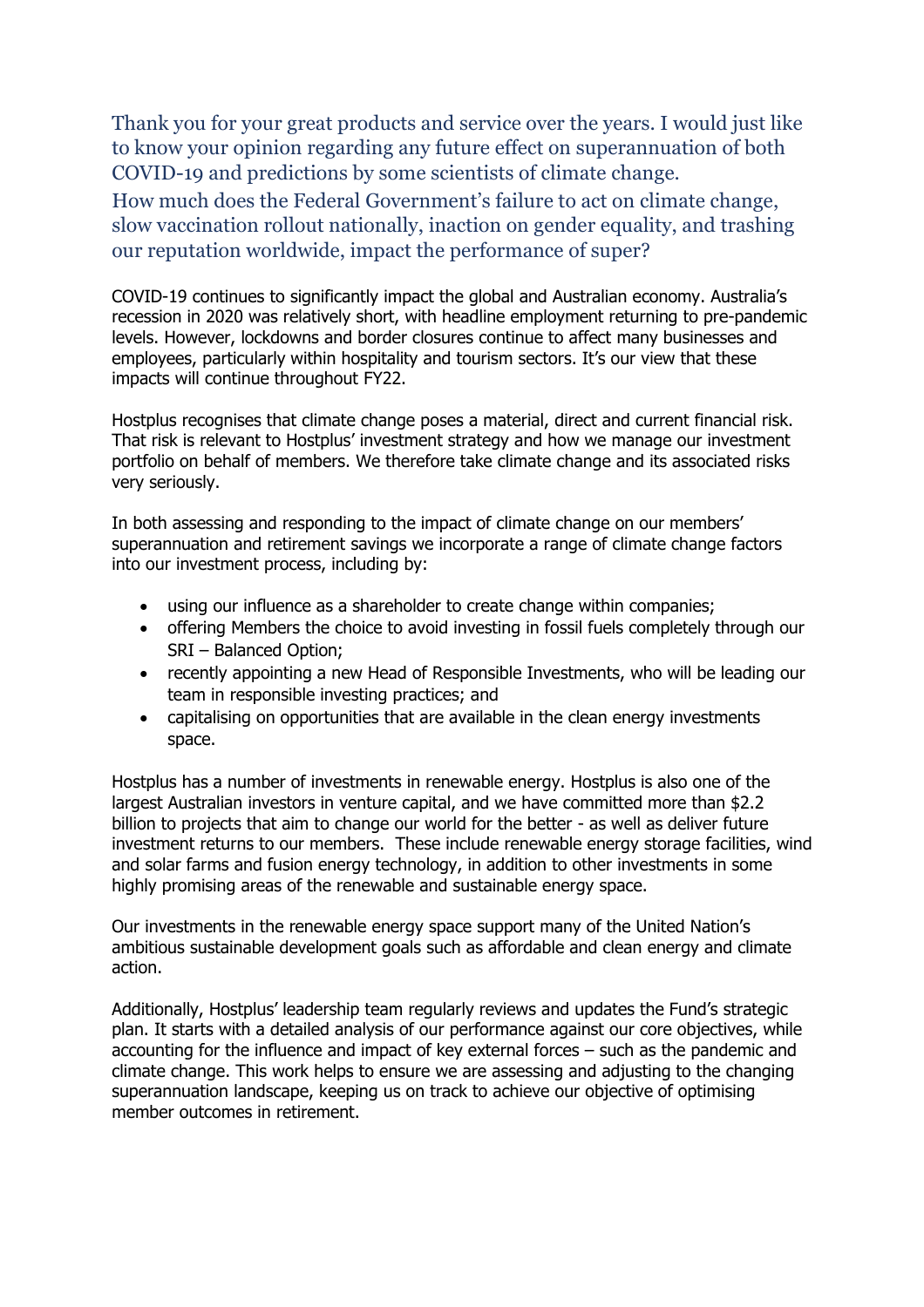### Thank you for your great products and service over the years. I would just like to know your opinion regarding any future effect on superannuation of both COVID-19 and predictions by some scientists of climate change.

### How much does the Federal Government's failure to act on climate change, slow vaccination rollout nationally, inaction on gender equality, and trashing our reputation worldwide, impact the performance of super?

COVID-19 continues to significantly impact the global and Australian economy. Australia's recession in 2020 was relatively short, with headline employment returning to pre-pandemic levels. However, lockdowns and border closures continue to affect many businesses and employees, particularly within hospitality and tourism sectors. It's our view that these impacts will continue throughout FY22.

Hostplus recognises that climate change poses a material, direct and current financial risk. That risk is relevant to Hostplus' investment strategy and how we manage our investment portfolio on behalf of members. We therefore take climate change and its associated risks very seriously.

In both assessing and responding to the impact of climate change on our members' superannuation and retirement savings we incorporate a range of climate change factors into our investment process, including by:

- using our influence as a shareholder to create change within companies;
- offering Members the choice to avoid investing in fossil fuels completely through our SRI – Balanced Option;
- recently appointing a new Head of Responsible Investments, who will be leading our team in responsible investing practices; and
- capitalising on opportunities that are available in the clean energy investments space.

Hostplus has a number of investments in renewable energy. Hostplus is also one of the largest Australian investors in venture capital, and we have committed more than $2.2 billion to projects that aim to change our world for the better - as well as deliver future investment returns to our members. These include renewable energy storage facilities, wind and solar farms and fusion energy technology, in addition to other investments in some highly promising areas of the renewable and sustainable energy space.

Our investments in the renewable energy space support many of the United Nation's ambitious sustainable development goals such as affordable and clean energy and climate action.

Additionally, Hostplus' leadership team regularly reviews and updates the Fund's strategic plan. It starts with a detailed analysis of our performance against our core objectives, while accounting for the influence and impact of key external forces – such as the pandemic and climate change. This work helps to ensure we are assessing and adjusting to the changing superannuation landscape, keeping us on track to achieve our objective of optimising member outcomes in retirement.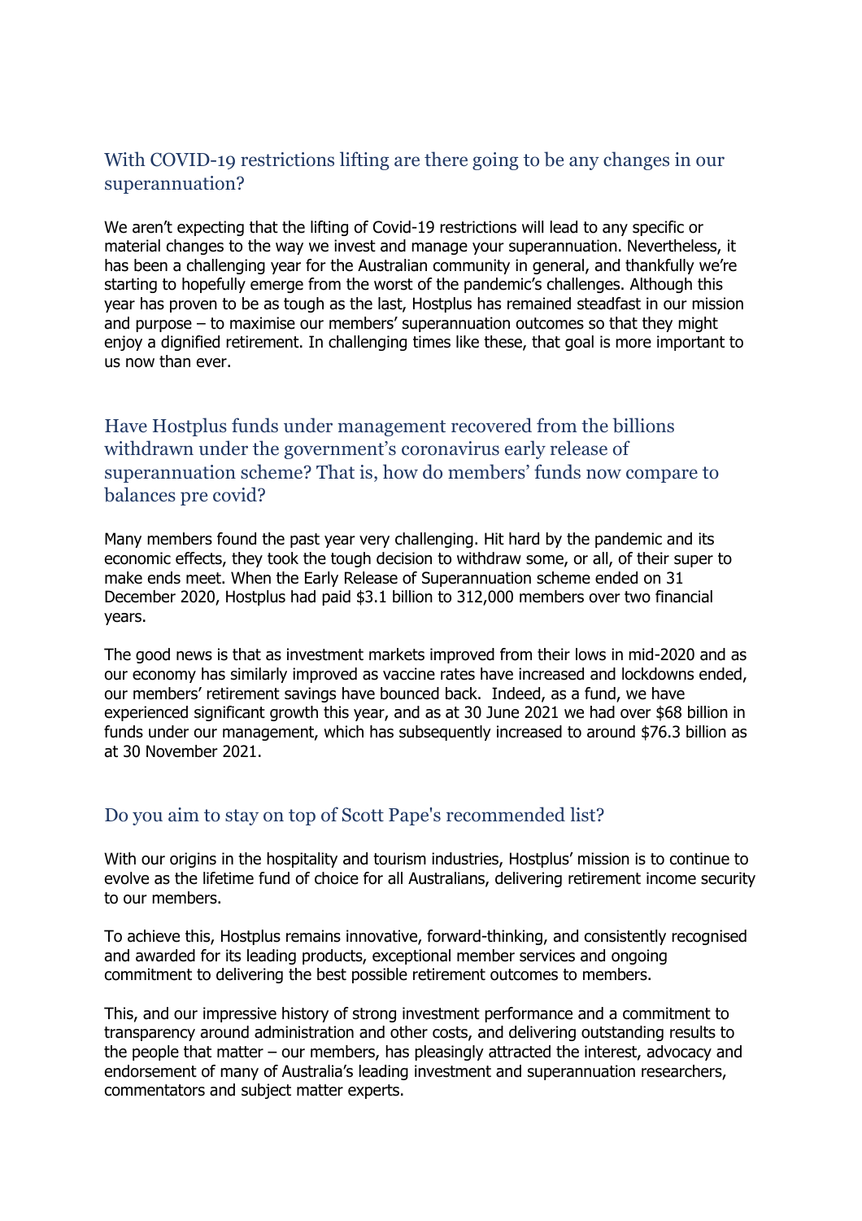## With COVID-19 restrictions lifting are there going to be any changes in our superannuation?

We aren't expecting that the lifting of Covid-19 restrictions will lead to any specific or material changes to the way we invest and manage your superannuation. Nevertheless, it has been a challenging year for the Australian community in general, and thankfully we're starting to hopefully emerge from the worst of the pandemic's challenges. Although this year has proven to be as tough as the last, Hostplus has remained steadfast in our mission and purpose – to maximise our members' superannuation outcomes so that they might enjoy a dignified retirement. In challenging times like these, that goal is more important to us now than ever.

## Have Hostplus funds under management recovered from the billions withdrawn under the government's coronavirus early release of superannuation scheme? That is, how do members' funds now compare to balances pre covid?

Many members found the past year very challenging. Hit hard by the pandemic and its economic effects, they took the tough decision to withdraw some, or all, of their super to make ends meet. When the Early Release of Superannuation scheme ended on 31 December 2020, Hostplus had paid $3.1 billion to 312,000 members over two financial years.

The good news is that as investment markets improved from their lows in mid-2020 and as our economy has similarly improved as vaccine rates have increased and lockdowns ended, our members' retirement savings have bounced back. Indeed, as a fund, we have experienced significant growth this year, and as at 30 June 2021 we had over $68 billion in funds under our management, which has subsequently increased to around $76.3 billion as at 30 November 2021.

## Do you aim to stay on top of Scott Pape's recommended list?

With our origins in the hospitality and tourism industries, Hostplus' mission is to continue to evolve as the lifetime fund of choice for all Australians, delivering retirement income security to our members.

To achieve this, Hostplus remains innovative, forward-thinking, and consistently recognised and awarded for its leading products, exceptional member services and ongoing commitment to delivering the best possible retirement outcomes to members.

This, and our impressive history of strong investment performance and a commitment to transparency around administration and other costs, and delivering outstanding results to the people that matter – our members, has pleasingly attracted the interest, advocacy and endorsement of many of Australia's leading investment and superannuation researchers, commentators and subject matter experts.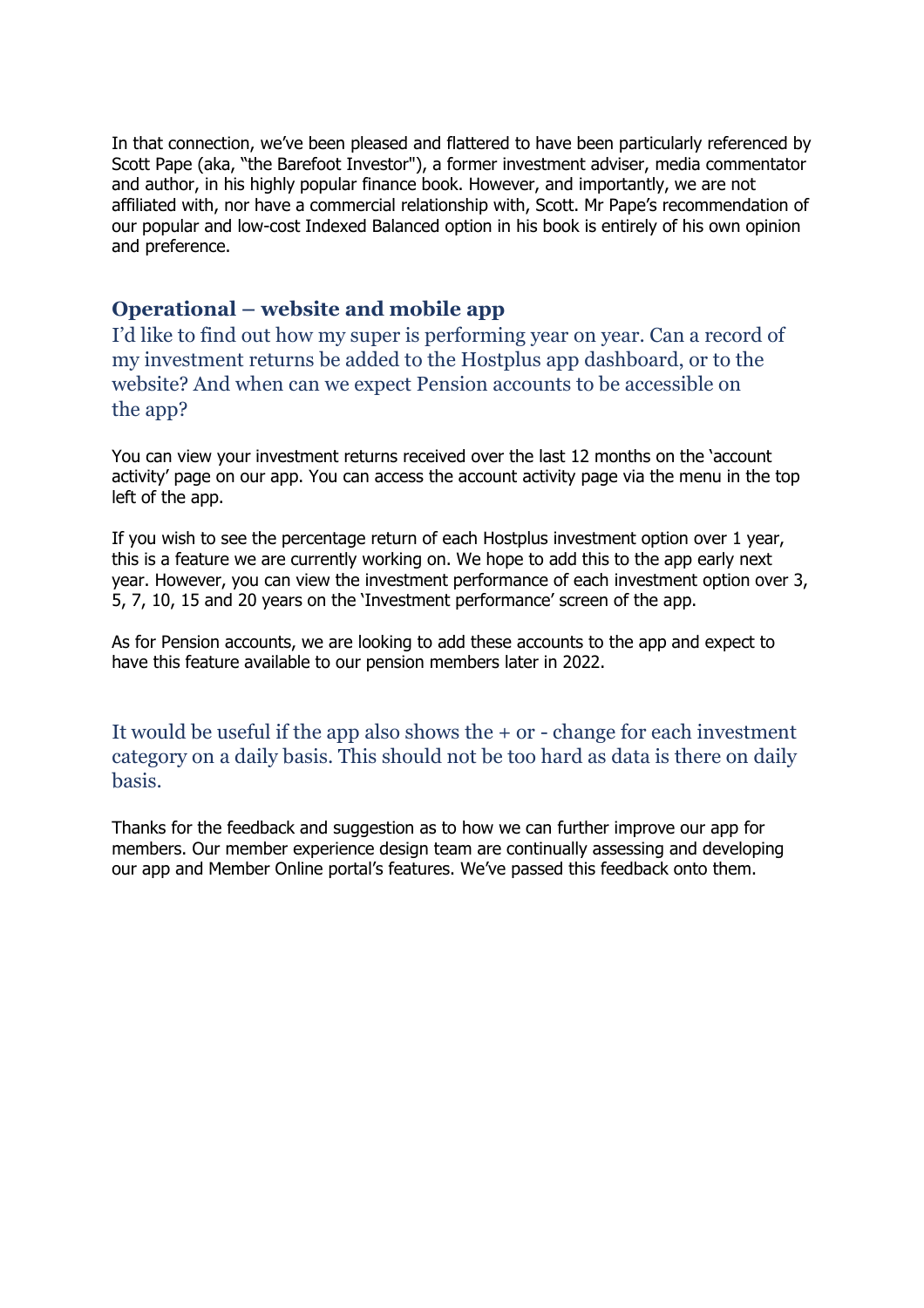In that connection, we've been pleased and flattered to have been particularly referenced by Scott Pape (aka, "the Barefoot Investor"), a former investment adviser, media commentator and author, in his highly popular finance book. However, and importantly, we are not affiliated with, nor have a commercial relationship with, Scott. Mr Pape's recommendation of our popular and low-cost Indexed Balanced option in his book is entirely of his own opinion and preference.

## Operational – website and mobile app

### I'd like to find out how my super is performing year on year. Can a record of my investment returns be added to the Hostplus app dashboard, or to the website? And when can we expect Pension accounts to be accessible on the app?

You can view your investment returns received over the last 12 months on the 'account activity' page on our app. You can access the account activity page via the menu in the top left of the app.

If you wish to see the percentage return of each Hostplus investment option over 1 year, this is a feature we are currently working on. We hope to add this to the app early next year. However, you can view the investment performance of each investment option over 3, 5, 7, 10, 15 and 20 years on the 'Investment performance' screen of the app.

As for Pension accounts, we are looking to add these accounts to the app and expect to have this feature available to our pension members later in 2022.

### It would be useful if the app also shows the + or - change for each investment category on a daily basis. This should not be too hard as data is there on daily basis.

Thanks for the feedback and suggestion as to how we can further improve our app for members. Our member experience design team are continually assessing and developing our app and Member Online portal's features. We've passed this feedback onto them.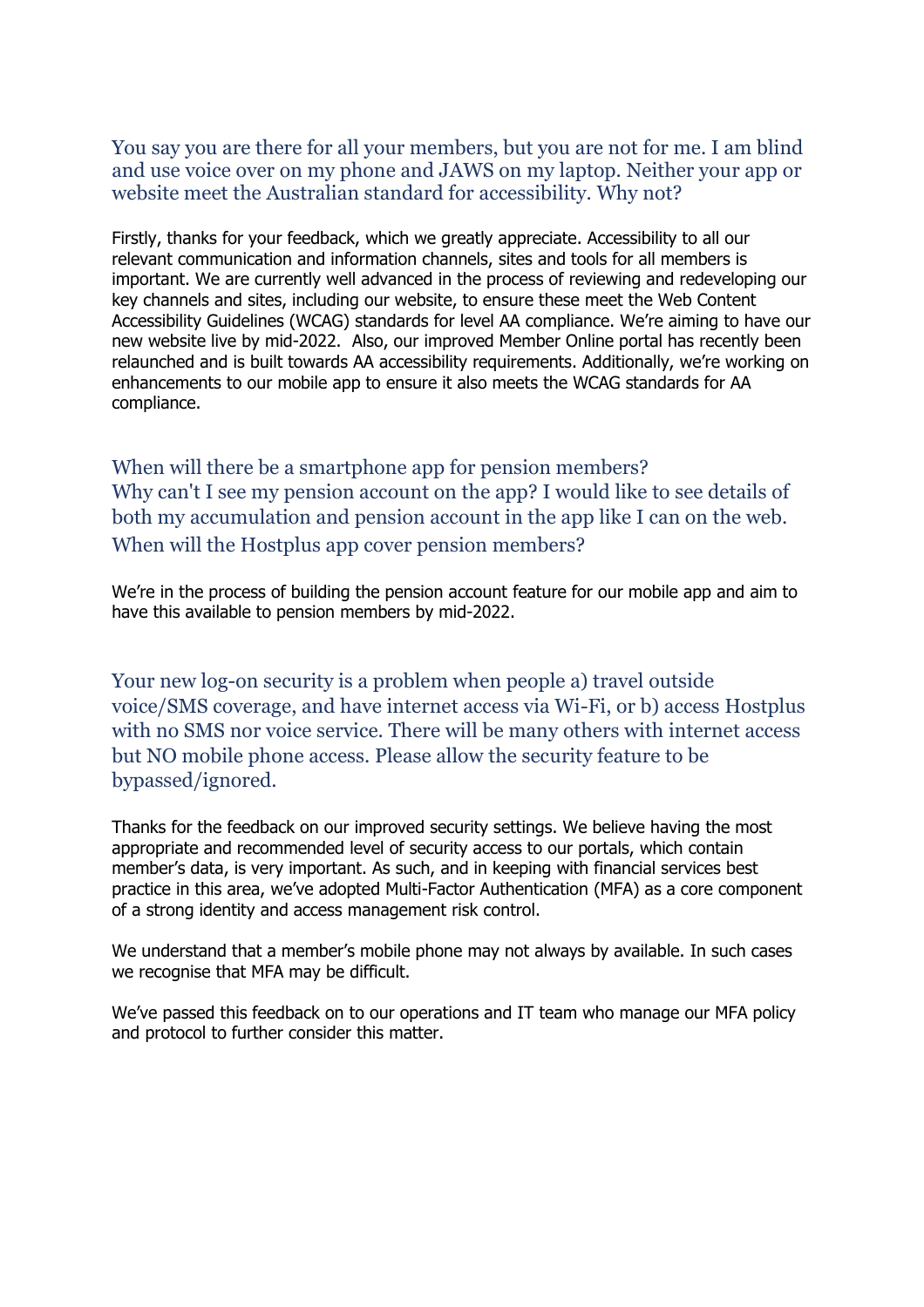### You say you are there for all your members, but you are not for me. I am blind and use voice over on my phone and JAWS on my laptop. Neither your app or website meet the Australian standard for accessibility. Why not?

Firstly, thanks for your feedback, which we greatly appreciate. Accessibility to all our relevant communication and information channels, sites and tools for all members is important. We are currently well advanced in the process of reviewing and redeveloping our key channels and sites, including our website, to ensure these meet the Web Content Accessibility Guidelines (WCAG) standards for level AA compliance. We're aiming to have our new website live by mid-2022. Also, our improved Member Online portal has recently been relaunched and is built towards AA accessibility requirements. Additionally, we're working on enhancements to our mobile app to ensure it also meets the WCAG standards for AA compliance.

### When will there be a smartphone app for pension members?
### Why can't I see my pension account on the app? I would like to see details of both my accumulation and pension account in the app like I can on the web.
### When will the Hostplus app cover pension members?

We're in the process of building the pension account feature for our mobile app and aim to have this available to pension members by mid-2022.

### Your new log-on security is a problem when people a) travel outside voice/SMS coverage, and have internet access via Wi-Fi, or b) access Hostplus with no SMS nor voice service. There will be many others with internet access but NO mobile phone access. Please allow the security feature to be bypassed/ignored.

Thanks for the feedback on our improved security settings. We believe having the most appropriate and recommended level of security access to our portals, which contain member's data, is very important. As such, and in keeping with financial services best practice in this area, we've adopted Multi-Factor Authentication (MFA) as a core component of a strong identity and access management risk control.

We understand that a member's mobile phone may not always by available. In such cases we recognise that MFA may be difficult.

We've passed this feedback on to our operations and IT team who manage our MFA policy and protocol to further consider this matter.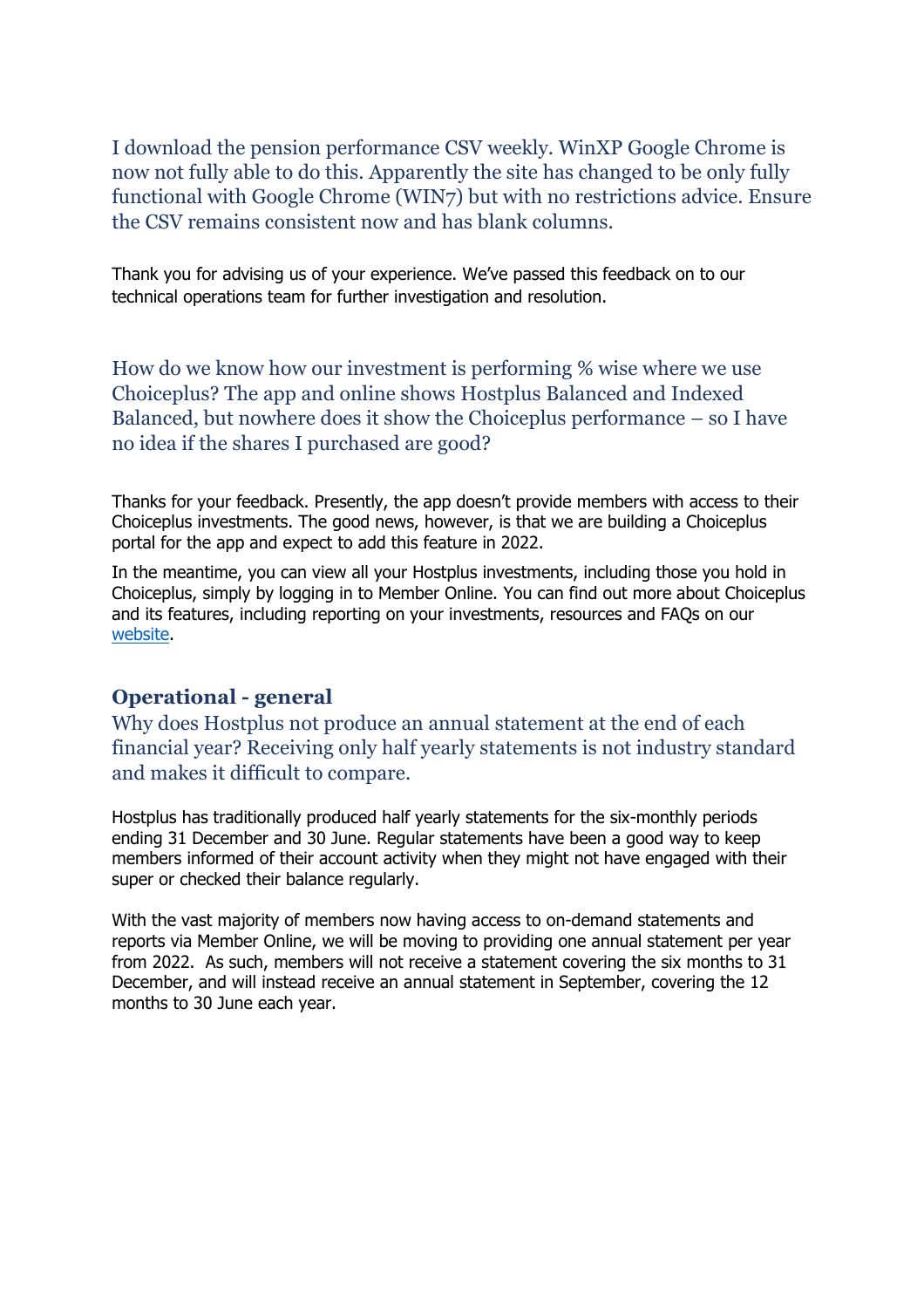I download the pension performance CSV weekly. WinXP Google Chrome is now not fully able to do this. Apparently the site has changed to be only fully functional with Google Chrome (WIN7) but with no restrictions advice. Ensure the CSV remains consistent now and has blank columns.

Thank you for advising us of your experience. We've passed this feedback on to our technical operations team for further investigation and resolution.

How do we know how our investment is performing % wise where we use Choiceplus? The app and online shows Hostplus Balanced and Indexed Balanced, but nowhere does it show the Choiceplus performance – so I have no idea if the shares I purchased are good?

Thanks for your feedback. Presently, the app doesn't provide members with access to their Choiceplus investments. The good news, however, is that we are building a Choiceplus portal for the app and expect to add this feature in 2022.

In the meantime, you can view all your Hostplus investments, including those you hold in Choiceplus, simply by logging in to Member Online. You can find out more about Choiceplus and its features, including reporting on your investments, resources and FAQs on our website.

## Operational - general

Why does Hostplus not produce an annual statement at the end of each financial year? Receiving only half yearly statements is not industry standard and makes it difficult to compare.

Hostplus has traditionally produced half yearly statements for the six-monthly periods ending 31 December and 30 June. Regular statements have been a good way to keep members informed of their account activity when they might not have engaged with their super or checked their balance regularly.

With the vast majority of members now having access to on-demand statements and reports via Member Online, we will be moving to providing one annual statement per year from 2022. As such, members will not receive a statement covering the six months to 31 December, and will instead receive an annual statement in September, covering the 12 months to 30 June each year.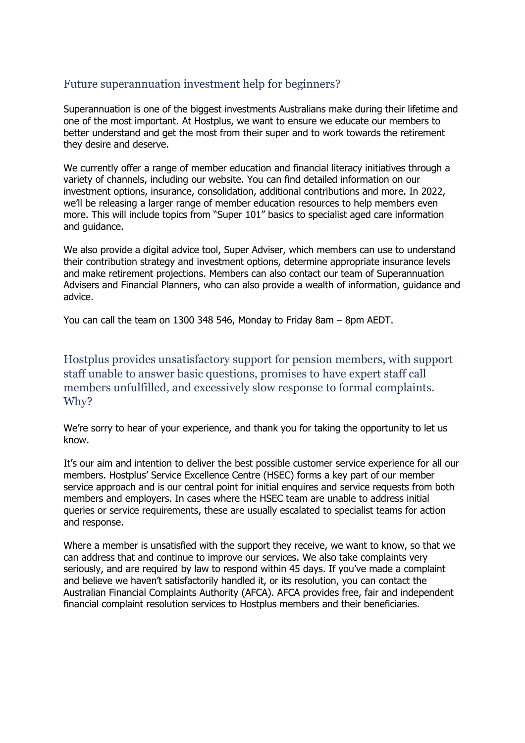## Future superannuation investment help for beginners?

Superannuation is one of the biggest investments Australians make during their lifetime and one of the most important. At Hostplus, we want to ensure we educate our members to better understand and get the most from their super and to work towards the retirement they desire and deserve.

We currently offer a range of member education and financial literacy initiatives through a variety of channels, including our website. You can find detailed information on our investment options, insurance, consolidation, additional contributions and more. In 2022, we'll be releasing a larger range of member education resources to help members even more. This will include topics from "Super 101" basics to specialist aged care information and guidance.

We also provide a digital advice tool, Super Adviser, which members can use to understand their contribution strategy and investment options, determine appropriate insurance levels and make retirement projections. Members can also contact our team of Superannuation Advisers and Financial Planners, who can also provide a wealth of information, guidance and advice.

You can call the team on 1300 348 546, Monday to Friday 8am – 8pm AEDT.

## Hostplus provides unsatisfactory support for pension members, with support staff unable to answer basic questions, promises to have expert staff call members unfulfilled, and excessively slow response to formal complaints. Why?

We're sorry to hear of your experience, and thank you for taking the opportunity to let us know.

It's our aim and intention to deliver the best possible customer service experience for all our members. Hostplus' Service Excellence Centre (HSEC) forms a key part of our member service approach and is our central point for initial enquires and service requests from both members and employers. In cases where the HSEC team are unable to address initial queries or service requirements, these are usually escalated to specialist teams for action and response.

Where a member is unsatisfied with the support they receive, we want to know, so that we can address that and continue to improve our services. We also take complaints very seriously, and are required by law to respond within 45 days. If you've made a complaint and believe we haven't satisfactorily handled it, or its resolution, you can contact the Australian Financial Complaints Authority (AFCA). AFCA provides free, fair and independent financial complaint resolution services to Hostplus members and their beneficiaries.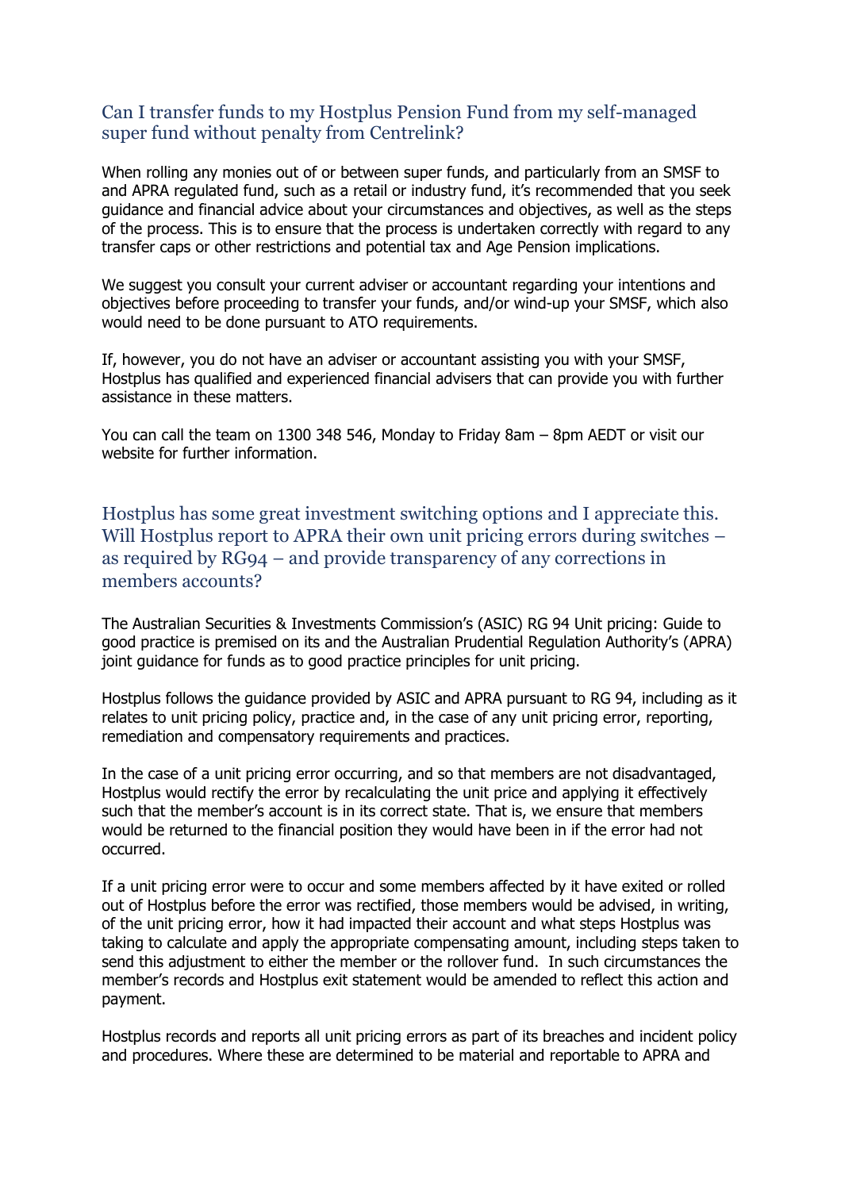## Can I transfer funds to my Hostplus Pension Fund from my self-managed super fund without penalty from Centrelink?

When rolling any monies out of or between super funds, and particularly from an SMSF to and APRA regulated fund, such as a retail or industry fund, it's recommended that you seek guidance and financial advice about your circumstances and objectives, as well as the steps of the process. This is to ensure that the process is undertaken correctly with regard to any transfer caps or other restrictions and potential tax and Age Pension implications.

We suggest you consult your current adviser or accountant regarding your intentions and objectives before proceeding to transfer your funds, and/or wind-up your SMSF, which also would need to be done pursuant to ATO requirements.

If, however, you do not have an adviser or accountant assisting you with your SMSF, Hostplus has qualified and experienced financial advisers that can provide you with further assistance in these matters.

You can call the team on 1300 348 546, Monday to Friday 8am – 8pm AEDT or visit our website for further information.

## Hostplus has some great investment switching options and I appreciate this. Will Hostplus report to APRA their own unit pricing errors during switches – as required by RG94 – and provide transparency of any corrections in members accounts?

The Australian Securities & Investments Commission's (ASIC) RG 94 Unit pricing: Guide to good practice is premised on its and the Australian Prudential Regulation Authority's (APRA) joint guidance for funds as to good practice principles for unit pricing.

Hostplus follows the guidance provided by ASIC and APRA pursuant to RG 94, including as it relates to unit pricing policy, practice and, in the case of any unit pricing error, reporting, remediation and compensatory requirements and practices.

In the case of a unit pricing error occurring, and so that members are not disadvantaged, Hostplus would rectify the error by recalculating the unit price and applying it effectively such that the member's account is in its correct state. That is, we ensure that members would be returned to the financial position they would have been in if the error had not occurred.

If a unit pricing error were to occur and some members affected by it have exited or rolled out of Hostplus before the error was rectified, those members would be advised, in writing, of the unit pricing error, how it had impacted their account and what steps Hostplus was taking to calculate and apply the appropriate compensating amount, including steps taken to send this adjustment to either the member or the rollover fund. In such circumstances the member's records and Hostplus exit statement would be amended to reflect this action and payment.

Hostplus records and reports all unit pricing errors as part of its breaches and incident policy and procedures. Where these are determined to be material and reportable to APRA and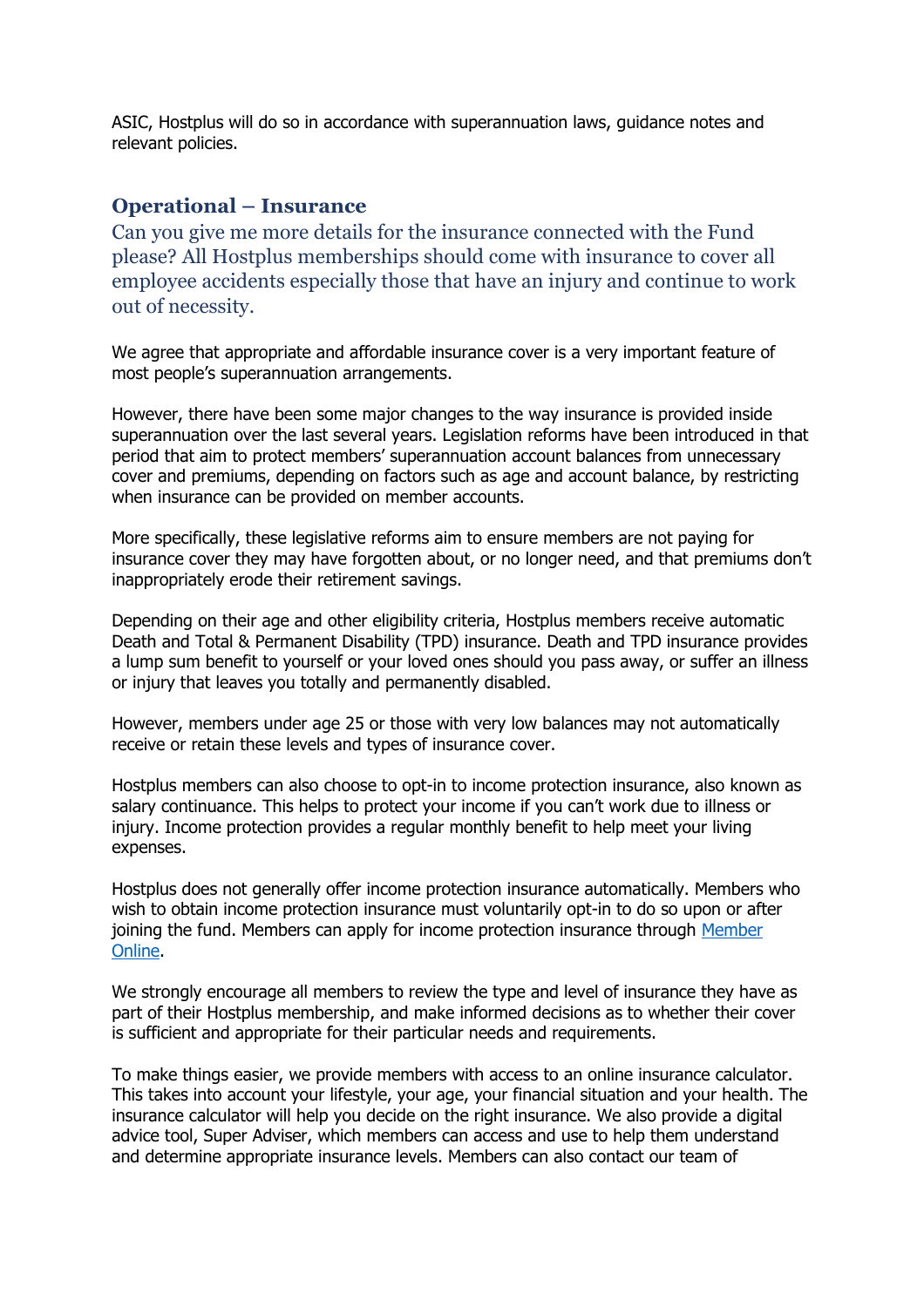ASIC, Hostplus will do so in accordance with superannuation laws, guidance notes and relevant policies.

## Operational – Insurance

### Can you give me more details for the insurance connected with the Fund please? All Hostplus memberships should come with insurance to cover all employee accidents especially those that have an injury and continue to work out of necessity.

We agree that appropriate and affordable insurance cover is a very important feature of most people's superannuation arrangements.

However, there have been some major changes to the way insurance is provided inside superannuation over the last several years. Legislation reforms have been introduced in that period that aim to protect members' superannuation account balances from unnecessary cover and premiums, depending on factors such as age and account balance, by restricting when insurance can be provided on member accounts.

More specifically, these legislative reforms aim to ensure members are not paying for insurance cover they may have forgotten about, or no longer need, and that premiums don't inappropriately erode their retirement savings.

Depending on their age and other eligibility criteria, Hostplus members receive automatic Death and Total & Permanent Disability (TPD) insurance. Death and TPD insurance provides a lump sum benefit to yourself or your loved ones should you pass away, or suffer an illness or injury that leaves you totally and permanently disabled.

However, members under age 25 or those with very low balances may not automatically receive or retain these levels and types of insurance cover.

Hostplus members can also choose to opt-in to income protection insurance, also known as salary continuance. This helps to protect your income if you can't work due to illness or injury. Income protection provides a regular monthly benefit to help meet your living expenses.

Hostplus does not generally offer income protection insurance automatically. Members who wish to obtain income protection insurance must voluntarily opt-in to do so upon or after joining the fund. Members can apply for income protection insurance through Member Online.

We strongly encourage all members to review the type and level of insurance they have as part of their Hostplus membership, and make informed decisions as to whether their cover is sufficient and appropriate for their particular needs and requirements.

To make things easier, we provide members with access to an online insurance calculator. This takes into account your lifestyle, your age, your financial situation and your health. The insurance calculator will help you decide on the right insurance. We also provide a digital advice tool, Super Adviser, which members can access and use to help them understand and determine appropriate insurance levels. Members can also contact our team of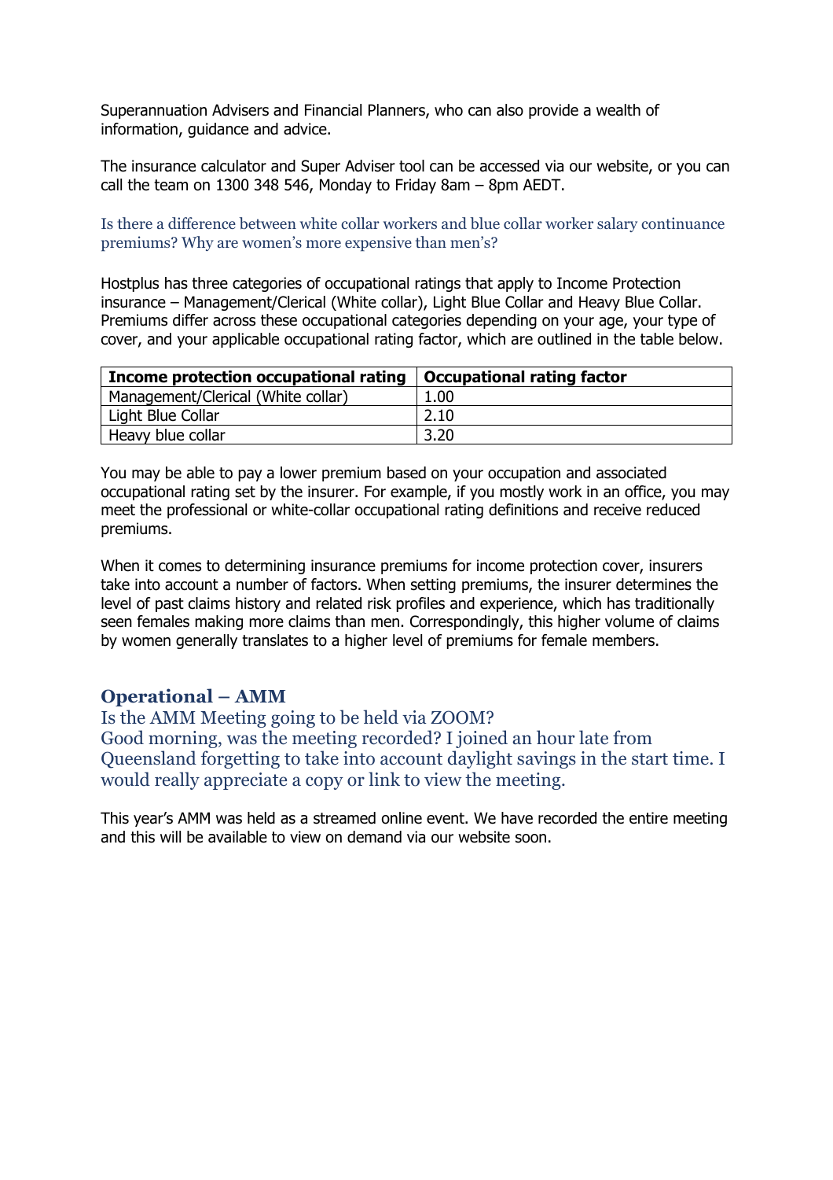Superannuation Advisers and Financial Planners, who can also provide a wealth of information, guidance and advice.

The insurance calculator and Super Adviser tool can be accessed via our website, or you can call the team on 1300 348 546, Monday to Friday 8am – 8pm AEDT.

### Is there a difference between white collar workers and blue collar worker salary continuance premiums? Why are women's more expensive than men's?

Hostplus has three categories of occupational ratings that apply to Income Protection insurance – Management/Clerical (White collar), Light Blue Collar and Heavy Blue Collar. Premiums differ across these occupational categories depending on your age, your type of cover, and your applicable occupational rating factor, which are outlined in the table below.

| Income protection occupational rating | Occupational rating factor |
|---|---|
| Management/Clerical (White collar) | 1.00 |
| Light Blue Collar | 2.10 |
| Heavy blue collar | 3.20 |

You may be able to pay a lower premium based on your occupation and associated occupational rating set by the insurer. For example, if you mostly work in an office, you may meet the professional or white-collar occupational rating definitions and receive reduced premiums.

When it comes to determining insurance premiums for income protection cover, insurers take into account a number of factors. When setting premiums, the insurer determines the level of past claims history and related risk profiles and experience, which has traditionally seen females making more claims than men. Correspondingly, this higher volume of claims by women generally translates to a higher level of premiums for female members.

## Operational – AMM

### Is the AMM Meeting going to be held via ZOOM?
### Good morning, was the meeting recorded? I joined an hour late from Queensland forgetting to take into account daylight savings in the start time. I would really appreciate a copy or link to view the meeting.

This year's AMM was held as a streamed online event. We have recorded the entire meeting and this will be available to view on demand via our website soon.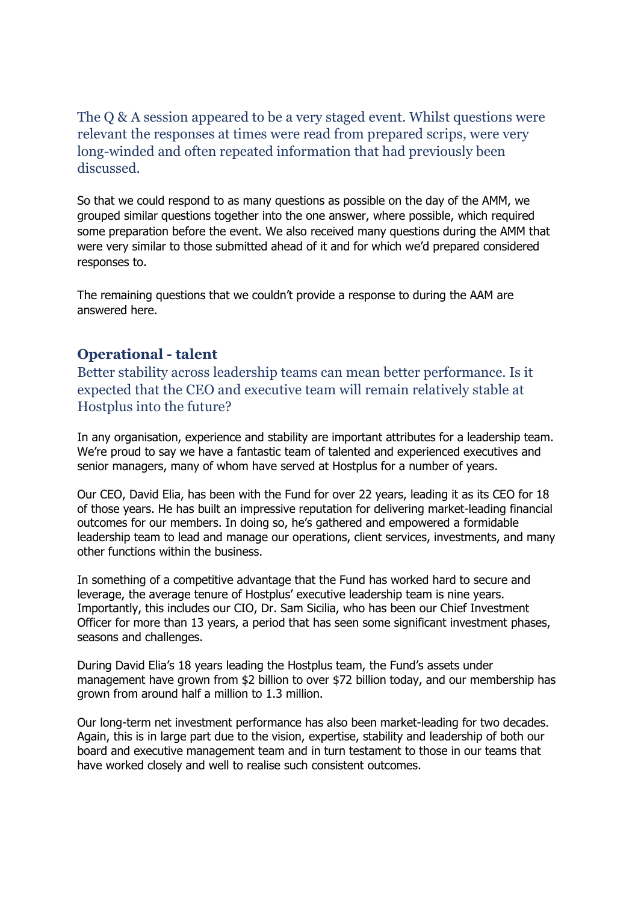The Q & A session appeared to be a very staged event. Whilst questions were relevant the responses at times were read from prepared scrips, were very long-winded and often repeated information that had previously been discussed.

So that we could respond to as many questions as possible on the day of the AMM, we grouped similar questions together into the one answer, where possible, which required some preparation before the event. We also received many questions during the AMM that were very similar to those submitted ahead of it and for which we'd prepared considered responses to.

The remaining questions that we couldn't provide a response to during the AAM are answered here.

## Operational - talent

Better stability across leadership teams can mean better performance. Is it expected that the CEO and executive team will remain relatively stable at Hostplus into the future?

In any organisation, experience and stability are important attributes for a leadership team. We're proud to say we have a fantastic team of talented and experienced executives and senior managers, many of whom have served at Hostplus for a number of years.

Our CEO, David Elia, has been with the Fund for over 22 years, leading it as its CEO for 18 of those years. He has built an impressive reputation for delivering market-leading financial outcomes for our members. In doing so, he's gathered and empowered a formidable leadership team to lead and manage our operations, client services, investments, and many other functions within the business.

In something of a competitive advantage that the Fund has worked hard to secure and leverage, the average tenure of Hostplus' executive leadership team is nine years. Importantly, this includes our CIO, Dr. Sam Sicilia, who has been our Chief Investment Officer for more than 13 years, a period that has seen some significant investment phases, seasons and challenges.

During David Elia's 18 years leading the Hostplus team, the Fund's assets under management have grown from $2 billion to over $72 billion today, and our membership has grown from around half a million to 1.3 million.

Our long-term net investment performance has also been market-leading for two decades. Again, this is in large part due to the vision, expertise, stability and leadership of both our board and executive management team and in turn testament to those in our teams that have worked closely and well to realise such consistent outcomes.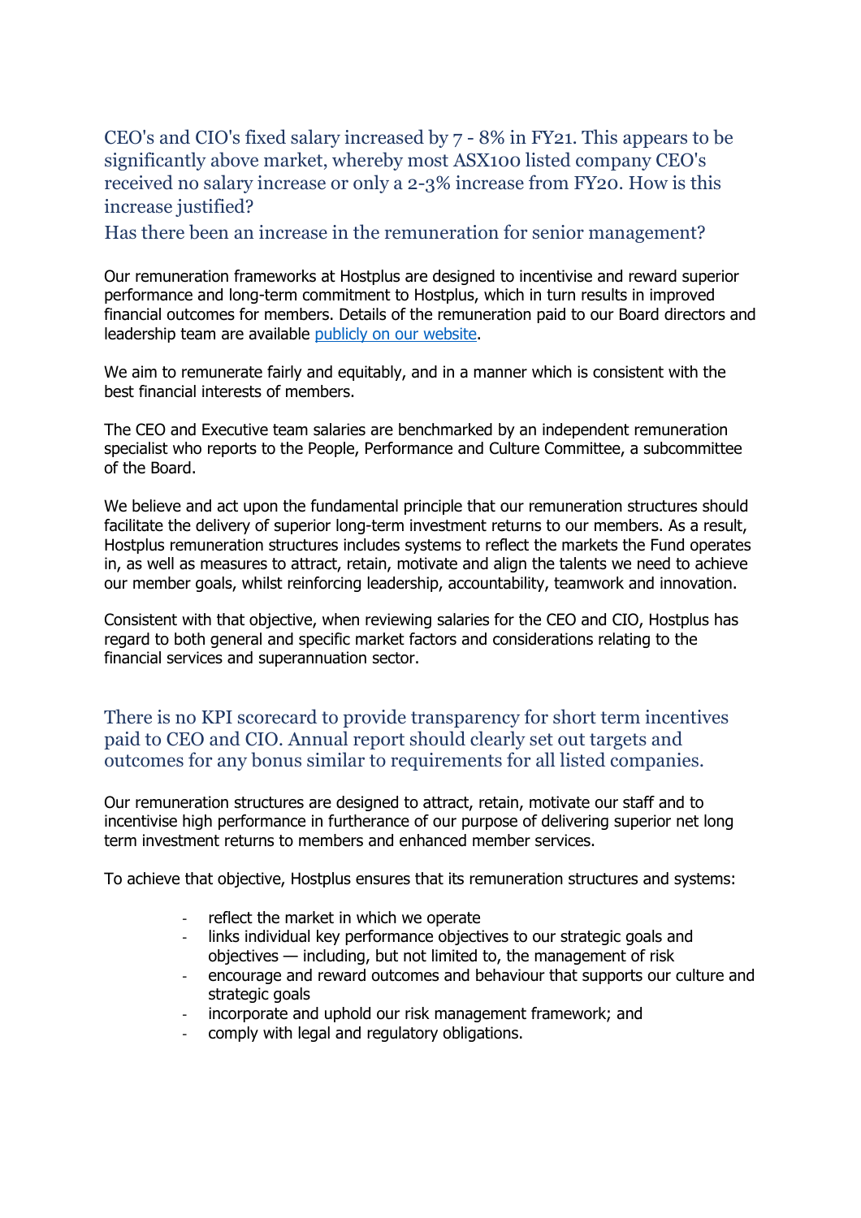## CEO's and CIO's fixed salary increased by 7 - 8% in FY21. This appears to be significantly above market, whereby most ASX100 listed company CEO's received no salary increase or only a 2-3% increase from FY20. How is this increase justified?

## Has there been an increase in the remuneration for senior management?

Our remuneration frameworks at Hostplus are designed to incentivise and reward superior performance and long-term commitment to Hostplus, which in turn results in improved financial outcomes for members. Details of the remuneration paid to our Board directors and leadership team are available publicly on our website.

We aim to remunerate fairly and equitably, and in a manner which is consistent with the best financial interests of members.

The CEO and Executive team salaries are benchmarked by an independent remuneration specialist who reports to the People, Performance and Culture Committee, a subcommittee of the Board.

We believe and act upon the fundamental principle that our remuneration structures should facilitate the delivery of superior long-term investment returns to our members. As a result, Hostplus remuneration structures includes systems to reflect the markets the Fund operates in, as well as measures to attract, retain, motivate and align the talents we need to achieve our member goals, whilst reinforcing leadership, accountability, teamwork and innovation.

Consistent with that objective, when reviewing salaries for the CEO and CIO, Hostplus has regard to both general and specific market factors and considerations relating to the financial services and superannuation sector.

## There is no KPI scorecard to provide transparency for short term incentives paid to CEO and CIO. Annual report should clearly set out targets and outcomes for any bonus similar to requirements for all listed companies.

Our remuneration structures are designed to attract, retain, motivate our staff and to incentivise high performance in furtherance of our purpose of delivering superior net long term investment returns to members and enhanced member services.

To achieve that objective, Hostplus ensures that its remuneration structures and systems:

- reflect the market in which we operate
- links individual key performance objectives to our strategic goals and objectives — including, but not limited to, the management of risk
- encourage and reward outcomes and behaviour that supports our culture and strategic goals
- incorporate and uphold our risk management framework; and
- comply with legal and regulatory obligations.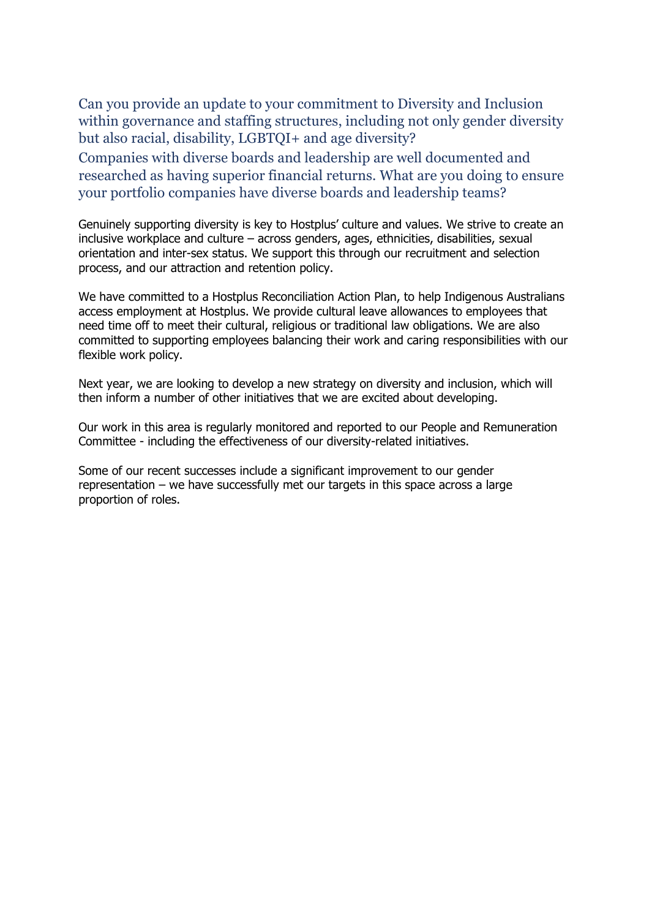## Can you provide an update to your commitment to Diversity and Inclusion within governance and staffing structures, including not only gender diversity but also racial, disability, LGBTQI+ and age diversity?

## Companies with diverse boards and leadership are well documented and researched as having superior financial returns. What are you doing to ensure your portfolio companies have diverse boards and leadership teams?

Genuinely supporting diversity is key to Hostplus' culture and values. We strive to create an inclusive workplace and culture – across genders, ages, ethnicities, disabilities, sexual orientation and inter-sex status. We support this through our recruitment and selection process, and our attraction and retention policy.

We have committed to a Hostplus Reconciliation Action Plan, to help Indigenous Australians access employment at Hostplus. We provide cultural leave allowances to employees that need time off to meet their cultural, religious or traditional law obligations. We are also committed to supporting employees balancing their work and caring responsibilities with our flexible work policy.

Next year, we are looking to develop a new strategy on diversity and inclusion, which will then inform a number of other initiatives that we are excited about developing.

Our work in this area is regularly monitored and reported to our People and Remuneration Committee - including the effectiveness of our diversity-related initiatives.

Some of our recent successes include a significant improvement to our gender representation – we have successfully met our targets in this space across a large proportion of roles.